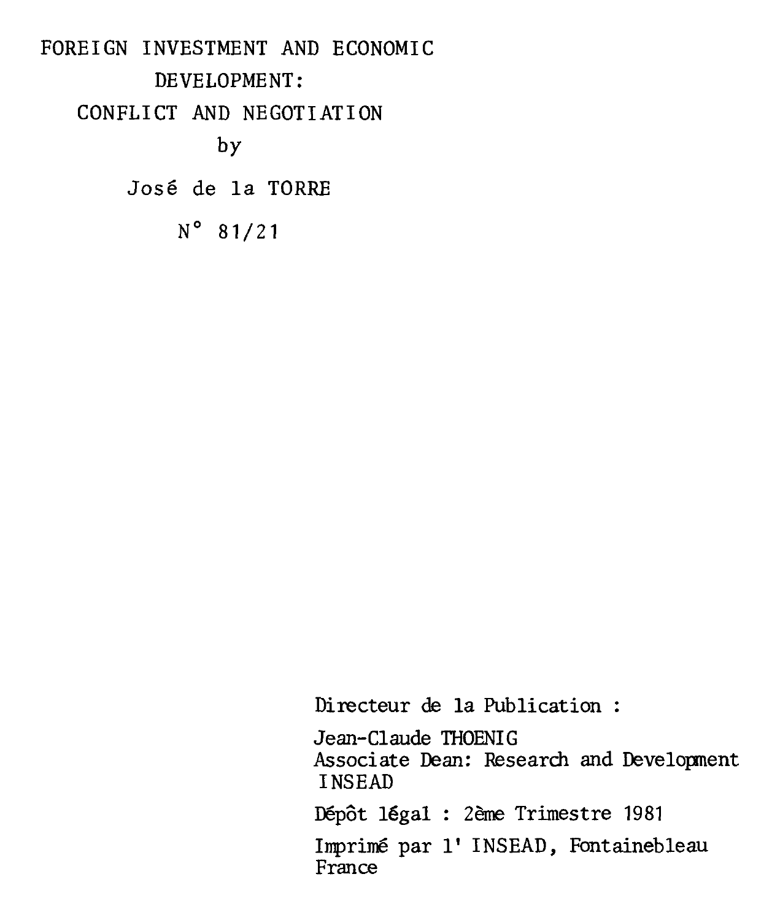# FOREIGN INVESTMENT AND ECONOMIC DEVELOPMENT: CONFLICT AND NEGOTIATION

by

José de la TORRE

N° 81/21

Directeur de la Publication :

Jean-Claude THOENIG
Associate Dean: Research and Development
INSEAD

Dépôt légal : 2ème Trimestre 1981

Imprimé par l' INSEAD, Fontainebleau
France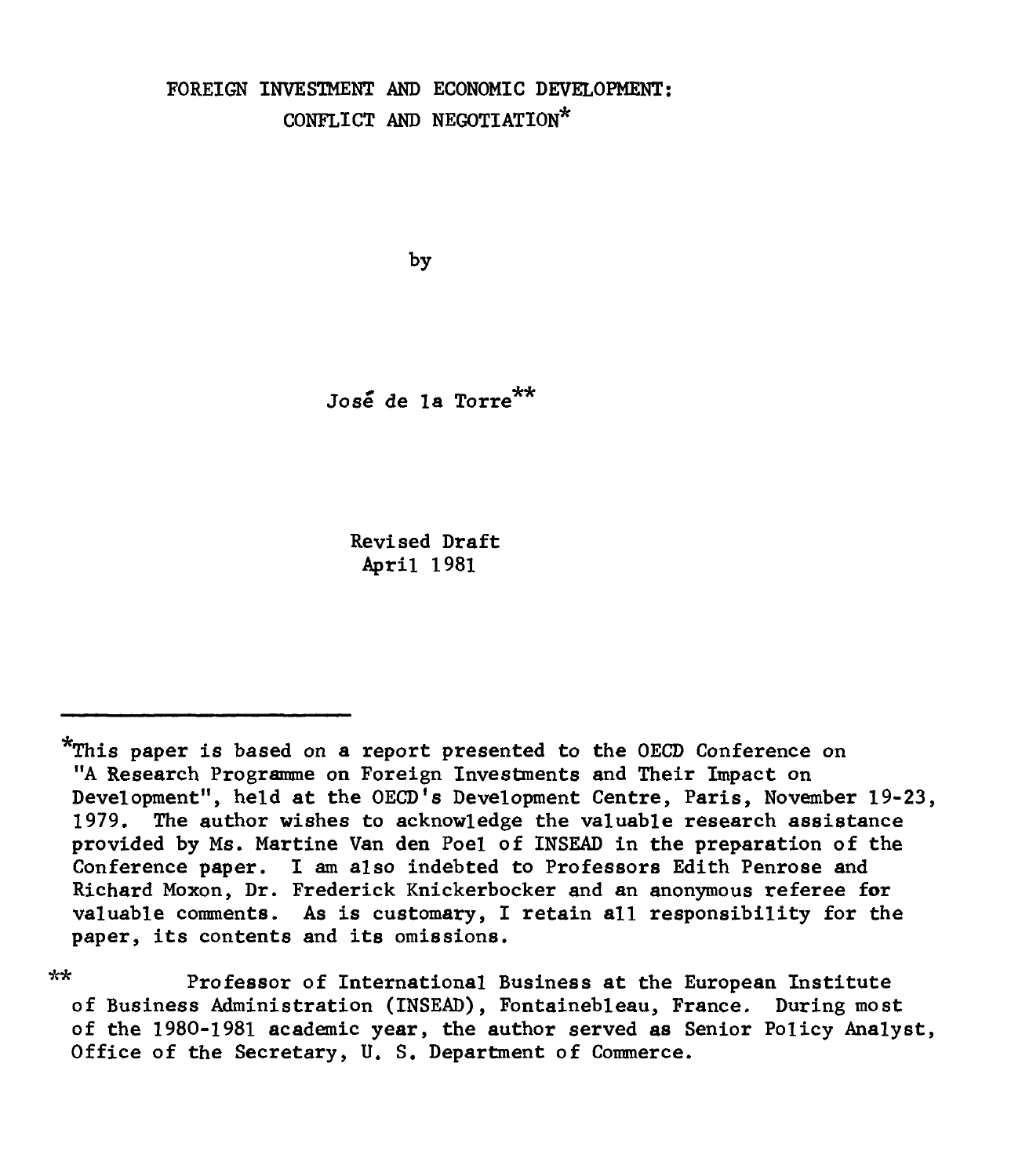# FOREIGN INVESTMENT AND ECONOMIC DEVELOPMENT: CONFLICT AND NEGOTIATION*

by

José de la Torre**

Revised Draft
April 1981

---

*This paper is based on a report presented to the OECD Conference on "A Research Programme on Foreign Investments and Their Impact on Development", held at the OECD's Development Centre, Paris, November 19-23, 1979. The author wishes to acknowledge the valuable research assistance provided by Ms. Martine Van den Poel of INSEAD in the preparation of the Conference paper. I am also indebted to Professors Edith Penrose and Richard Moxon, Dr. Frederick Knickerbocker and an anonymous referee for valuable comments. As is customary, I retain all responsibility for the paper, its contents and its omissions.

** Professor of International Business at the European Institute of Business Administration (INSEAD), Fontainebleau, France. During most of the 1980-1981 academic year, the author served as Senior Policy Analyst, Office of the Secretary, U. S. Department of Commerce.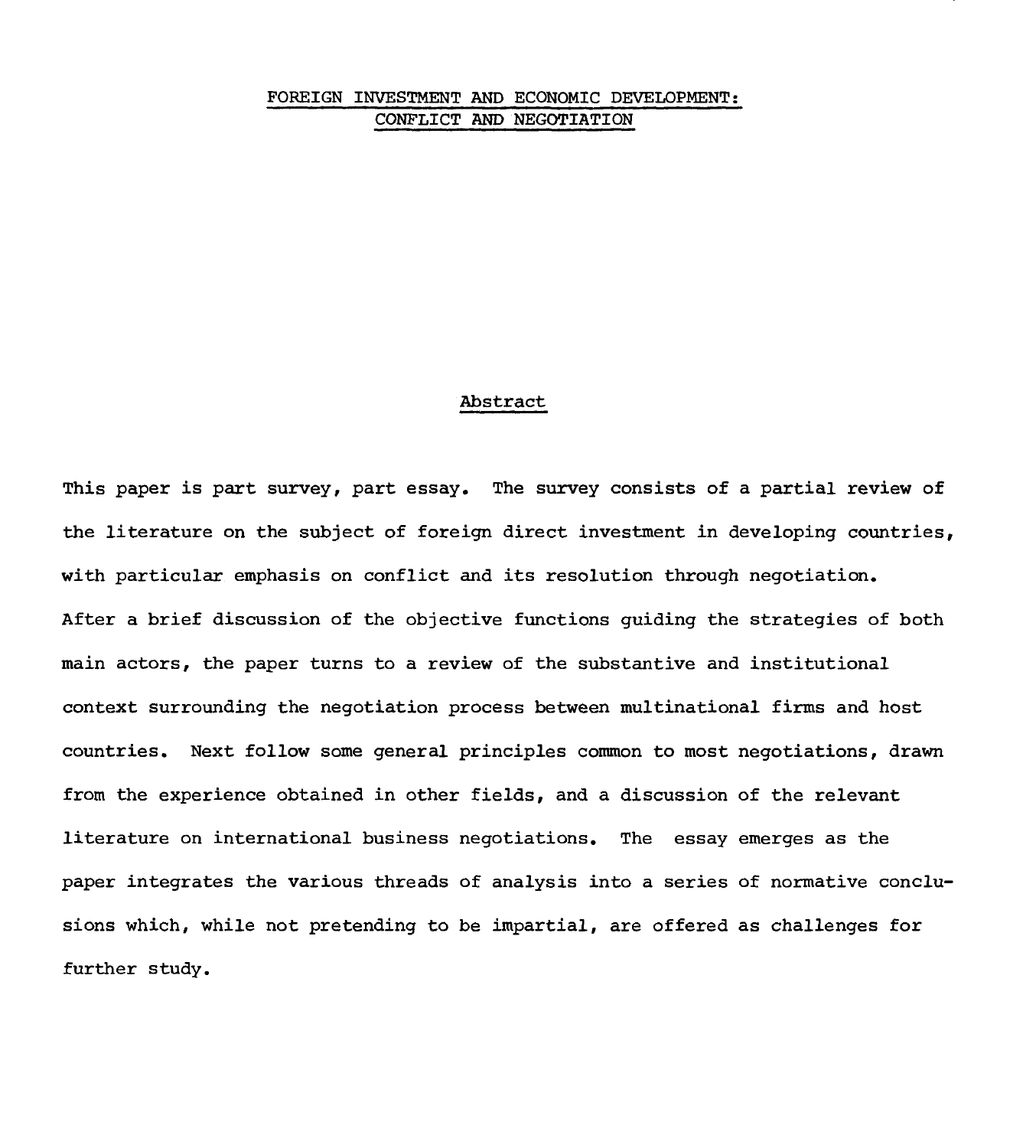# FOREIGN INVESTMENT AND ECONOMIC DEVELOPMENT: CONFLICT AND NEGOTIATION

## Abstract

This paper is part survey, part essay. The survey consists of a partial review of the literature on the subject of foreign direct investment in developing countries, with particular emphasis on conflict and its resolution through negotiation. After a brief discussion of the objective functions guiding the strategies of both main actors, the paper turns to a review of the substantive and institutional context surrounding the negotiation process between multinational firms and host countries. Next follow some general principles common to most negotiations, drawn from the experience obtained in other fields, and a discussion of the relevant literature on international business negotiations. The essay emerges as the paper integrates the various threads of analysis into a series of normative conclusions which, while not pretending to be impartial, are offered as challenges for further study.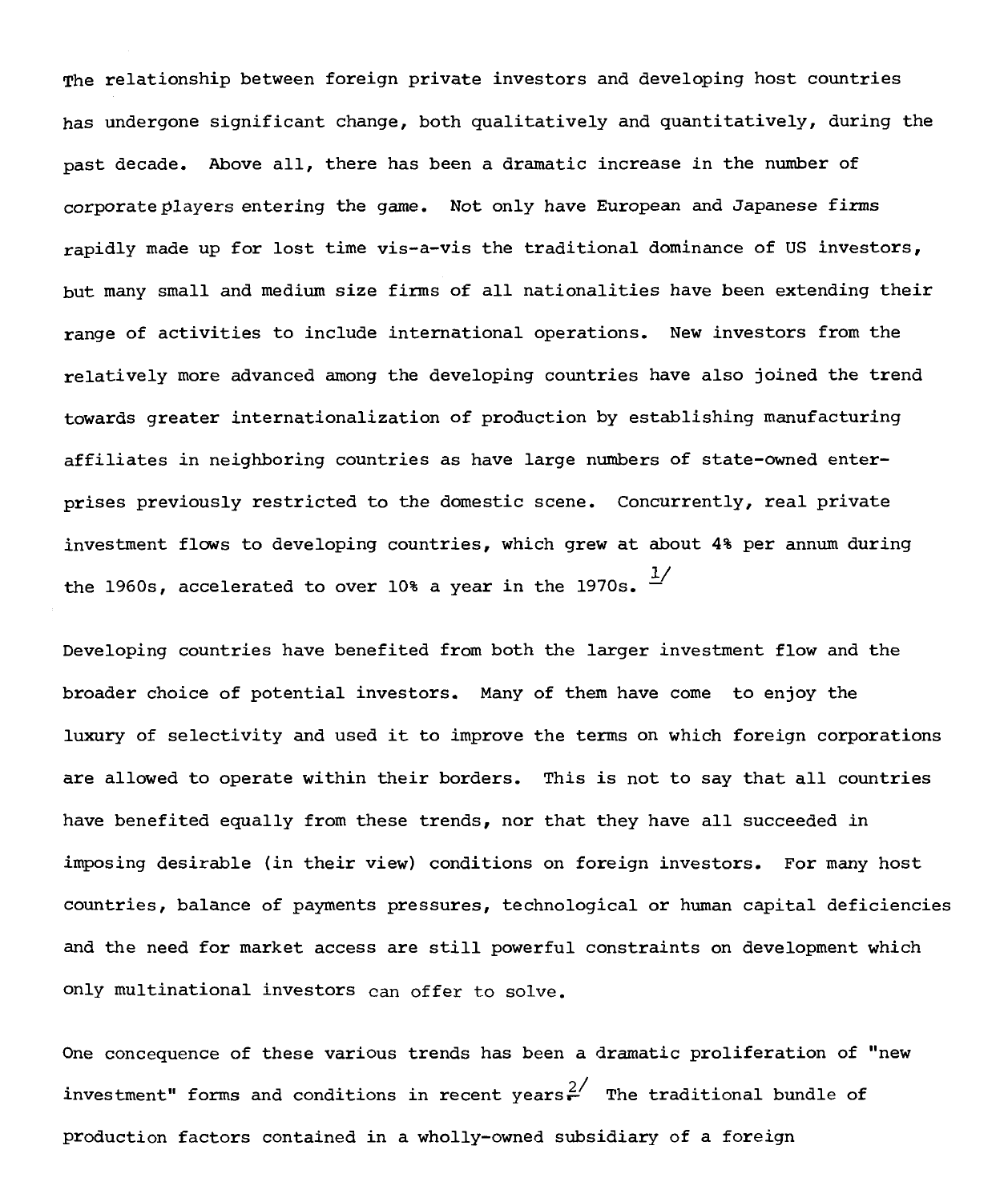The relationship between foreign private investors and developing host countries has undergone significant change, both qualitatively and quantitatively, during the past decade. Above all, there has been a dramatic increase in the number of corporate players entering the game. Not only have European and Japanese firms rapidly made up for lost time vis-a-vis the traditional dominance of US investors, but many small and medium size firms of all nationalities have been extending their range of activities to include international operations. New investors from the relatively more advanced among the developing countries have also joined the trend towards greater internationalization of production by establishing manufacturing affiliates in neighboring countries as have large numbers of state-owned enterprises previously restricted to the domestic scene. Concurrently, real private investment flows to developing countries, which grew at about 4% per annum during the 1960s, accelerated to over 10% a year in the 1970s. [1]

Developing countries have benefited from both the larger investment flow and the broader choice of potential investors. Many of them have come to enjoy the luxury of selectivity and used it to improve the terms on which foreign corporations are allowed to operate within their borders. This is not to say that all countries have benefited equally from these trends, nor that they have all succeeded in imposing desirable (in their view) conditions on foreign investors. For many host countries, balance of payments pressures, technological or human capital deficiencies and the need for market access are still powerful constraints on development which only multinational investors can offer to solve.

One concequence of these various trends has been a dramatic proliferation of "new investment" forms and conditions in recent years.[2] The traditional bundle of production factors contained in a wholly-owned subsidiary of a foreign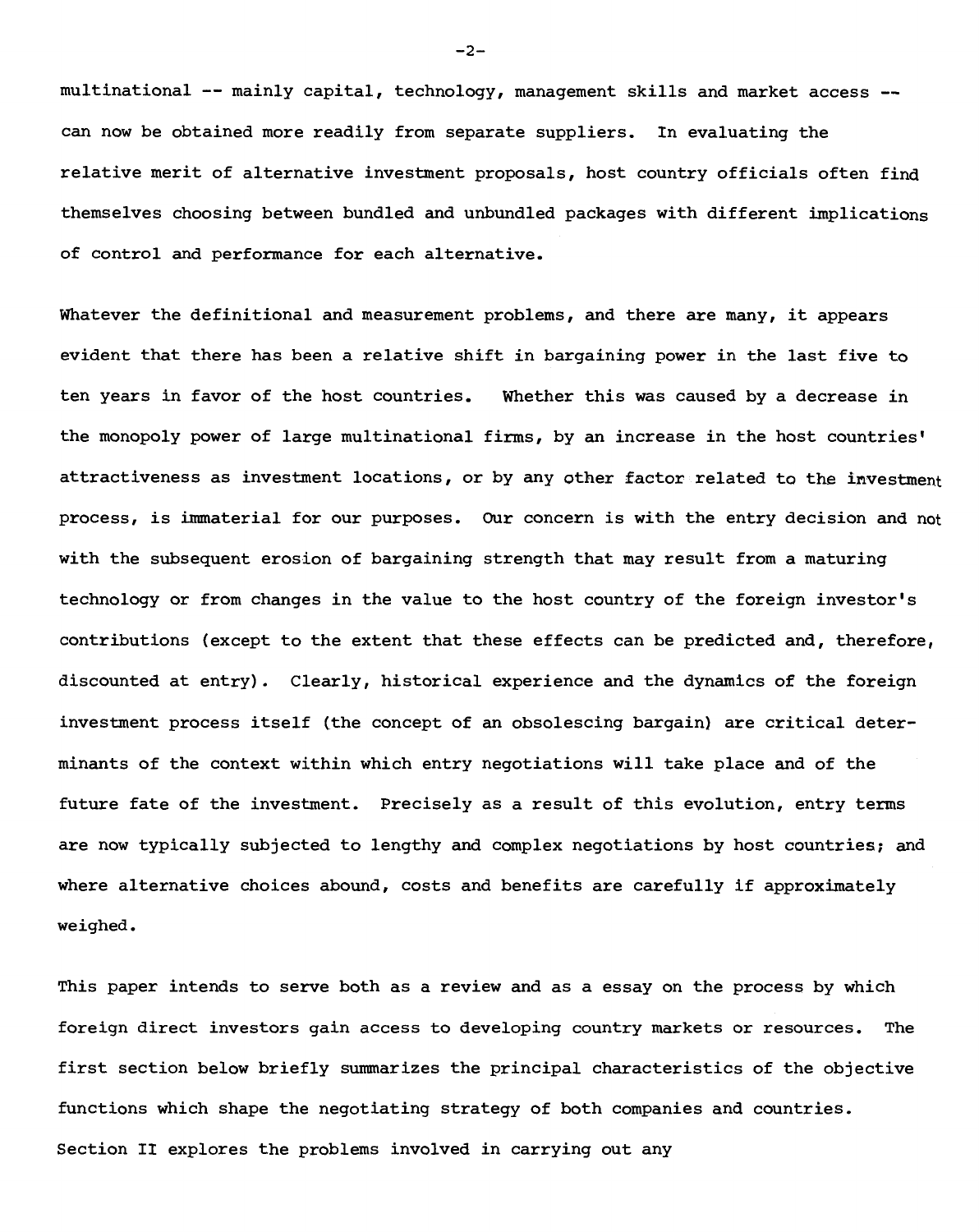multinational -- mainly capital, technology, management skills and market access -- can now be obtained more readily from separate suppliers. In evaluating the relative merit of alternative investment proposals, host country officials often find themselves choosing between bundled and unbundled packages with different implications of control and performance for each alternative.

Whatever the definitional and measurement problems, and there are many, it appears evident that there has been a relative shift in bargaining power in the last five to ten years in favor of the host countries. Whether this was caused by a decrease in the monopoly power of large multinational firms, by an increase in the host countries' attractiveness as investment locations, or by any other factor related to the investment process, is immaterial for our purposes. Our concern is with the entry decision and not with the subsequent erosion of bargaining strength that may result from a maturing technology or from changes in the value to the host country of the foreign investor's contributions (except to the extent that these effects can be predicted and, therefore, discounted at entry). Clearly, historical experience and the dynamics of the foreign investment process itself (the concept of an obsolescing bargain) are critical determinants of the context within which entry negotiations will take place and of the future fate of the investment. Precisely as a result of this evolution, entry terms are now typically subjected to lengthy and complex negotiations by host countries; and where alternative choices abound, costs and benefits are carefully if approximately weighed.

This paper intends to serve both as a review and as a essay on the process by which foreign direct investors gain access to developing country markets or resources. The first section below briefly summarizes the principal characteristics of the objective functions which shape the negotiating strategy of both companies and countries. Section II explores the problems involved in carrying out any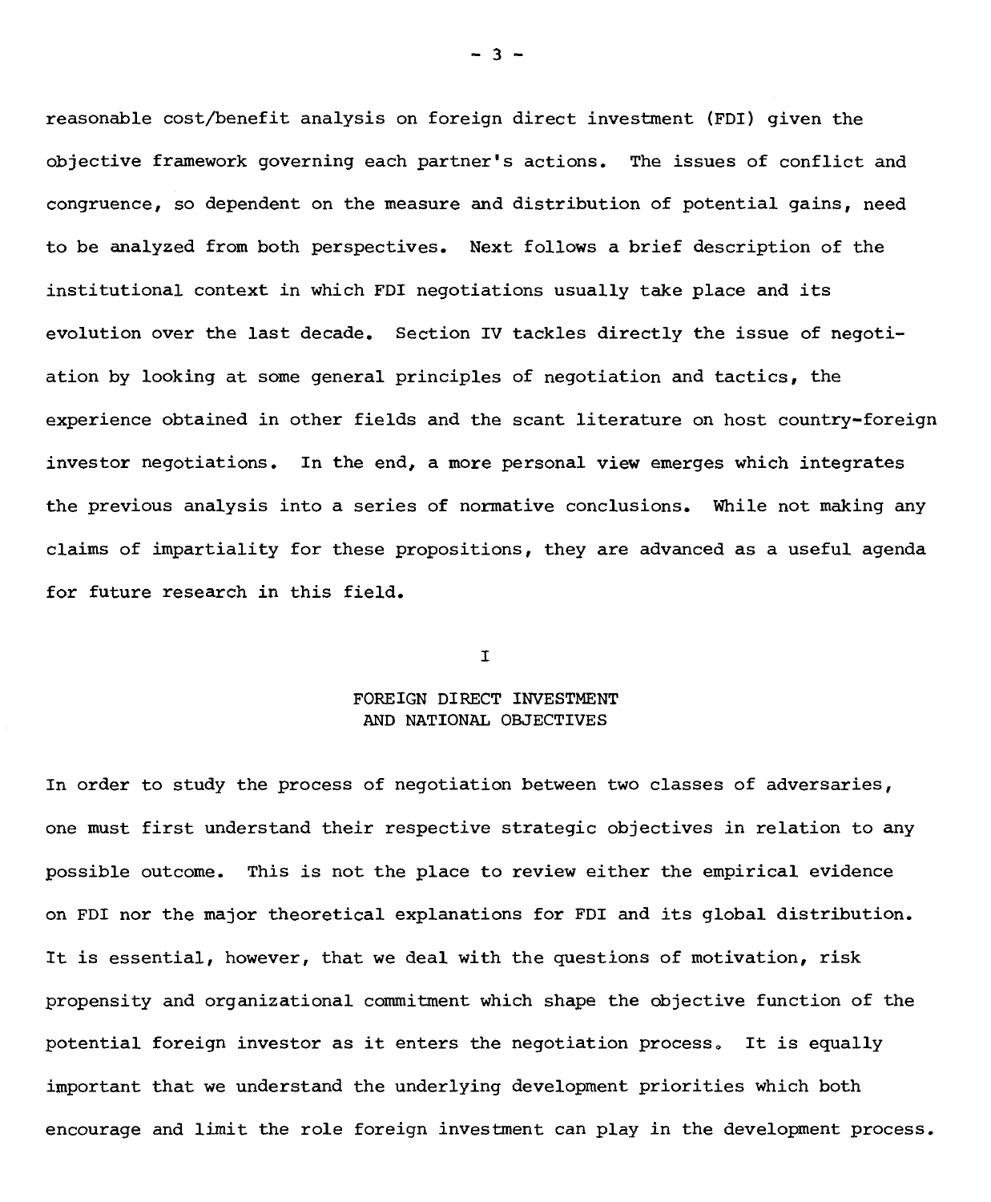reasonable cost/benefit analysis on foreign direct investment (FDI) given the objective framework governing each partner's actions. The issues of conflict and congruence, so dependent on the measure and distribution of potential gains, need to be analyzed from both perspectives. Next follows a brief description of the institutional context in which FDI negotiations usually take place and its evolution over the last decade. Section IV tackles directly the issue of negotiation by looking at some general principles of negotiation and tactics, the experience obtained in other fields and the scant literature on host country-foreign investor negotiations. In the end, a more personal view emerges which integrates the previous analysis into a series of normative conclusions. While not making any claims of impartiality for these propositions, they are advanced as a useful agenda for future research in this field.

## I

## FOREIGN DIRECT INVESTMENT AND NATIONAL OBJECTIVES

In order to study the process of negotiation between two classes of adversaries, one must first understand their respective strategic objectives in relation to any possible outcome. This is not the place to review either the empirical evidence on FDI nor the major theoretical explanations for FDI and its global distribution. It is essential, however, that we deal with the questions of motivation, risk propensity and organizational commitment which shape the objective function of the potential foreign investor as it enters the negotiation process. It is equally important that we understand the underlying development priorities which both encourage and limit the role foreign investment can play in the development process.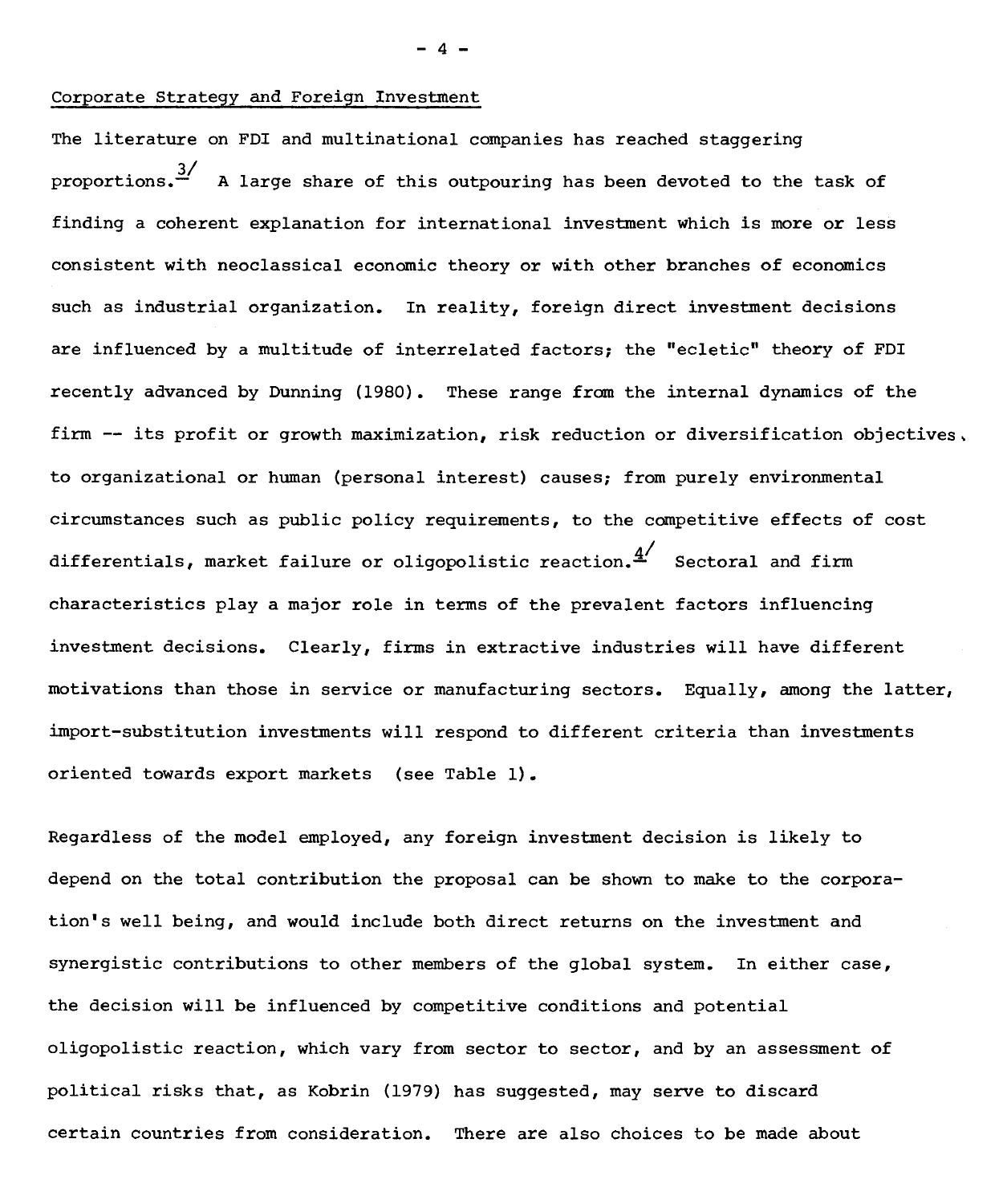Corporate Strategy and Foreign Investment

The literature on FDI and multinational companies has reached staggering proportions.[3/] A large share of this outpouring has been devoted to the task of finding a coherent explanation for international investment which is more or less consistent with neoclassical economic theory or with other branches of economics such as industrial organization. In reality, foreign direct investment decisions are influenced by a multitude of interrelated factors; the "ecletic" theory of FDI recently advanced by Dunning (1980). These range from the internal dynamics of the firm -- its profit or growth maximization, risk reduction or diversification objectives, to organizational or human (personal interest) causes; from purely environmental circumstances such as public policy requirements, to the competitive effects of cost differentials, market failure or oligopolistic reaction.[4/] Sectoral and firm characteristics play a major role in terms of the prevalent factors influencing investment decisions. Clearly, firms in extractive industries will have different motivations than those in service or manufacturing sectors. Equally, among the latter, import-substitution investments will respond to different criteria than investments oriented towards export markets (see Table 1).

Regardless of the model employed, any foreign investment decision is likely to depend on the total contribution the proposal can be shown to make to the corporation's well being, and would include both direct returns on the investment and synergistic contributions to other members of the global system. In either case, the decision will be influenced by competitive conditions and potential oligopolistic reaction, which vary from sector to sector, and by an assessment of political risks that, as Kobrin (1979) has suggested, may serve to discard certain countries from consideration. There are also choices to be made about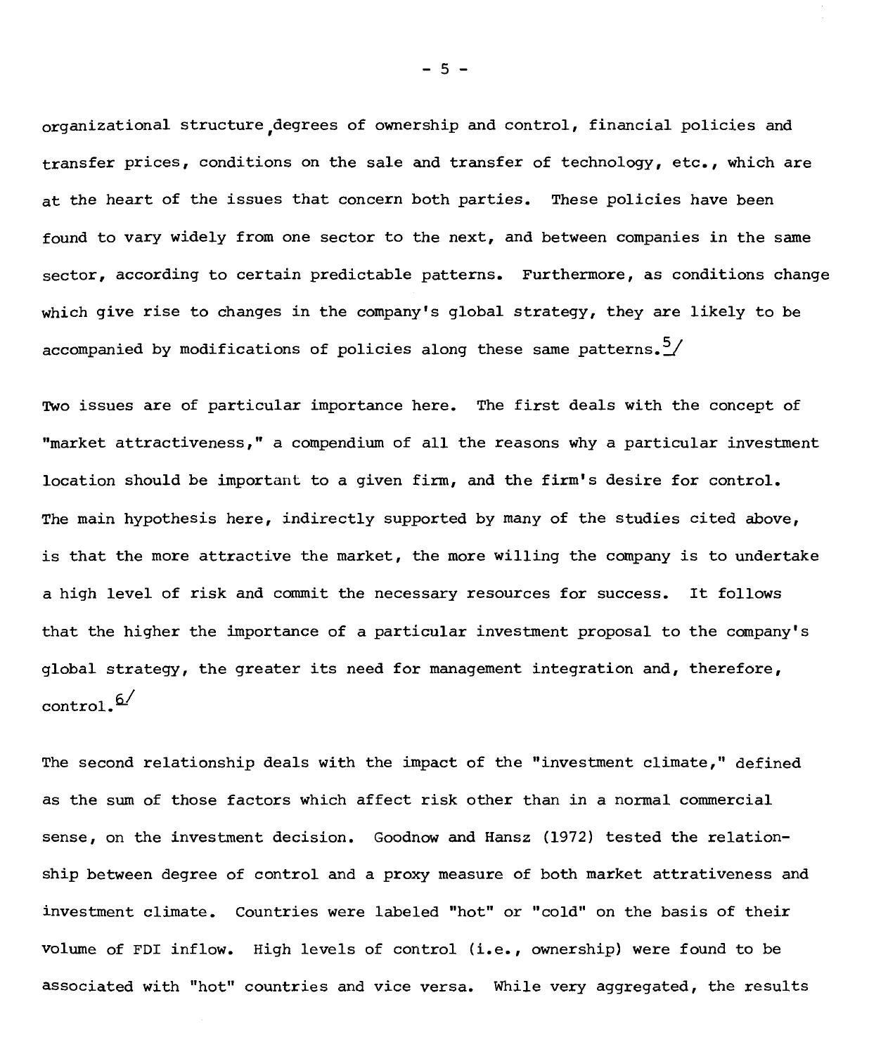organizational structure,degrees of ownership and control, financial policies and transfer prices, conditions on the sale and transfer of technology, etc., which are at the heart of the issues that concern both parties. These policies have been found to vary widely from one sector to the next, and between companies in the same sector, according to certain predictable patterns. Furthermore, as conditions change which give rise to changes in the company's global strategy, they are likely to be accompanied by modifications of policies along these same patterns.[5]

Two issues are of particular importance here. The first deals with the concept of "market attractiveness," a compendium of all the reasons why a particular investment location should be important to a given firm, and the firm's desire for control. The main hypothesis here, indirectly supported by many of the studies cited above, is that the more attractive the market, the more willing the company is to undertake a high level of risk and commit the necessary resources for success. It follows that the higher the importance of a particular investment proposal to the company's global strategy, the greater its need for management integration and, therefore, control.[6]

The second relationship deals with the impact of the "investment climate," defined as the sum of those factors which affect risk other than in a normal commercial sense, on the investment decision. Goodnow and Hansz (1972) tested the relationship between degree of control and a proxy measure of both market attrativeness and investment climate. Countries were labeled "hot" or "cold" on the basis of their volume of FDI inflow. High levels of control (i.e., ownership) were found to be associated with "hot" countries and vice versa. While very aggregated, the results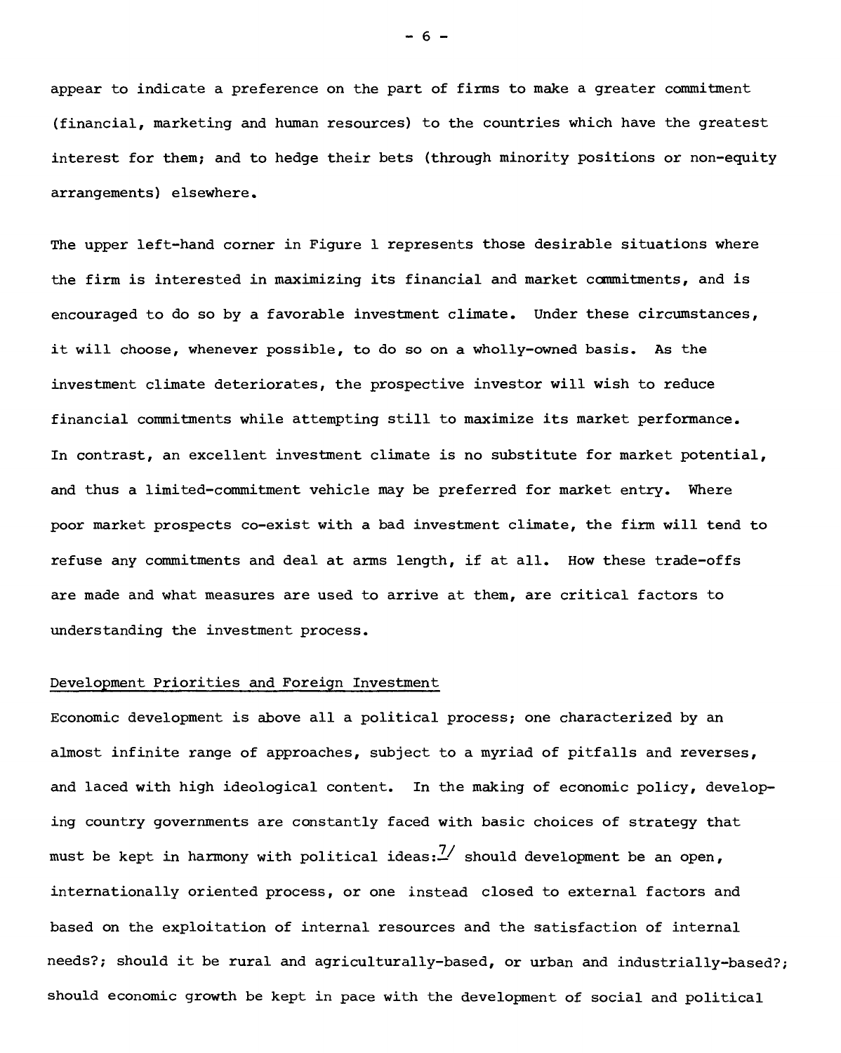appear to indicate a preference on the part of firms to make a greater commitment (financial, marketing and human resources) to the countries which have the greatest interest for them; and to hedge their bets (through minority positions or non-equity arrangements) elsewhere.

The upper left-hand corner in Figure 1 represents those desirable situations where the firm is interested in maximizing its financial and market commitments, and is encouraged to do so by a favorable investment climate. Under these circumstances, it will choose, whenever possible, to do so on a wholly-owned basis. As the investment climate deteriorates, the prospective investor will wish to reduce financial commitments while attempting still to maximize its market performance. In contrast, an excellent investment climate is no substitute for market potential, and thus a limited-commitment vehicle may be preferred for market entry. Where poor market prospects co-exist with a bad investment climate, the firm will tend to refuse any commitments and deal at arms length, if at all. How these trade-offs are made and what measures are used to arrive at them, are critical factors to understanding the investment process.

## Development Priorities and Foreign Investment

Economic development is above all a political process; one characterized by an almost infinite range of approaches, subject to a myriad of pitfalls and reverses, and laced with high ideological content. In the making of economic policy, developing country governments are constantly faced with basic choices of strategy that must be kept in harmony with political ideas:[7] should development be an open, internationally oriented process, or one instead closed to external factors and based on the exploitation of internal resources and the satisfaction of internal needs?; should it be rural and agriculturally-based, or urban and industrially-based?; should economic growth be kept in pace with the development of social and political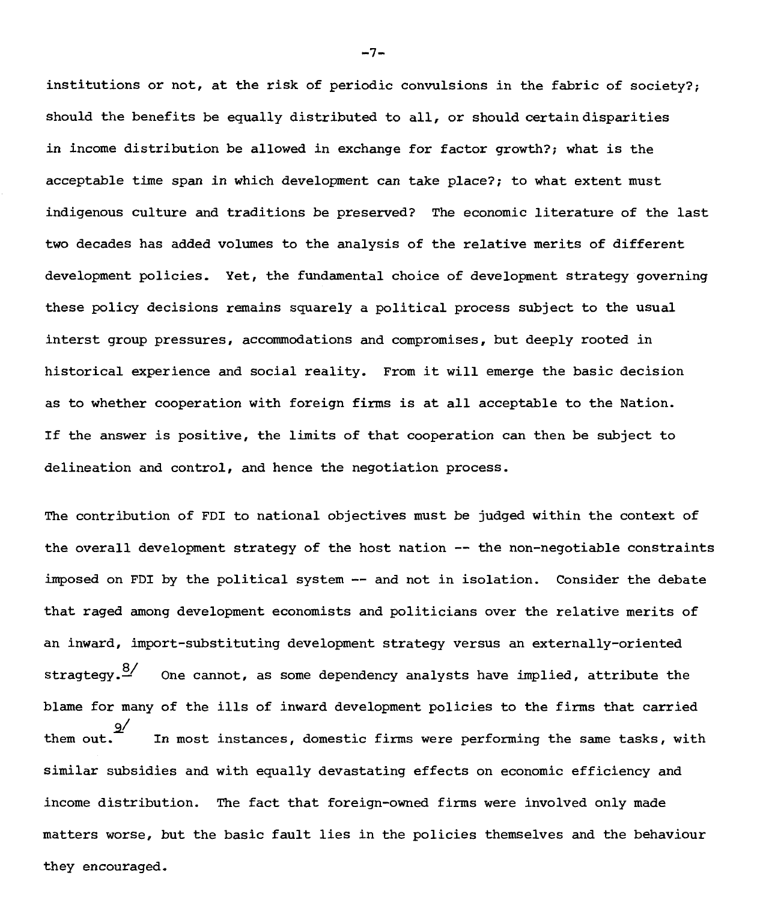institutions or not, at the risk of periodic convulsions in the fabric of society?; should the benefits be equally distributed to all, or should certain disparities in income distribution be allowed in exchange for factor growth?; what is the acceptable time span in which development can take place?; to what extent must indigenous culture and traditions be preserved? The economic literature of the last two decades has added volumes to the analysis of the relative merits of different development policies. Yet, the fundamental choice of development strategy governing these policy decisions remains squarely a political process subject to the usual interst group pressures, accommodations and compromises, but deeply rooted in historical experience and social reality. From it will emerge the basic decision as to whether cooperation with foreign firms is at all acceptable to the Nation. If the answer is positive, the limits of that cooperation can then be subject to delineation and control, and hence the negotiation process.

The contribution of FDI to national objectives must be judged within the context of the overall development strategy of the host nation -- the non-negotiable constraints imposed on FDI by the political system -- and not in isolation. Consider the debate that raged among development economists and politicians over the relative merits of an inward, import-substituting development strategy versus an externally-oriented stragtegy.[8/] One cannot, as some dependency analysts have implied, attribute the blame for many of the ills of inward development policies to the firms that carried them out.[9/] In most instances, domestic firms were performing the same tasks, with similar subsidies and with equally devastating effects on economic efficiency and income distribution. The fact that foreign-owned firms were involved only made matters worse, but the basic fault lies in the policies themselves and the behaviour they encouraged.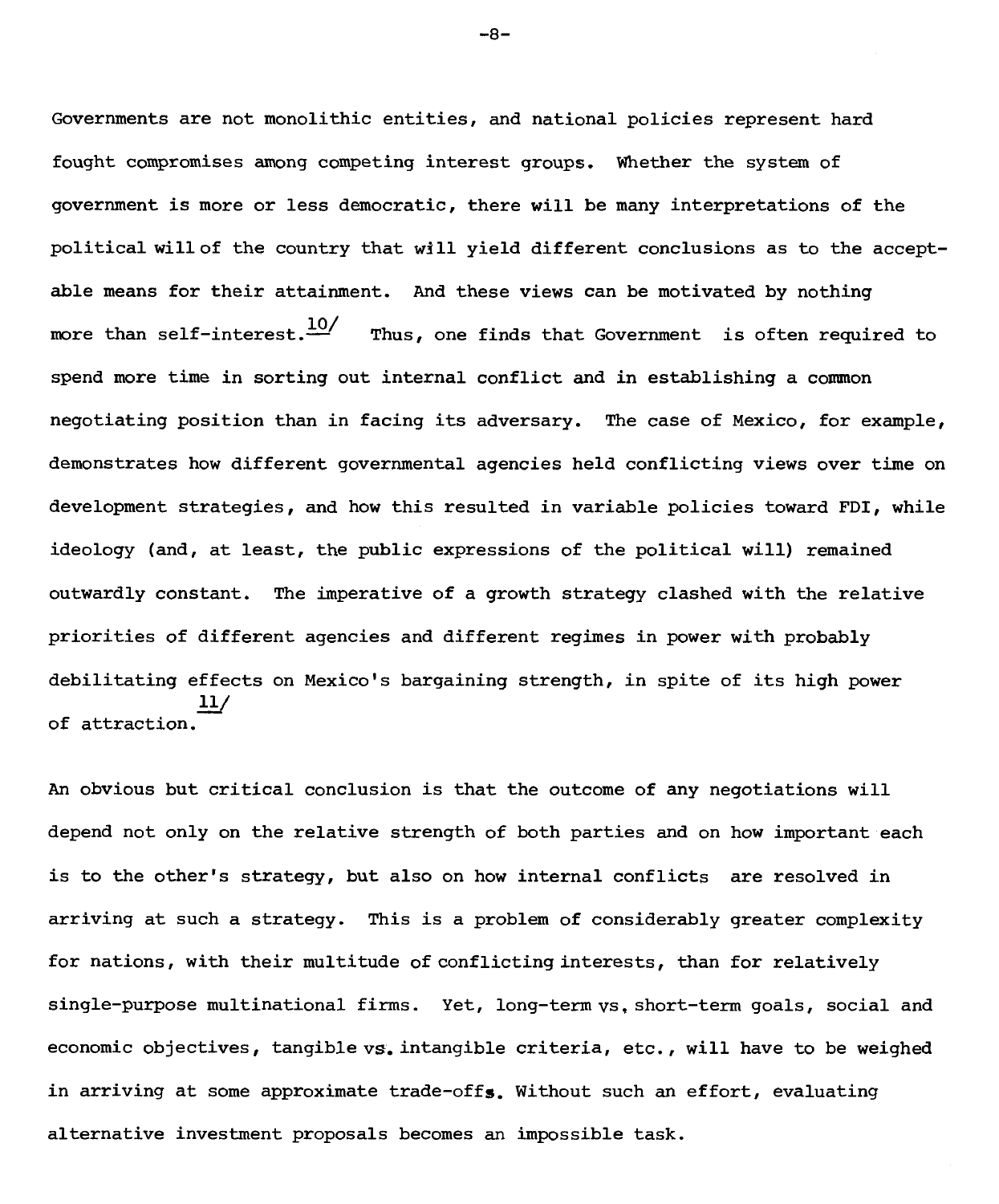Governments are not monolithic entities, and national policies represent hard fought compromises among competing interest groups. Whether the system of government is more or less democratic, there will be many interpretations of the political will of the country that will yield different conclusions as to the acceptable means for their attainment. And these views can be motivated by nothing more than self-interest.[10/] Thus, one finds that Government is often required to spend more time in sorting out internal conflict and in establishing a common negotiating position than in facing its adversary. The case of Mexico, for example, demonstrates how different governmental agencies held conflicting views over time on development strategies, and how this resulted in variable policies toward FDI, while ideology (and, at least, the public expressions of the political will) remained outwardly constant. The imperative of a growth strategy clashed with the relative priorities of different agencies and different regimes in power with probably debilitating effects on Mexico's bargaining strength, in spite of its high power of attraction.[11/]

An obvious but critical conclusion is that the outcome of any negotiations will depend not only on the relative strength of both parties and on how important each is to the other's strategy, but also on how internal conflicts are resolved in arriving at such a strategy. This is a problem of considerably greater complexity for nations, with their multitude of conflicting interests, than for relatively single-purpose multinational firms. Yet, long-term vs. short-term goals, social and economic objectives, tangible vs. intangible criteria, etc., will have to be weighed in arriving at some approximate trade-offs. Without such an effort, evaluating alternative investment proposals becomes an impossible task.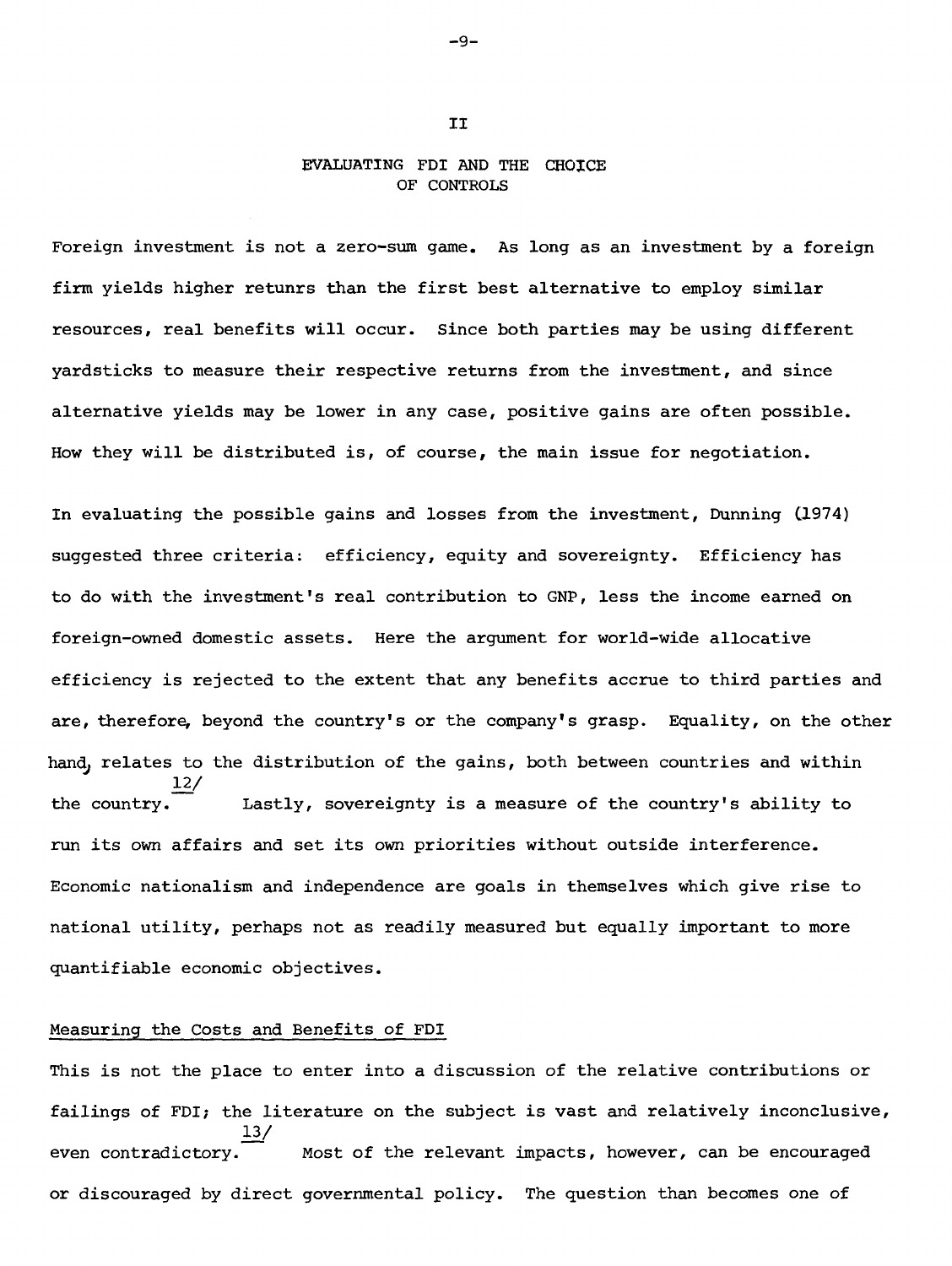## II

## EVALUATING FDI AND THE CHOICE OF CONTROLS

Foreign investment is not a zero-sum game. As long as an investment by a foreign firm yields higher retunrs than the first best alternative to employ similar resources, real benefits will occur. Since both parties may be using different yardsticks to measure their respective returns from the investment, and since alternative yields may be lower in any case, positive gains are often possible. How they will be distributed is, of course, the main issue for negotiation.

In evaluating the possible gains and losses from the investment, Dunning (1974) suggested three criteria: efficiency, equity and sovereignty. Efficiency has to do with the investment's real contribution to GNP, less the income earned on foreign-owned domestic assets. Here the argument for world-wide allocative efficiency is rejected to the extent that any benefits accrue to third parties and are, therefore, beyond the country's or the company's grasp. Equality, on the other hand, relates to the distribution of the gains, both between countries and within the country.[12/] Lastly, sovereignty is a measure of the country's ability to run its own affairs and set its own priorities without outside interference. Economic nationalism and independence are goals in themselves which give rise to national utility, perhaps not as readily measured but equally important to more quantifiable economic objectives.

### Measuring the Costs and Benefits of FDI

This is not the place to enter into a discussion of the relative contributions or failings of FDI; the literature on the subject is vast and relatively inconclusive, even contradictory.[13/] Most of the relevant impacts, however, can be encouraged or discouraged by direct governmental policy. The question than becomes one of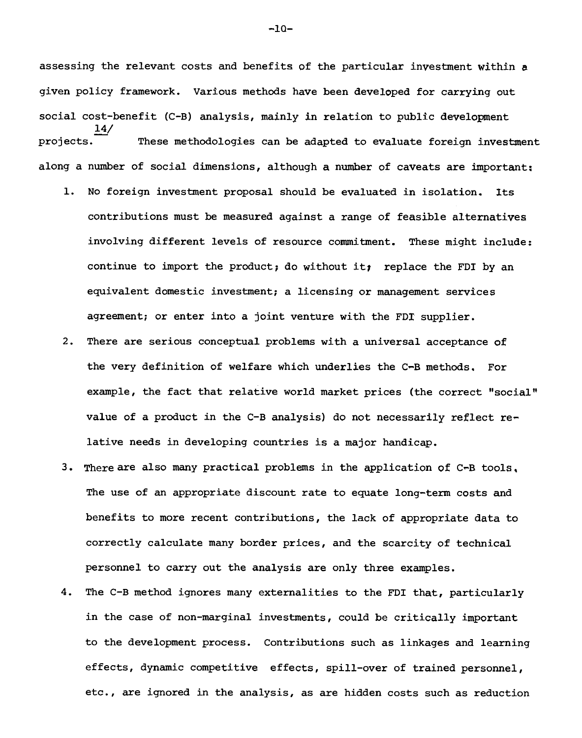assessing the relevant costs and benefits of the particular investment within a given policy framework. Various methods have been developed for carrying out social cost-benefit (C-B) analysis, mainly in relation to public development projects.[14/] These methodologies can be adapted to evaluate foreign investment along a number of social dimensions, although a number of caveats are important:

1. No foreign investment proposal should be evaluated in isolation. Its contributions must be measured against a range of feasible alternatives involving different levels of resource commitment. These might include: continue to import the product; do without it; replace the FDI by an equivalent domestic investment; a licensing or management services agreement; or enter into a joint venture with the FDI supplier.
2. There are serious conceptual problems with a universal acceptance of the very definition of welfare which underlies the C-B methods. For example, the fact that relative world market prices (the correct "social" value of a product in the C-B analysis) do not necessarily reflect relative needs in developing countries is a major handicap.
3. There are also many practical problems in the application of C-B tools. The use of an appropriate discount rate to equate long-term costs and benefits to more recent contributions, the lack of appropriate data to correctly calculate many border prices, and the scarcity of technical personnel to carry out the analysis are only three examples.
4. The C-B method ignores many externalities to the FDI that, particularly in the case of non-marginal investments, could be critically important to the development process. Contributions such as linkages and learning effects, dynamic competitive effects, spill-over of trained personnel, etc., are ignored in the analysis, as are hidden costs such as reduction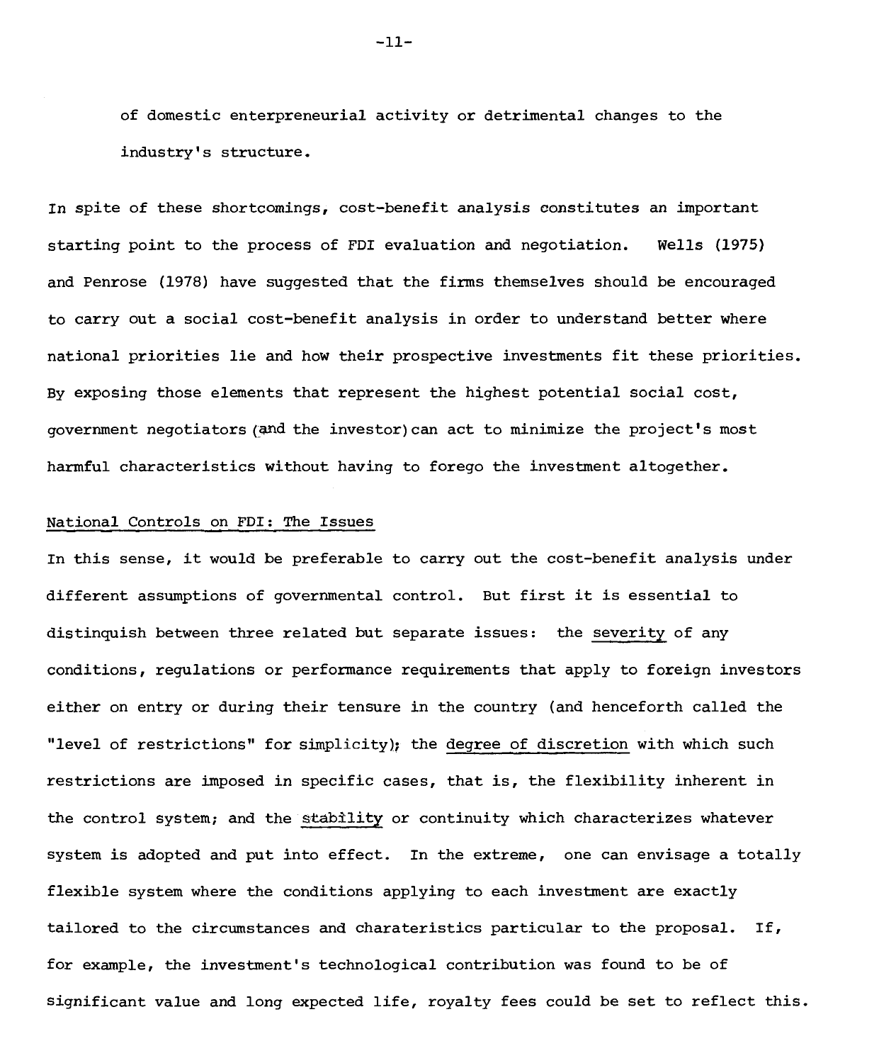of domestic enterpreneurial activity or detrimental changes to the industry's structure.

In spite of these shortcomings, cost-benefit analysis constitutes an important starting point to the process of FDI evaluation and negotiation. Wells (1975) and Penrose (1978) have suggested that the firms themselves should be encouraged to carry out a social cost-benefit analysis in order to understand better where national priorities lie and how their prospective investments fit these priorities. By exposing those elements that represent the highest potential social cost, government negotiators (and the investor) can act to minimize the project's most harmful characteristics without having to forego the investment altogether.

## National Controls on FDI: The Issues

In this sense, it would be preferable to carry out the cost-benefit analysis under different assumptions of governmental control. But first it is essential to distinquish between three related but separate issues: the severity of any conditions, regulations or performance requirements that apply to foreign investors either on entry or during their tensure in the country (and henceforth called the "level of restrictions" for simplicity); the degree of discretion with which such restrictions are imposed in specific cases, that is, the flexibility inherent in the control system; and the stability or continuity which characterizes whatever system is adopted and put into effect. In the extreme, one can envisage a totally flexible system where the conditions applying to each investment are exactly tailored to the circumstances and charateristics particular to the proposal. If, for example, the investment's technological contribution was found to be of significant value and long expected life, royalty fees could be set to reflect this.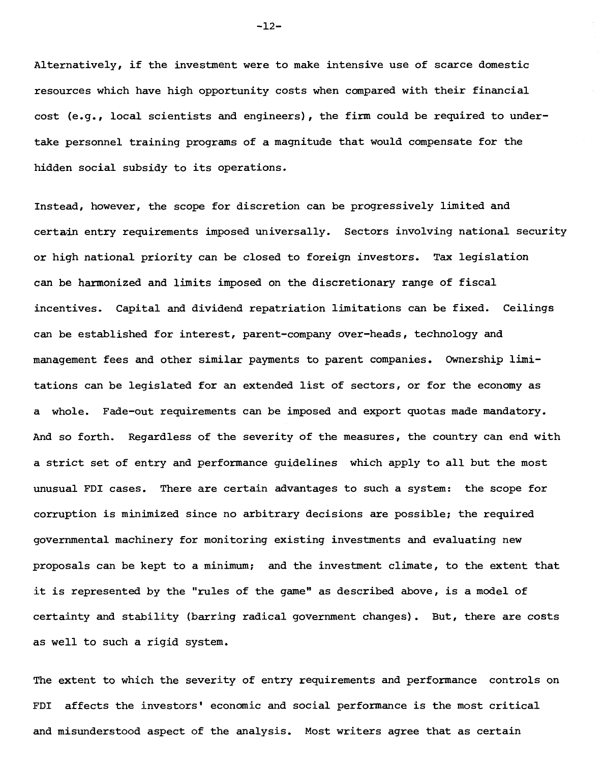Alternatively, if the investment were to make intensive use of scarce domestic resources which have high opportunity costs when compared with their financial cost (e.g., local scientists and engineers), the firm could be required to undertake personnel training programs of a magnitude that would compensate for the hidden social subsidy to its operations.

Instead, however, the scope for discretion can be progressively limited and certain entry requirements imposed universally. Sectors involving national security or high national priority can be closed to foreign investors. Tax legislation can be harmonized and limits imposed on the discretionary range of fiscal incentives. Capital and dividend repatriation limitations can be fixed. Ceilings can be established for interest, parent-company over-heads, technology and management fees and other similar payments to parent companies. Ownership limitations can be legislated for an extended list of sectors, or for the economy as a whole. Fade-out requirements can be imposed and export quotas made mandatory. And so forth. Regardless of the severity of the measures, the country can end with a strict set of entry and performance guidelines which apply to all but the most unusual FDI cases. There are certain advantages to such a system: the scope for corruption is minimized since no arbitrary decisions are possible; the required governmental machinery for monitoring existing investments and evaluating new proposals can be kept to a minimum; and the investment climate, to the extent that it is represented by the "rules of the game" as described above, is a model of certainty and stability (barring radical government changes). But, there are costs as well to such a rigid system.

The extent to which the severity of entry requirements and performance controls on FDI affects the investors' economic and social performance is the most critical and misunderstood aspect of the analysis. Most writers agree that as certain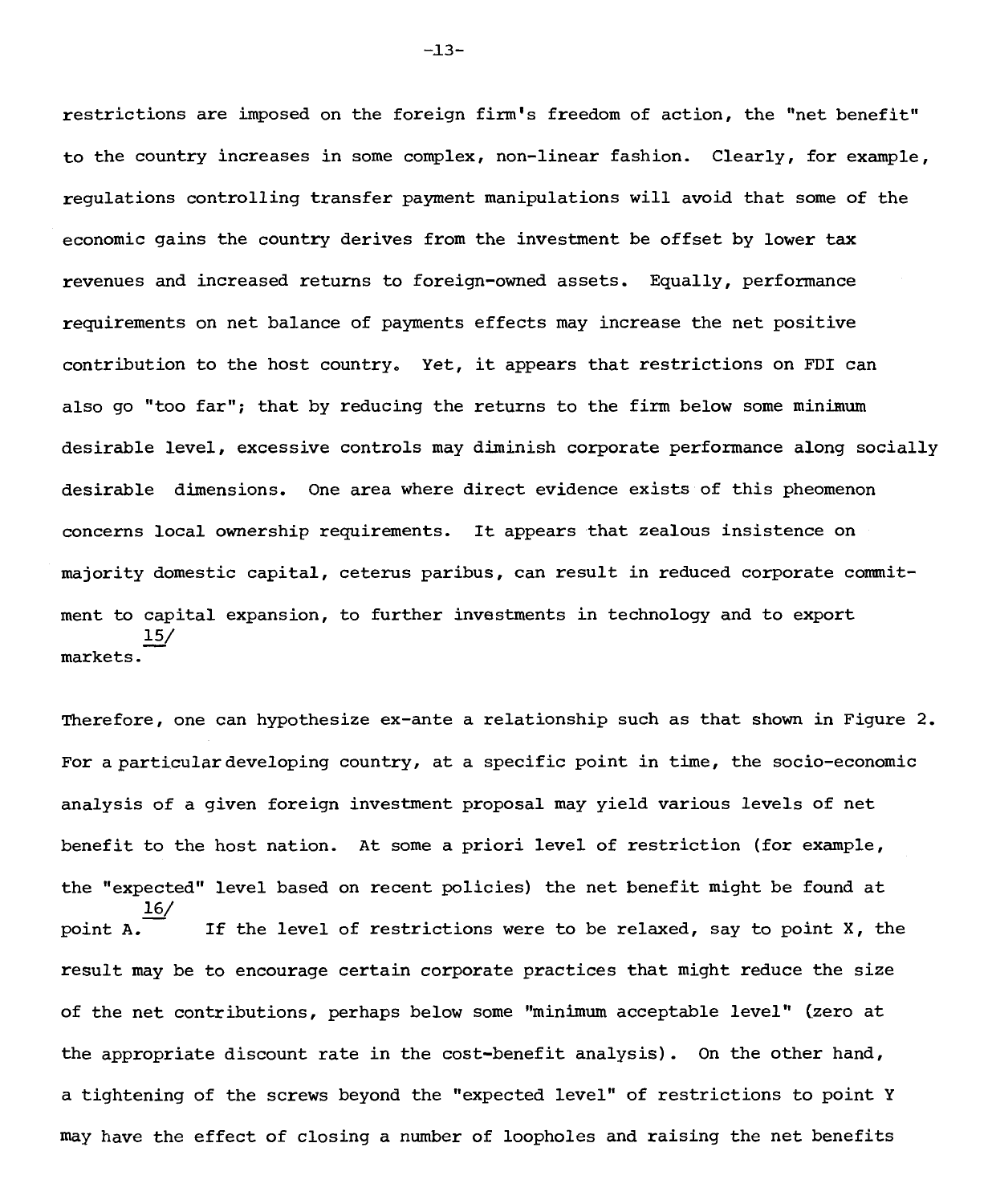restrictions are imposed on the foreign firm's freedom of action, the "net benefit" to the country increases in some complex, non-linear fashion. Clearly, for example, regulations controlling transfer payment manipulations will avoid that some of the economic gains the country derives from the investment be offset by lower tax revenues and increased returns to foreign-owned assets. Equally, performance requirements on net balance of payments effects may increase the net positive contribution to the host country. Yet, it appears that restrictions on FDI can also go "too far"; that by reducing the returns to the firm below some minimum desirable level, excessive controls may diminish corporate performance along socially desirable dimensions. One area where direct evidence exists of this pheomenon concerns local ownership requirements. It appears that zealous insistence on majority domestic capital, ceterus paribus, can result in reduced corporate commitment to capital expansion, to further investments in technology and to export markets.[15/]

Therefore, one can hypothesize ex-ante a relationship such as that shown in Figure 2. For a particular developing country, at a specific point in time, the socio-economic analysis of a given foreign investment proposal may yield various levels of net benefit to the host nation. At some a priori level of restriction (for example, the "expected" level based on recent policies) the net benefit might be found at point A.[16/] If the level of restrictions were to be relaxed, say to point X, the result may be to encourage certain corporate practices that might reduce the size of the net contributions, perhaps below some "minimum acceptable level" (zero at the appropriate discount rate in the cost-benefit analysis). On the other hand, a tightening of the screws beyond the "expected level" of restrictions to point Y may have the effect of closing a number of loopholes and raising the net benefits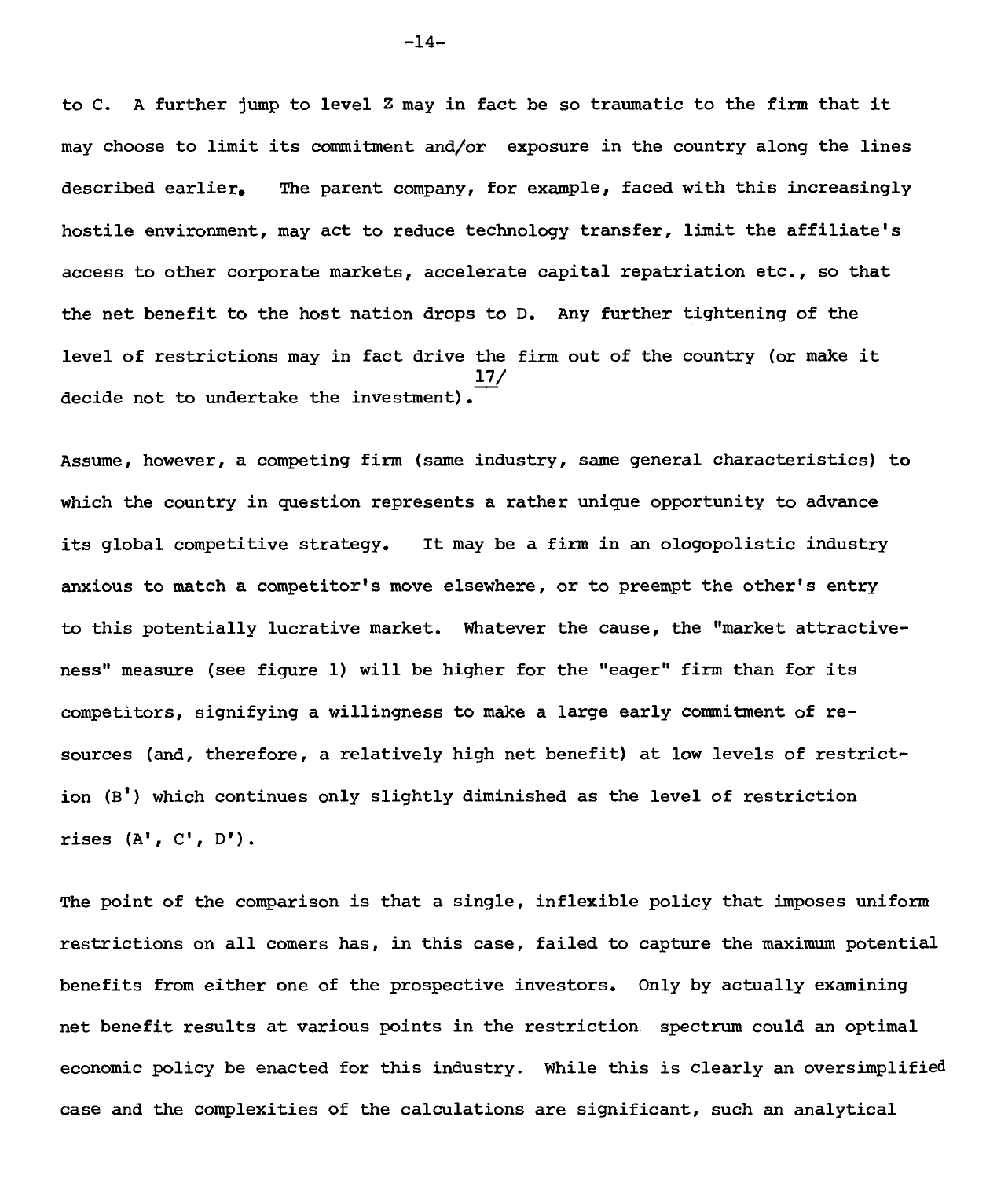to C. A further jump to level Z may in fact be so traumatic to the firm that it may choose to limit its commitment and/or exposure in the country along the lines described earlier. The parent company, for example, faced with this increasingly hostile environment, may act to reduce technology transfer, limit the affiliate's access to other corporate markets, accelerate capital repatriation etc., so that the net benefit to the host nation drops to D. Any further tightening of the level of restrictions may in fact drive the firm out of the country (or make it decide not to undertake the investment).[17]

Assume, however, a competing firm (same industry, same general characteristics) to which the country in question represents a rather unique opportunity to advance its global competitive strategy. It may be a firm in an ologopolistic industry anxious to match a competitor's move elsewhere, or to preempt the other's entry to this potentially lucrative market. Whatever the cause, the "market attractiveness" measure (see figure 1) will be higher for the "eager" firm than for its competitors, signifying a willingness to make a large early commitment of resources (and, therefore, a relatively high net benefit) at low levels of restriction (B') which continues only slightly diminished as the level of restriction rises (A', C', D').

The point of the comparison is that a single, inflexible policy that imposes uniform restrictions on all comers has, in this case, failed to capture the maximum potential benefits from either one of the prospective investors. Only by actually examining net benefit results at various points in the restriction spectrum could an optimal economic policy be enacted for this industry. While this is clearly an oversimplified case and the complexities of the calculations are significant, such an analytical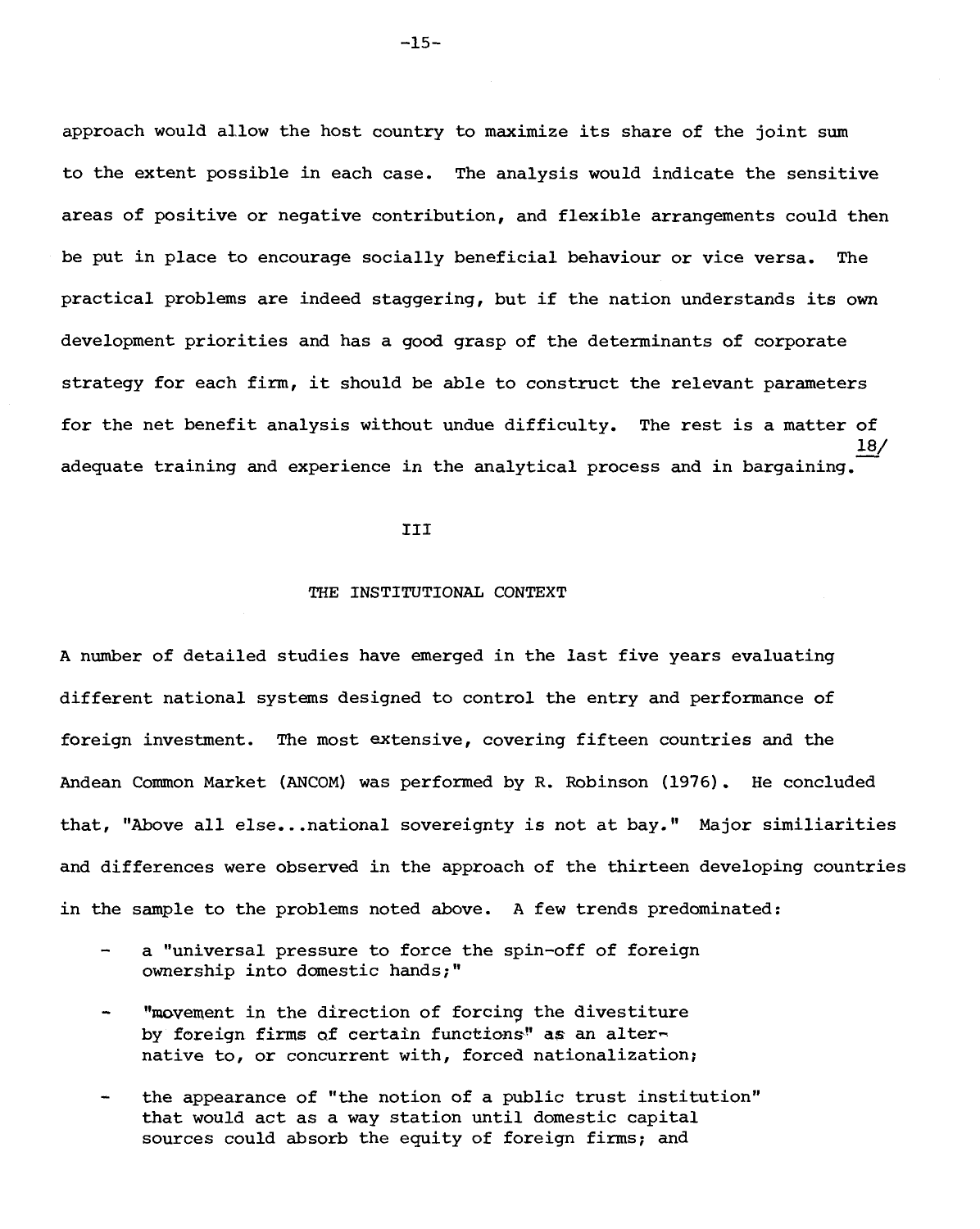approach would allow the host country to maximize its share of the joint sum to the extent possible in each case. The analysis would indicate the sensitive areas of positive or negative contribution, and flexible arrangements could then be put in place to encourage socially beneficial behaviour or vice versa. The practical problems are indeed staggering, but if the nation understands its own development priorities and has a good grasp of the determinants of corporate strategy for each firm, it should be able to construct the relevant parameters for the net benefit analysis without undue difficulty. The rest is a matter of adequate training and experience in the analytical process and in bargaining.[18/]

## III

## THE INSTITUTIONAL CONTEXT

A number of detailed studies have emerged in the last five years evaluating different national systems designed to control the entry and performance of foreign investment. The most extensive, covering fifteen countries and the Andean Common Market (ANCOM) was performed by R. Robinson (1976). He concluded that, "Above all else...national sovereignty is not at bay." Major similiarities and differences were observed in the approach of the thirteen developing countries in the sample to the problems noted above. A few trends predominated:

- a "universal pressure to force the spin-off of foreign ownership into domestic hands;"
- "movement in the direction of forcing the divestiture by foreign firms of certain functions" as an alternative to, or concurrent with, forced nationalization;
- the appearance of "the notion of a public trust institution" that would act as a way station until domestic capital sources could absorb the equity of foreign firms; and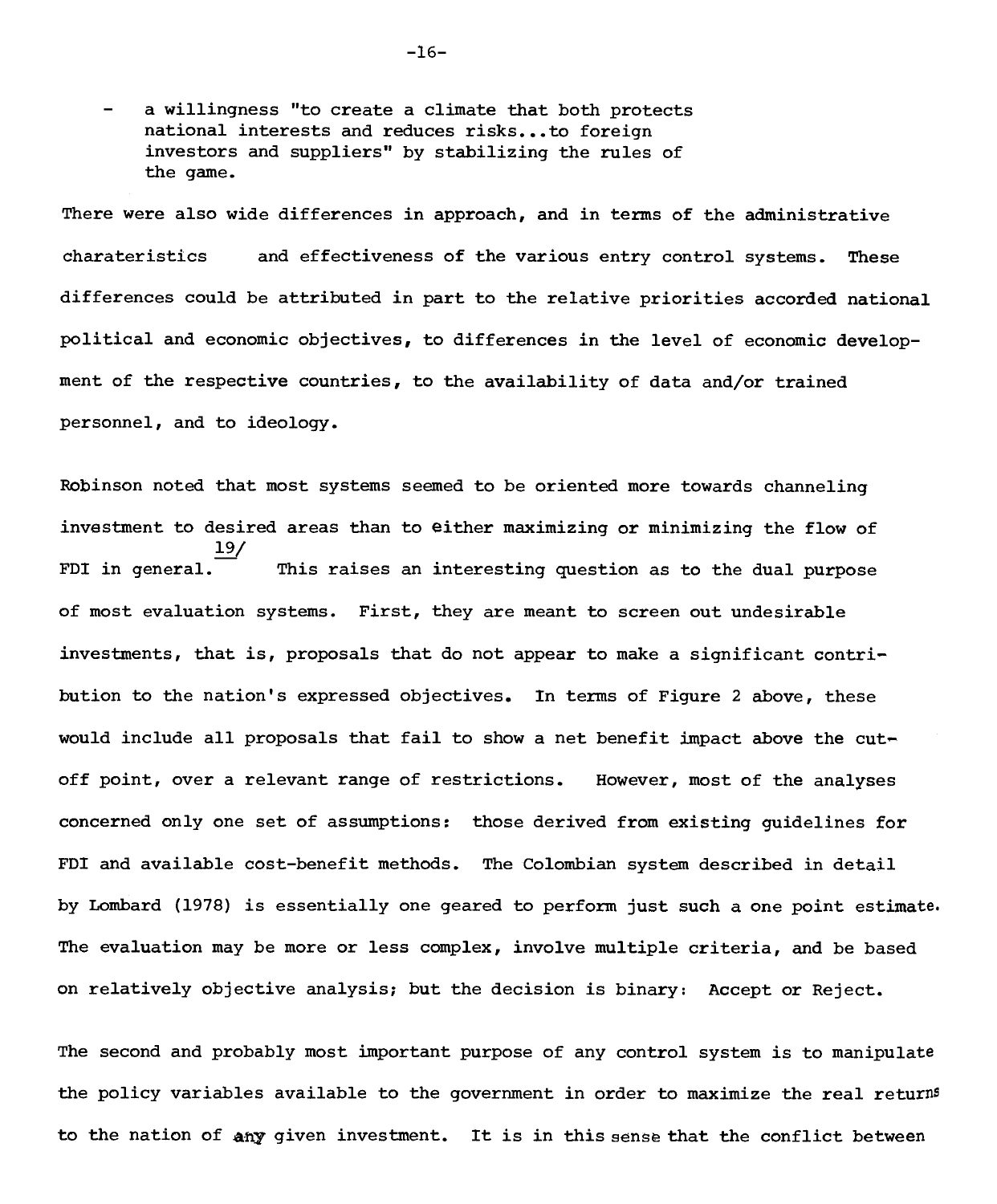- a willingness "to create a climate that both protects national interests and reduces risks...to foreign investors and suppliers" by stabilizing the rules of the game.

There were also wide differences in approach, and in terms of the administrative charateristics and effectiveness of the various entry control systems. These differences could be attributed in part to the relative priorities accorded national political and economic objectives, to differences in the level of economic development of the respective countries, to the availability of data and/or trained personnel, and to ideology.

Robinson noted that most systems seemed to be oriented more towards channeling investment to desired areas than to either maximizing or minimizing the flow of FDI in general.[19/] This raises an interesting question as to the dual purpose of most evaluation systems. First, they are meant to screen out undesirable investments, that is, proposals that do not appear to make a significant contribution to the nation's expressed objectives. In terms of Figure 2 above, these would include all proposals that fail to show a net benefit impact above the cut-off point, over a relevant range of restrictions. However, most of the analyses concerned only one set of assumptions: those derived from existing guidelines for FDI and available cost-benefit methods. The Colombian system described in detail by Lombard (1978) is essentially one geared to perform just such a one point estimate. The evaluation may be more or less complex, involve multiple criteria, and be based on relatively objective analysis; but the decision is binary: Accept or Reject.

The second and probably most important purpose of any control system is to manipulate the policy variables available to the government in order to maximize the real returns to the nation of any given investment. It is in this sense that the conflict between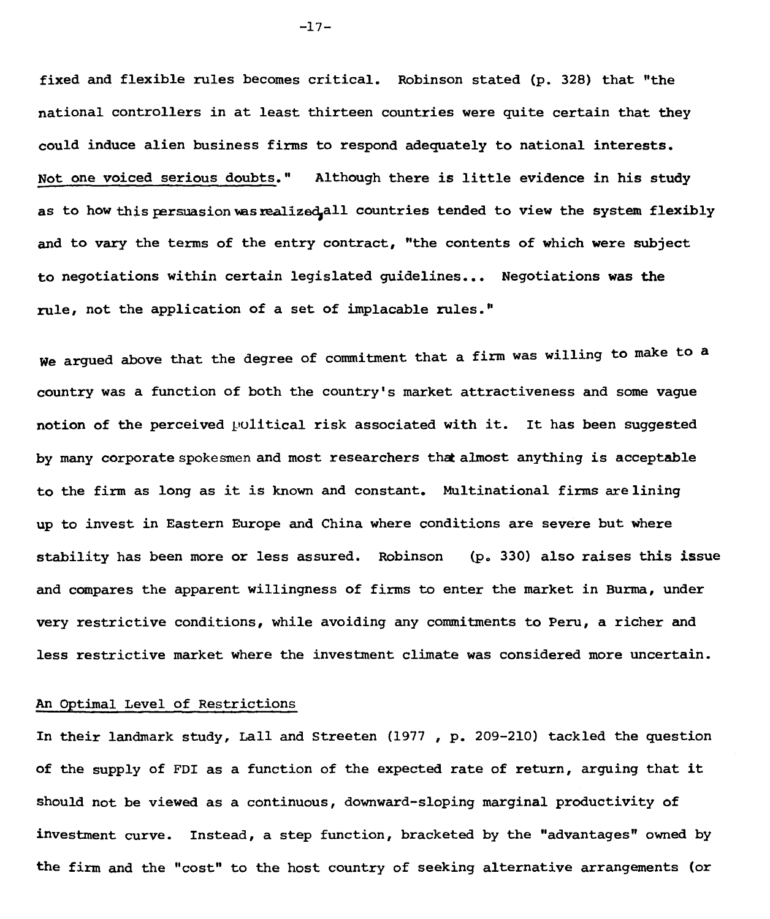fixed and flexible rules becomes critical. Robinson stated (p. 328) that "the national controllers in at least thirteen countries were quite certain that they could induce alien business firms to respond adequately to national interests. Not one voiced serious doubts." Although there is little evidence in his study as to how this persuasion was realized, all countries tended to view the system flexibly and to vary the terms of the entry contract, "the contents of which were subject to negotiations within certain legislated guidelines... Negotiations was the rule, not the application of a set of implacable rules."

We argued above that the degree of commitment that a firm was willing to make to a country was a function of both the country's market attractiveness and some vague notion of the perceived political risk associated with it. It has been suggested by many corporate spokesmen and most researchers that almost anything is acceptable to the firm as long as it is known and constant. Multinational firms are lining up to invest in Eastern Europe and China where conditions are severe but where stability has been more or less assured. Robinson (p. 330) also raises this issue and compares the apparent willingness of firms to enter the market in Burma, under very restrictive conditions, while avoiding any commitments to Peru, a richer and less restrictive market where the investment climate was considered more uncertain.

## An Optimal Level of Restrictions

In their landmark study, Lall and Streeten (1977 , p. 209-210) tackled the question of the supply of FDI as a function of the expected rate of return, arguing that it should not be viewed as a continuous, downward-sloping marginal productivity of investment curve. Instead, a step function, bracketed by the "advantages" owned by the firm and the "cost" to the host country of seeking alternative arrangements (or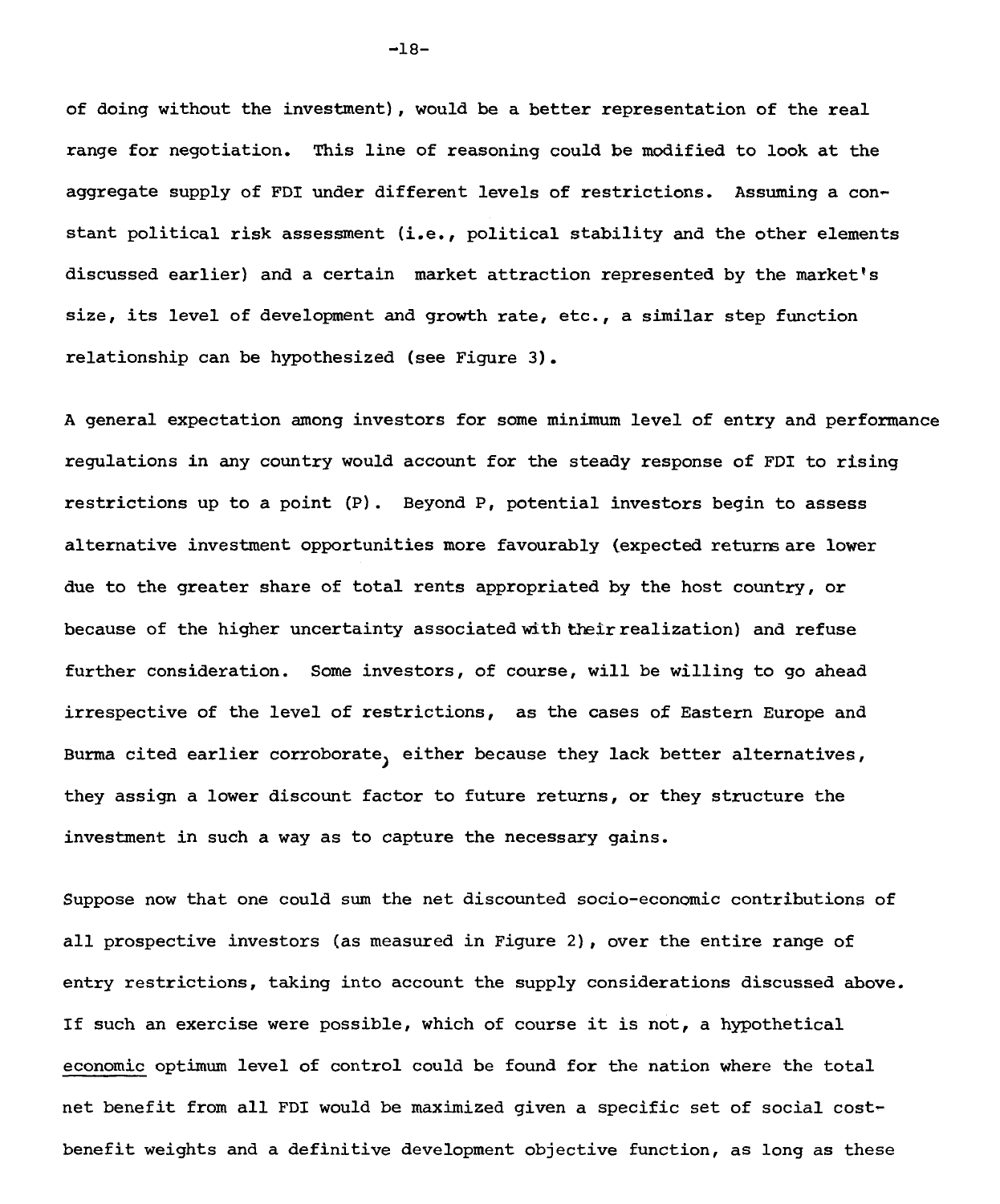of doing without the investment), would be a better representation of the real range for negotiation. This line of reasoning could be modified to look at the aggregate supply of FDI under different levels of restrictions. Assuming a constant political risk assessment (i.e., political stability and the other elements discussed earlier) and a certain market attraction represented by the market's size, its level of development and growth rate, etc., a similar step function relationship can be hypothesized (see Figure 3).

A general expectation among investors for some minimum level of entry and performance regulations in any country would account for the steady response of FDI to rising restrictions up to a point (P). Beyond P, potential investors begin to assess alternative investment opportunities more favourably (expected returns are lower due to the greater share of total rents appropriated by the host country, or because of the higher uncertainty associated with their realization) and refuse further consideration. Some investors, of course, will be willing to go ahead irrespective of the level of restrictions, as the cases of Eastern Europe and Burma cited earlier corroborate, either because they lack better alternatives, they assign a lower discount factor to future returns, or they structure the investment in such a way as to capture the necessary gains.

Suppose now that one could sum the net discounted socio-economic contributions of all prospective investors (as measured in Figure 2), over the entire range of entry restrictions, taking into account the supply considerations discussed above. If such an exercise were possible, which of course it is not, a hypothetical <u>economic</u> optimum level of control could be found for the nation where the total net benefit from all FDI would be maximized given a specific set of social cost-benefit weights and a definitive development objective function, as long as these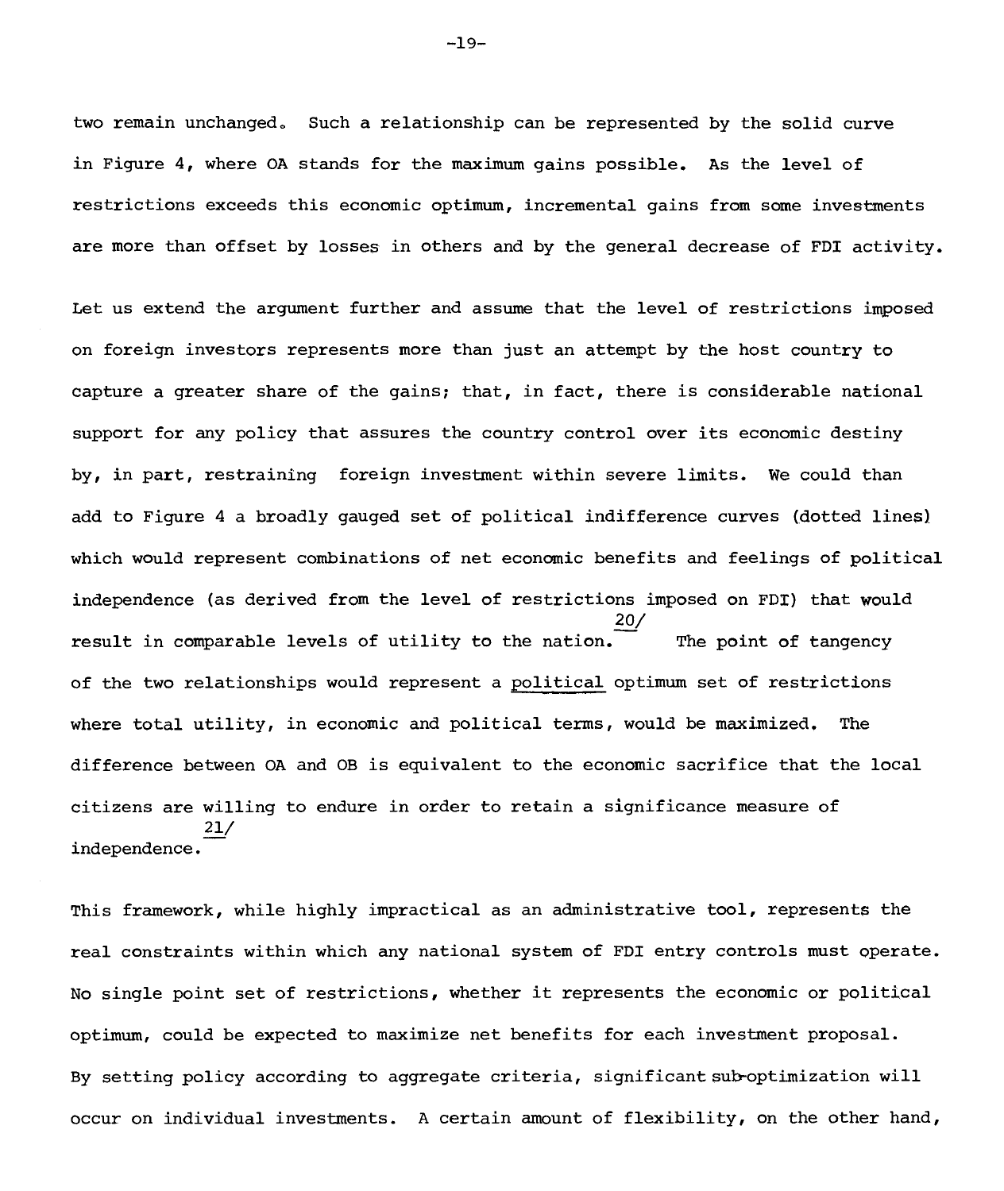two remain unchanged. Such a relationship can be represented by the solid curve in Figure 4, where OA stands for the maximum gains possible. As the level of restrictions exceeds this economic optimum, incremental gains from some investments are more than offset by losses in others and by the general decrease of FDI activity.

Let us extend the argument further and assume that the level of restrictions imposed on foreign investors represents more than just an attempt by the host country to capture a greater share of the gains; that, in fact, there is considerable national support for any policy that assures the country control over its economic destiny by, in part, restraining foreign investment within severe limits. We could than add to Figure 4 a broadly gauged set of political indifference curves (dotted lines) which would represent combinations of net economic benefits and feelings of political independence (as derived from the level of restrictions imposed on FDI) that would result in comparable levels of utility to the nation.[20/] The point of tangency of the two relationships would represent a <u>political</u> optimum set of restrictions where total utility, in economic and political terms, would be maximized. The difference between OA and OB is equivalent to the economic sacrifice that the local citizens are willing to endure in order to retain a significance measure of independence.[21/]

This framework, while highly impractical as an administrative tool, represents the real constraints within which any national system of FDI entry controls must operate. No single point set of restrictions, whether it represents the economic or political optimum, could be expected to maximize net benefits for each investment proposal. By setting policy according to aggregate criteria, significant sub-optimization will occur on individual investments. A certain amount of flexibility, on the other hand,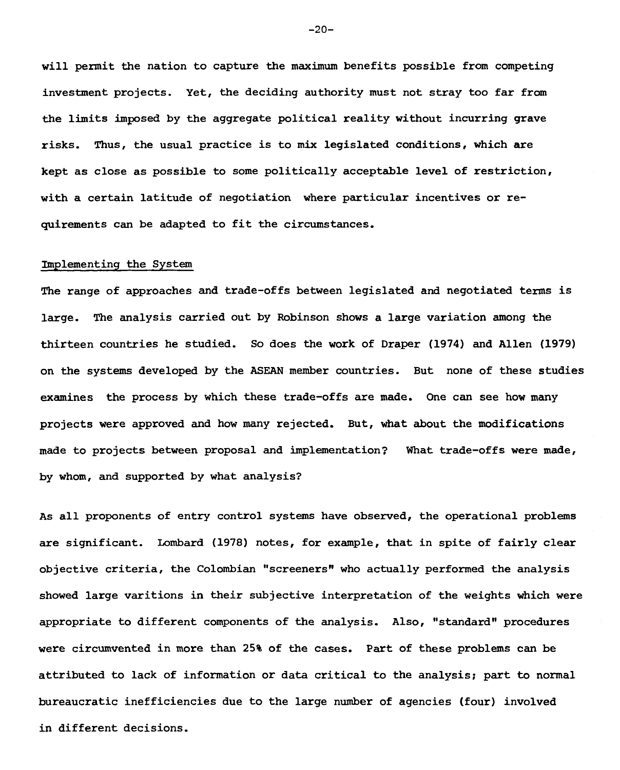will permit the nation to capture the maximum benefits possible from competing investment projects. Yet, the deciding authority must not stray too far from the limits imposed by the aggregate political reality without incurring grave risks. Thus, the usual practice is to mix legislated conditions, which are kept as close as possible to some politically acceptable level of restriction, with a certain latitude of negotiation where particular incentives or requirements can be adapted to fit the circumstances.

## Implementing the System

The range of approaches and trade-offs between legislated and negotiated terms is large. The analysis carried out by Robinson shows a large variation among the thirteen countries he studied. So does the work of Draper (1974) and Allen (1979) on the systems developed by the ASEAN member countries. But none of these studies examines the process by which these trade-offs are made. One can see how many projects were approved and how many rejected. But, what about the modifications made to projects between proposal and implementation? What trade-offs were made, by whom, and supported by what analysis?

As all proponents of entry control systems have observed, the operational problems are significant. Lombard (1978) notes, for example, that in spite of fairly clear objective criteria, the Colombian "screeners" who actually performed the analysis showed large varitions in their subjective interpretation of the weights which were appropriate to different components of the analysis. Also, "standard" procedures were circumvented in more than 25% of the cases. Part of these problems can be attributed to lack of information or data critical to the analysis; part to normal bureaucratic inefficiencies due to the large number of agencies (four) involved in different decisions.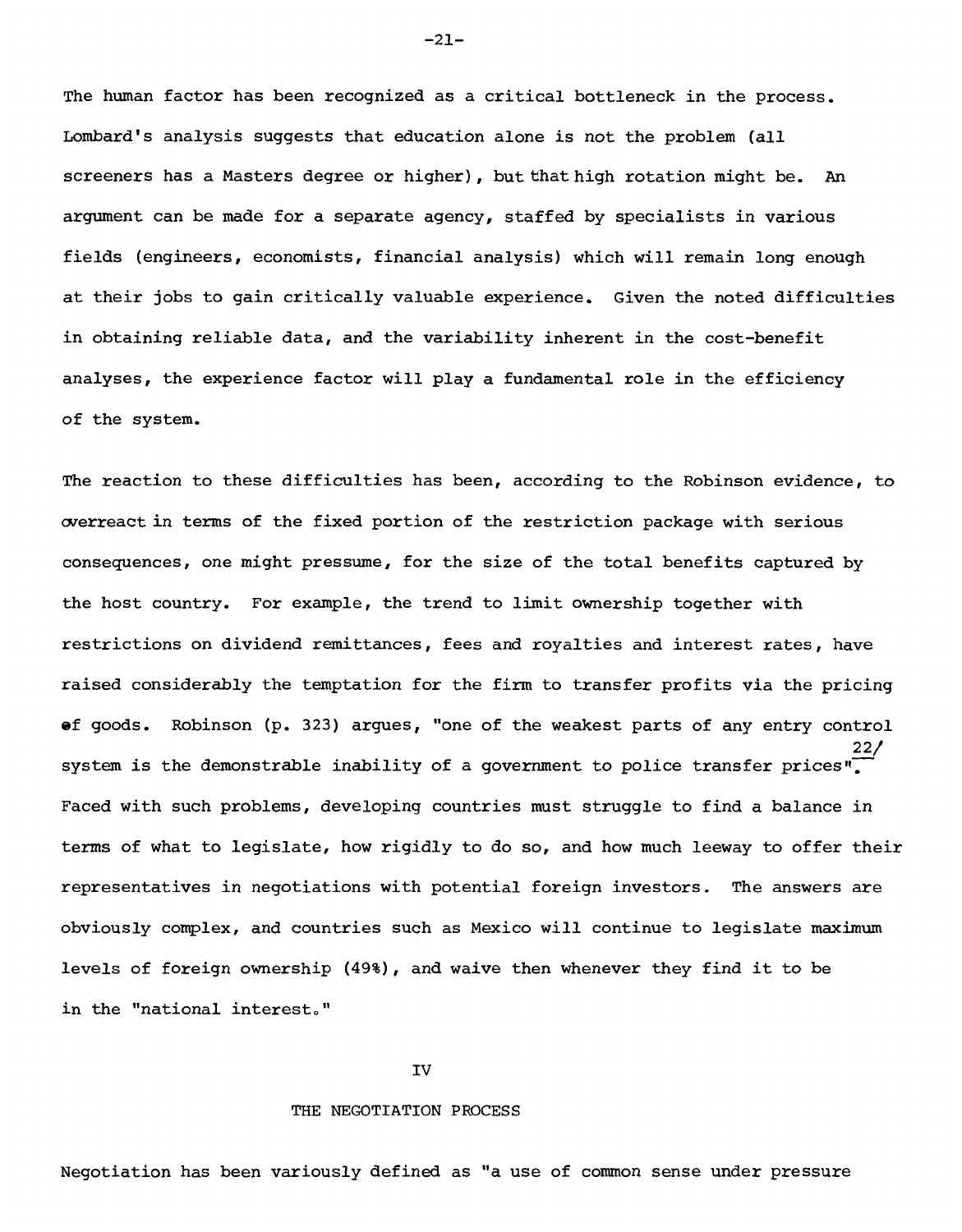The human factor has been recognized as a critical bottleneck in the process. Lombard's analysis suggests that education alone is not the problem (all screeners has a Masters degree or higher), but that high rotation might be. An argument can be made for a separate agency, staffed by specialists in various fields (engineers, economists, financial analysis) which will remain long enough at their jobs to gain critically valuable experience. Given the noted difficulties in obtaining reliable data, and the variability inherent in the cost-benefit analyses, the experience factor will play a fundamental role in the efficiency of the system.

The reaction to these difficulties has been, according to the Robinson evidence, to overreact in terms of the fixed portion of the restriction package with serious consequences, one might pressume, for the size of the total benefits captured by the host country. For example, the trend to limit ownership together with restrictions on dividend remittances, fees and royalties and interest rates, have raised considerably the temptation for the firm to transfer profits via the pricing of goods. Robinson (p. 323) argues, "one of the weakest parts of any entry control system is the demonstrable inability of a government to police transfer prices".[22] Faced with such problems, developing countries must struggle to find a balance in terms of what to legislate, how rigidly to do so, and how much leeway to offer their representatives in negotiations with potential foreign investors. The answers are obviously complex, and countries such as Mexico will continue to legislate maximum levels of foreign ownership (49%), and waive then whenever they find it to be in the "national interest."

## IV

## THE NEGOTIATION PROCESS

Negotiation has been variously defined as "a use of common sense under pressure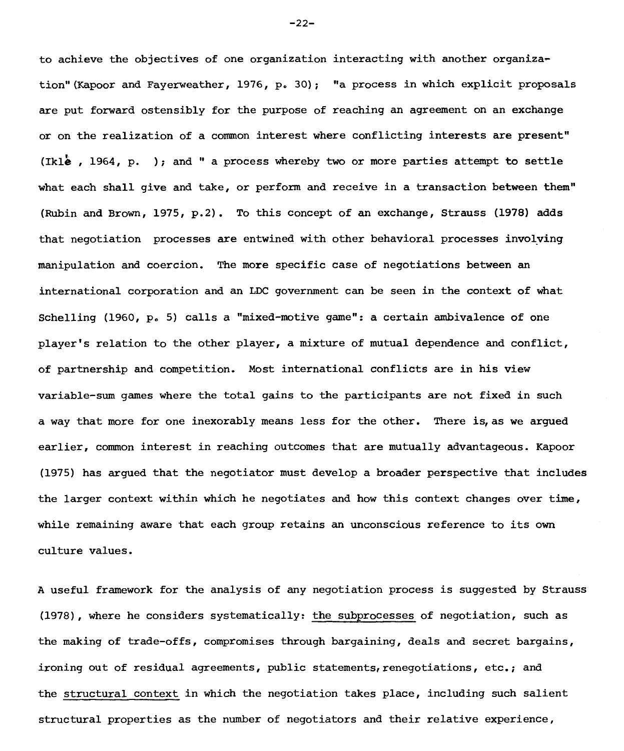to achieve the objectives of one organization interacting with another organization" (Kapoor and Fayerweather, 1976, p. 30); "a process in which explicit proposals are put forward ostensibly for the purpose of reaching an agreement on an exchange or on the realization of a common interest where conflicting interests are present" (Iklè , 1964, p. ); and " a process whereby two or more parties attempt to settle what each shall give and take, or perform and receive in a transaction between them" (Rubin and Brown, 1975, p.2). To this concept of an exchange, Strauss (1978) adds that negotiation processes are entwined with other behavioral processes involving manipulation and coercion. The more specific case of negotiations between an international corporation and an LDC government can be seen in the context of what Schelling (1960, p. 5) calls a "mixed-motive game": a certain ambivalence of one player's relation to the other player, a mixture of mutual dependence and conflict, of partnership and competition. Most international conflicts are in his view variable-sum games where the total gains to the participants are not fixed in such a way that more for one inexorably means less for the other. There is, as we argued earlier, common interest in reaching outcomes that are mutually advantageous. Kapoor (1975) has argued that the negotiator must develop a broader perspective that includes the larger context within which he negotiates and how this context changes over time, while remaining aware that each group retains an unconscious reference to its own culture values.

A useful framework for the analysis of any negotiation process is suggested by Strauss (1978), where he considers systematically: the subprocesses of negotiation, such as the making of trade-offs, compromises through bargaining, deals and secret bargains, ironing out of residual agreements, public statements, renegotiations, etc.; and the structural context in which the negotiation takes place, including such salient structural properties as the number of negotiators and their relative experience,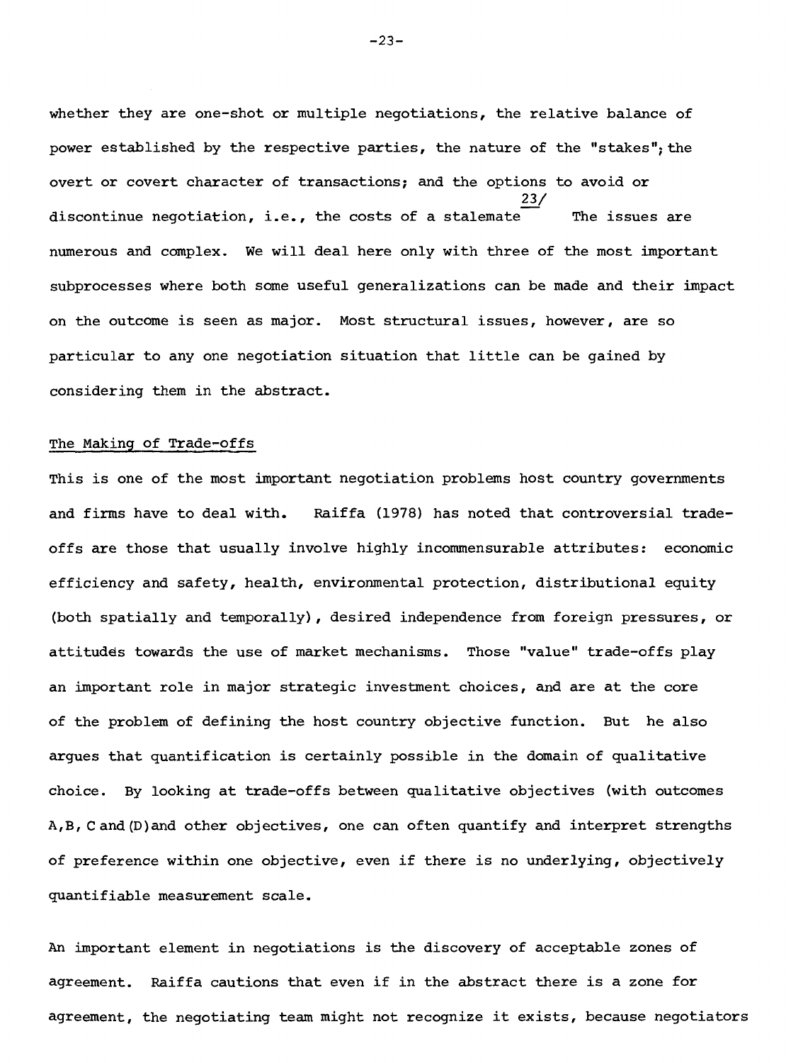whether they are one-shot or multiple negotiations, the relative balance of power established by the respective parties, the nature of the "stakes"; the overt or covert character of transactions; and the options to avoid or discontinue negotiation, i.e., the costs of a stalemate[23/] The issues are numerous and complex. We will deal here only with three of the most important subprocesses where both some useful generalizations can be made and their impact on the outcome is seen as major. Most structural issues, however, are so particular to any one negotiation situation that little can be gained by considering them in the abstract.

## The Making of Trade-offs

This is one of the most important negotiation problems host country governments and firms have to deal with. Raiffa (1978) has noted that controversial trade-offs are those that usually involve highly incommensurable attributes: economic efficiency and safety, health, environmental protection, distributional equity (both spatially and temporally), desired independence from foreign pressures, or attitudeds towards the use of market mechanisms. Those "value" trade-offs play an important role in major strategic investment choices, and are at the core of the problem of defining the host country objective function. But he also argues that quantification is certainly possible in the domain of qualitative choice. By looking at trade-offs between qualitative objectives (with outcomes A,B, C and (D)and other objectives, one can often quantify and interpret strengths of preference within one objective, even if there is no underlying, objectively quantifiable measurement scale.

An important element in negotiations is the discovery of acceptable zones of agreement. Raiffa cautions that even if in the abstract there is a zone for agreement, the negotiating team might not recognize it exists, because negotiators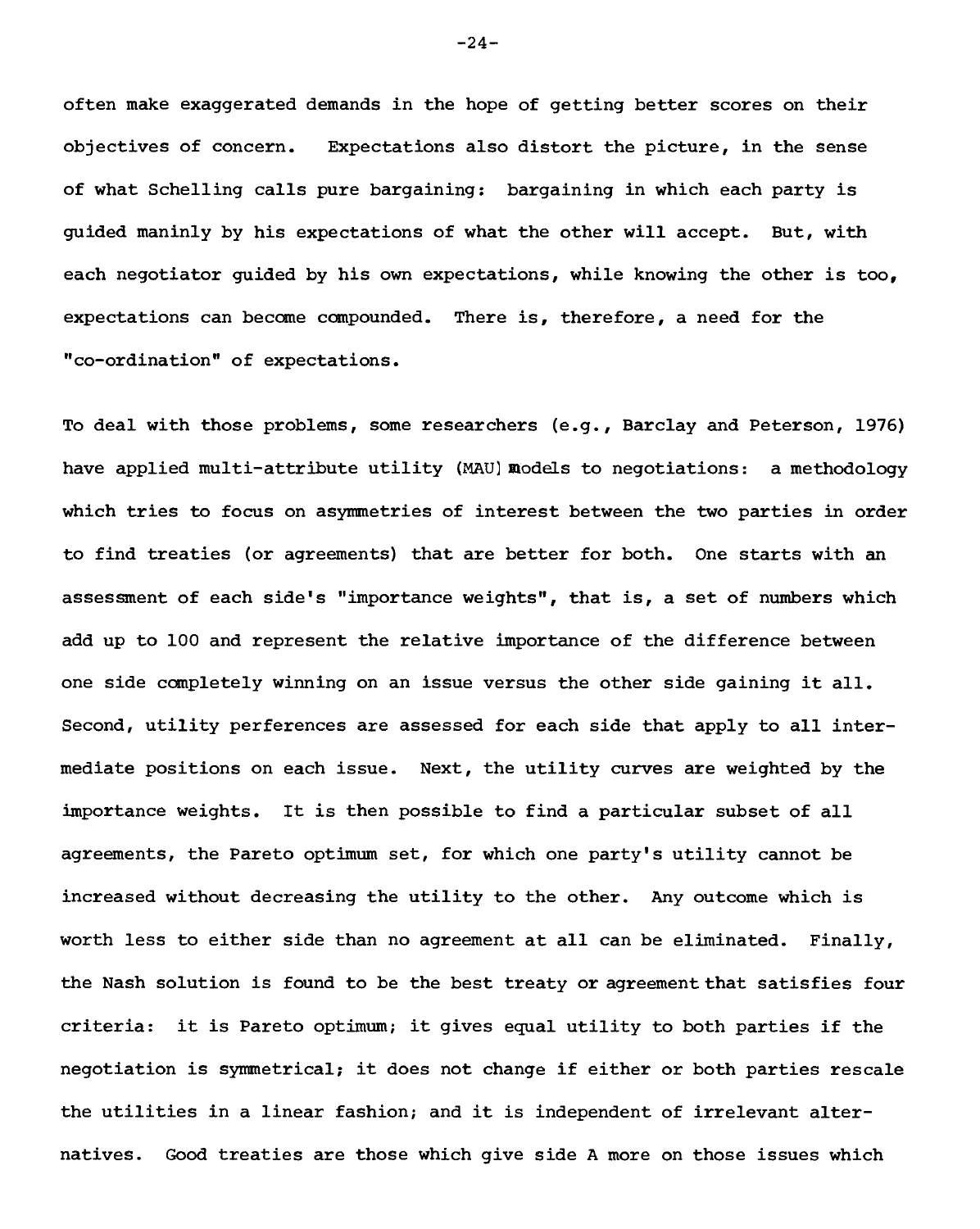often make exaggerated demands in the hope of getting better scores on their objectives of concern. Expectations also distort the picture, in the sense of what Schelling calls pure bargaining: bargaining in which each party is guided maninly by his expectations of what the other will accept. But, with each negotiator guided by his own expectations, while knowing the other is too, expectations can become compounded. There is, therefore, a need for the "co-ordination" of expectations.

To deal with those problems, some researchers (e.g., Barclay and Peterson, 1976) have applied multi-attribute utility (MAU) models to negotiations: a methodology which tries to focus on asymmetries of interest between the two parties in order to find treaties (or agreements) that are better for both. One starts with an assessment of each side's "importance weights", that is, a set of numbers which add up to 100 and represent the relative importance of the difference between one side completely winning on an issue versus the other side gaining it all. Second, utility perferences are assessed for each side that apply to all intermediate positions on each issue. Next, the utility curves are weighted by the importance weights. It is then possible to find a particular subset of all agreements, the Pareto optimum set, for which one party's utility cannot be increased without decreasing the utility to the other. Any outcome which is worth less to either side than no agreement at all can be eliminated. Finally, the Nash solution is found to be the best treaty or agreement that satisfies four criteria: it is Pareto optimum; it gives equal utility to both parties if the negotiation is symmetrical; it does not change if either or both parties rescale the utilities in a linear fashion; and it is independent of irrelevant alternatives. Good treaties are those which give side A more on those issues which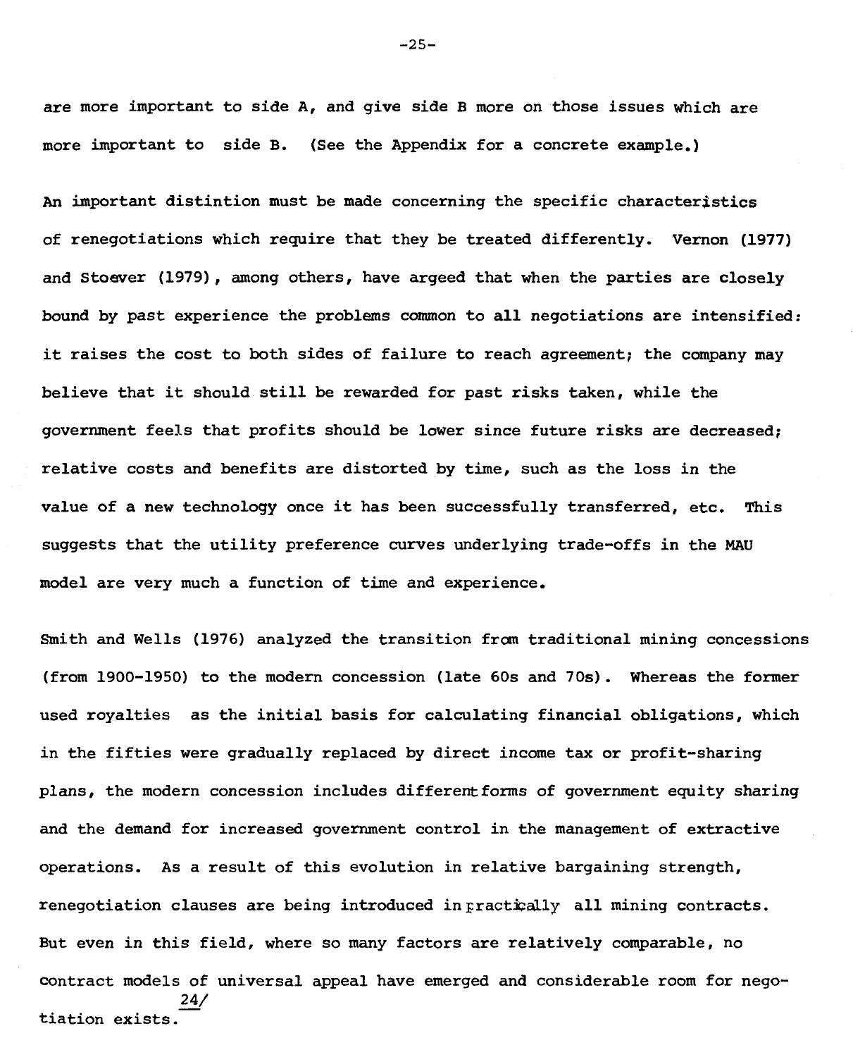are more important to side A, and give side B more on those issues which are more important to side B. (See the Appendix for a concrete example.)

An important distintion must be made concerning the specific characteristics of renegotiations which require that they be treated differently. Vernon (1977) and Stoever (1979), among others, have argeed that when the parties are closely bound by past experience the problems common to all negotiations are intensified: it raises the cost to both sides of failure to reach agreement; the company may believe that it should still be rewarded for past risks taken, while the government feels that profits should be lower since future risks are decreased; relative costs and benefits are distorted by time, such as the loss in the value of a new technology once it has been successfully transferred, etc. This suggests that the utility preference curves underlying trade-offs in the MAU model are very much a function of time and experience.

Smith and Wells (1976) analyzed the transition from traditional mining concessions (from 1900-1950) to the modern concession (late 60s and 70s). Whereas the former used royalties as the initial basis for calculating financial obligations, which in the fifties were gradually replaced by direct income tax or profit-sharing plans, the modern concession includes different forms of government equity sharing and the demand for increased government control in the management of extractive operations. As a result of this evolution in relative bargaining strength, renegotiation clauses are being introduced in practically all mining contracts. But even in this field, where so many factors are relatively comparable, no contract models of universal appeal have emerged and considerable room for negotiation exists.[24/]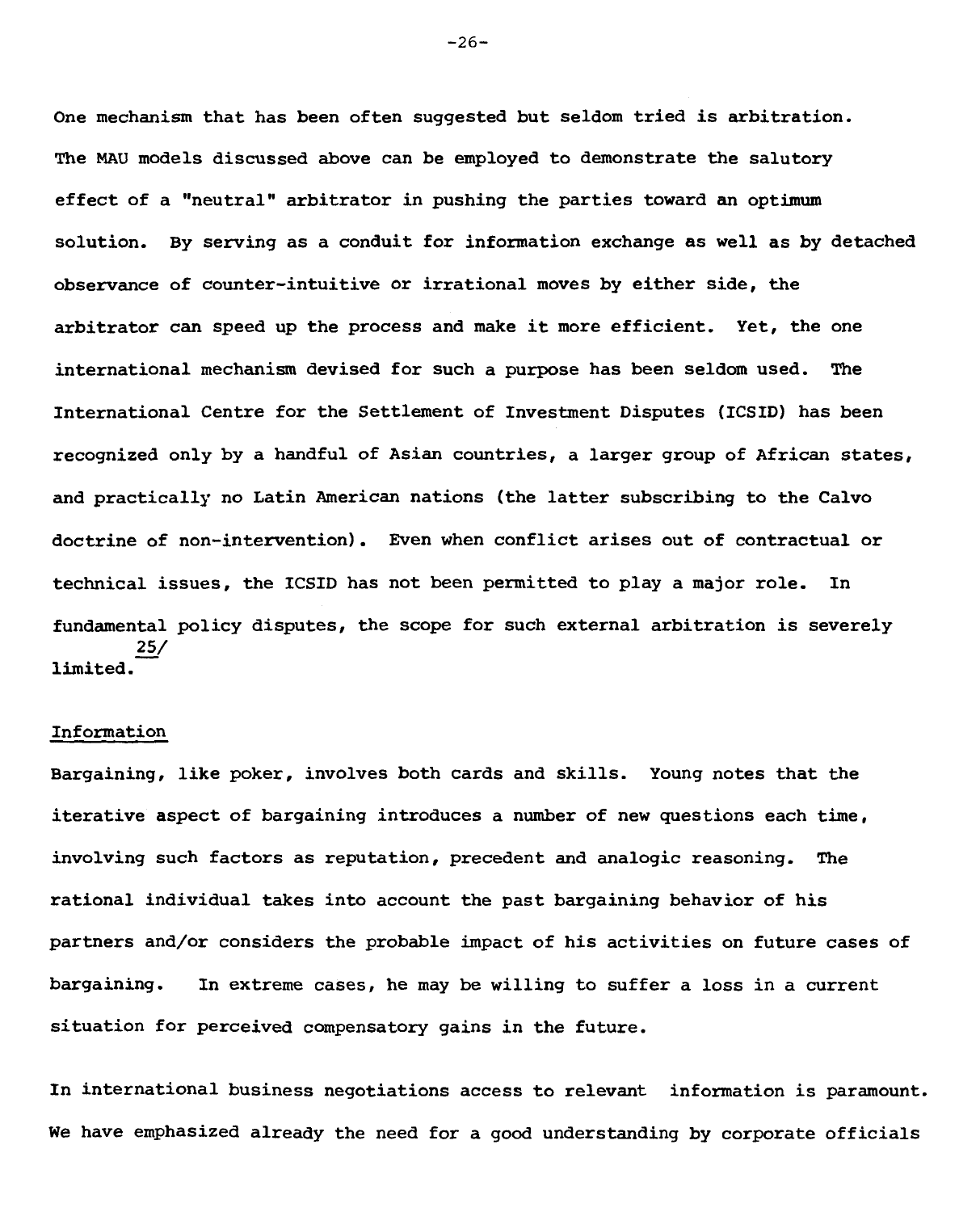One mechanism that has been often suggested but seldom tried is arbitration. The MAU models discussed above can be employed to demonstrate the salutory effect of a "neutral" arbitrator in pushing the parties toward an optimum solution. By serving as a conduit for information exchange as well as by detached observance of counter-intuitive or irrational moves by either side, the arbitrator can speed up the process and make it more efficient. Yet, the one international mechanism devised for such a purpose has been seldom used. The International Centre for the Settlement of Investment Disputes (ICSID) has been recognized only by a handful of Asian countries, a larger group of African states, and practically no Latin American nations (the latter subscribing to the Calvo doctrine of non-intervention). Even when conflict arises out of contractual or technical issues, the ICSID has not been permitted to play a major role. In fundamental policy disputes, the scope for such external arbitration is severely limited.[25]

## Information

Bargaining, like poker, involves both cards and skills. Young notes that the iterative aspect of bargaining introduces a number of new questions each time, involving such factors as reputation, precedent and analogic reasoning. The rational individual takes into account the past bargaining behavior of his partners and/or considers the probable impact of his activities on future cases of bargaining. In extreme cases, he may be willing to suffer a loss in a current situation for perceived compensatory gains in the future.

In international business negotiations access to relevant information is paramount. We have emphasized already the need for a good understanding by corporate officials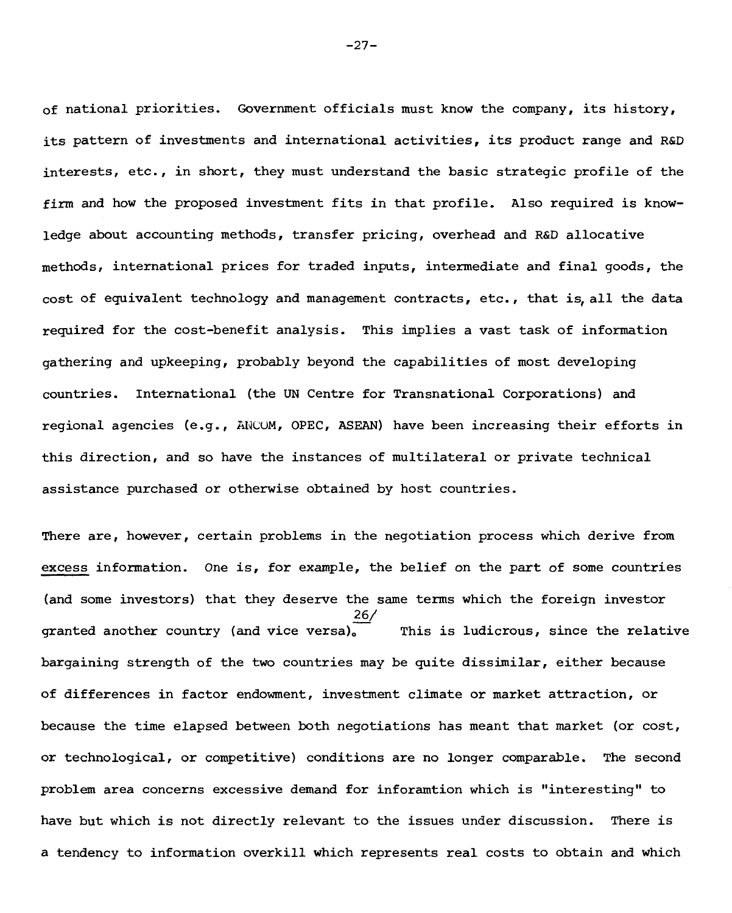of national priorities. Government officials must know the company, its history, its pattern of investments and international activities, its product range and R&D interests, etc., in short, they must understand the basic strategic profile of the firm and how the proposed investment fits in that profile. Also required is knowledge about accounting methods, transfer pricing, overhead and R&D allocative methods, international prices for traded inputs, intermediate and final goods, the cost of equivalent technology and management contracts, etc., that is, all the data required for the cost-benefit analysis. This implies a vast task of information gathering and upkeeping, probably beyond the capabilities of most developing countries. International (the UN Centre for Transnational Corporations) and regional agencies (e.g., ANCOM, OPEC, ASEAN) have been increasing their efforts in this direction, and so have the instances of multilateral or private technical assistance purchased or otherwise obtained by host countries.

There are, however, certain problems in the negotiation process which derive from <u>excess</u> information. One is, for example, the belief on the part of some countries (and some investors) that they deserve the same terms which the foreign investor granted another country (and vice versa).[26/] This is ludicrous, since the relative bargaining strength of the two countries may be quite dissimilar, either because of differences in factor endowment, investment climate or market attraction, or because the time elapsed between both negotiations has meant that market (or cost, or technological, or competitive) conditions are no longer comparable. The second problem area concerns excessive demand for inforamtion which is "interesting" to have but which is not directly relevant to the issues under discussion. There is a tendency to information overkill which represents real costs to obtain and which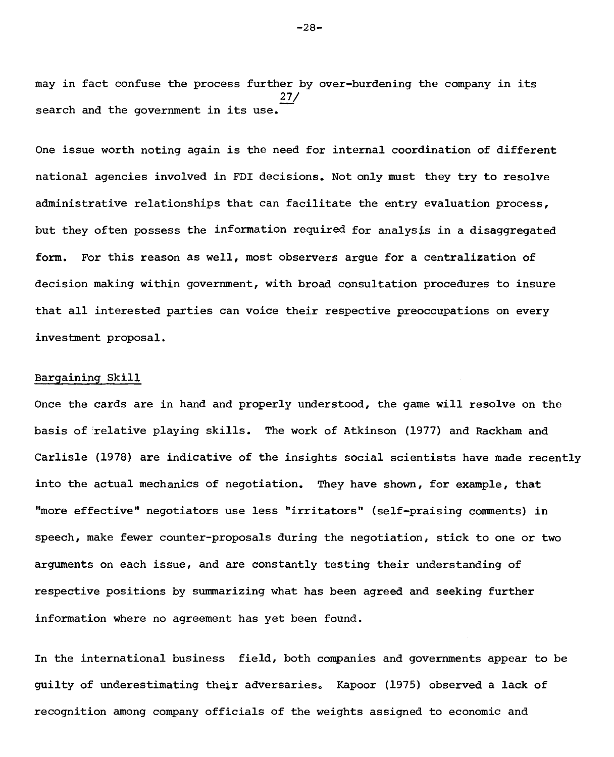may in fact confuse the process further by over-burdening the company in its search and the government in its use.[27/]

One issue worth noting again is the need for internal coordination of different national agencies involved in FDI decisions. Not only must they try to resolve administrative relationships that can facilitate the entry evaluation process, but they often possess the information required for analysis in a disaggregated form. For this reason as well, most observers argue for a centralization of decision making within government, with broad consultation procedures to insure that all interested parties can voice their respective preoccupations on every investment proposal.

Bargaining Skill

Once the cards are in hand and properly understood, the game will resolve on the basis of relative playing skills. The work of Atkinson (1977) and Rackham and Carlisle (1978) are indicative of the insights social scientists have made recently into the actual mechanics of negotiation. They have shown, for example, that "more effective" negotiators use less "irritators" (self-praising comments) in speech, make fewer counter-proposals during the negotiation, stick to one or two arguments on each issue, and are constantly testing their understanding of respective positions by summarizing what has been agreed and seeking further information where no agreement has yet been found.

In the international business field, both companies and governments appear to be guilty of underestimating their adversaries. Kapoor (1975) observed a lack of recognition among company officials of the weights assigned to economic and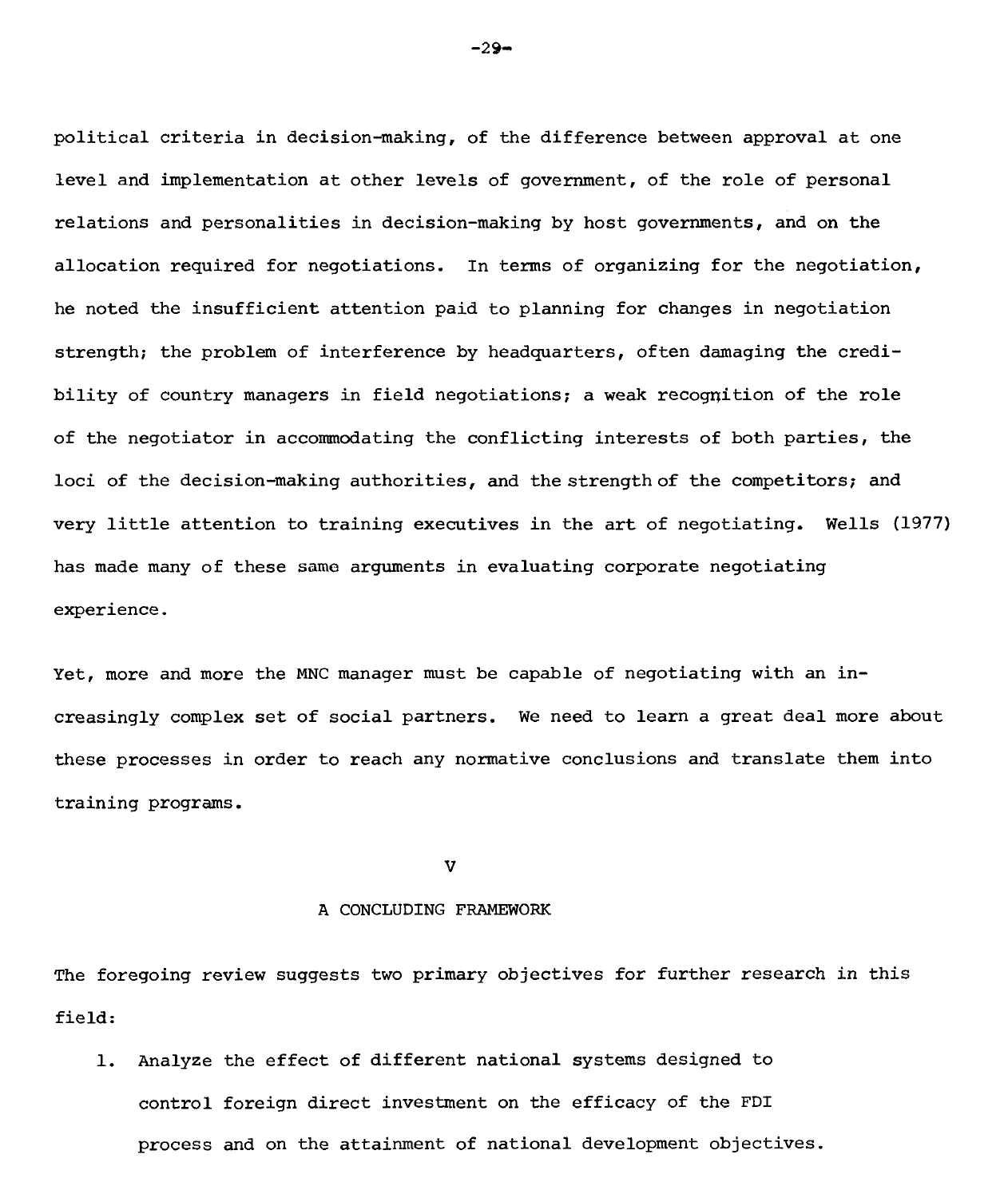political criteria in decision-making, of the difference between approval at one level and implementation at other levels of government, of the role of personal relations and personalities in decision-making by host governments, and on the allocation required for negotiations. In terms of organizing for the negotiation, he noted the insufficient attention paid to planning for changes in negotiation strength; the problem of interference by headquarters, often damaging the credibility of country managers in field negotiations; a weak recognition of the role of the negotiator in accommodating the conflicting interests of both parties, the loci of the decision-making authorities, and the strength of the competitors; and very little attention to training executives in the art of negotiating. Wells (1977) has made many of these same arguments in evaluating corporate negotiating experience.

Yet, more and more the MNC manager must be capable of negotiating with an increasingly complex set of social partners. We need to learn a great deal more about these processes in order to reach any normative conclusions and translate them into training programs.

## V

## A CONCLUDING FRAMEWORK

The foregoing review suggests two primary objectives for further research in this field:

1. Analyze the effect of different national systems designed to control foreign direct investment on the efficacy of the FDI process and on the attainment of national development objectives.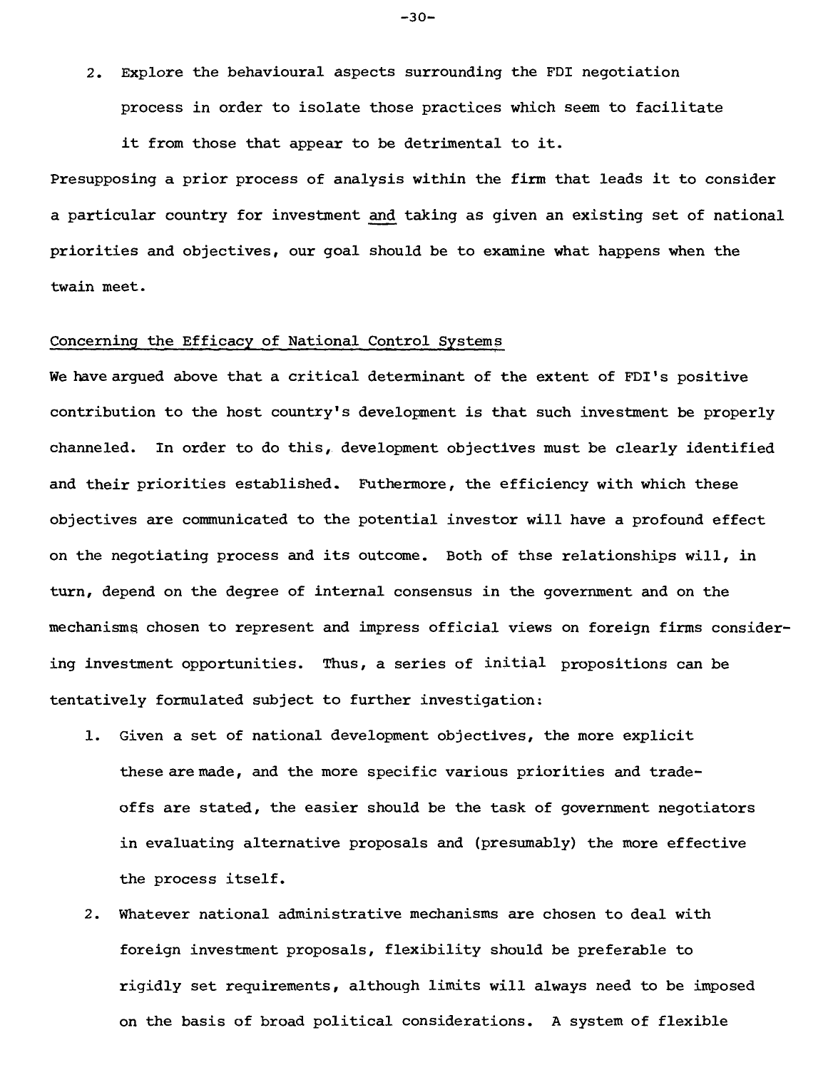2. Explore the behavioural aspects surrounding the FDI negotiation process in order to isolate those practices which seem to facilitate it from those that appear to be detrimental to it.

Presupposing a prior process of analysis within the firm that leads it to consider a particular country for investment and taking as given an existing set of national priorities and objectives, our goal should be to examine what happens when the twain meet.

## Concerning the Efficacy of National Control Systems

We have argued above that a critical determinant of the extent of FDI's positive contribution to the host country's development is that such investment be properly channeled. In order to do this, development objectives must be clearly identified and their priorities established. Futhermore, the efficiency with which these objectives are communicated to the potential investor will have a profound effect on the negotiating process and its outcome. Both of thse relationships will, in turn, depend on the degree of internal consensus in the government and on the mechanisms chosen to represent and impress official views on foreign firms considering investment opportunities. Thus, a series of initial propositions can be tentatively formulated subject to further investigation:

1. Given a set of national development objectives, the more explicit these are made, and the more specific various priorities and trade-offs are stated, the easier should be the task of government negotiators in evaluating alternative proposals and (presumably) the more effective the process itself.
2. Whatever national administrative mechanisms are chosen to deal with foreign investment proposals, flexibility should be preferable to rigidly set requirements, although limits will always need to be imposed on the basis of broad political considerations. A system of flexible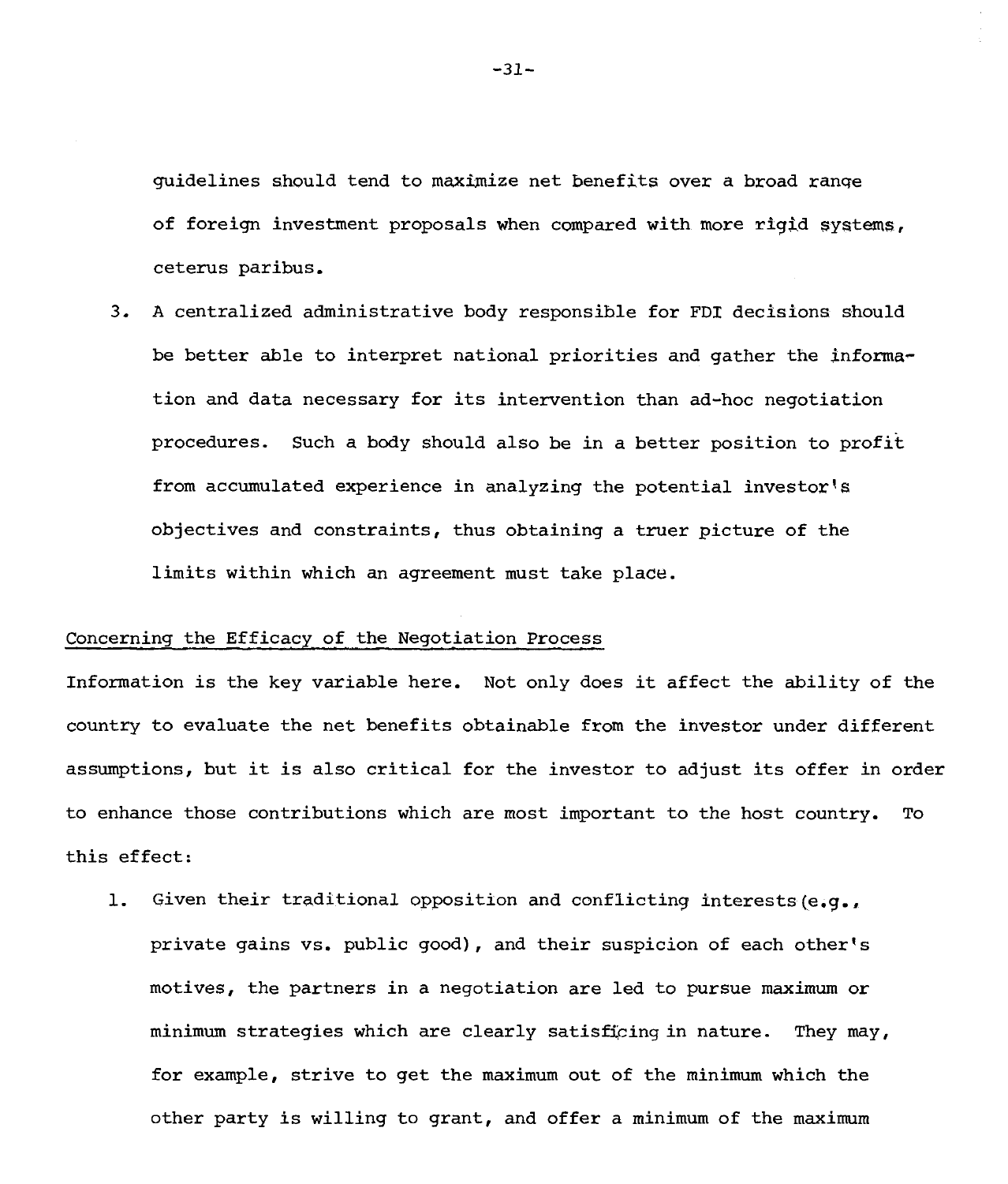guidelines should tend to maximize net benefits over a broad range of foreign investment proposals when compared with more rigid systems, ceterus paribus.

3. A centralized administrative body responsible for FDI decisions should be better able to interpret national priorities and gather the information and data necessary for its intervention than ad-hoc negotiation procedures. Such a body should also be in a better position to profit from accumulated experience in analyzing the potential investor's objectives and constraints, thus obtaining a truer picture of the limits within which an agreement must take place.

<u>Concerning the Efficacy of the Negotiation Process</u>

Information is the key variable here. Not only does it affect the ability of the country to evaluate the net benefits obtainable from the investor under different assumptions, but it is also critical for the investor to adjust its offer in order to enhance those contributions which are most important to the host country. To this effect:

1. Given their traditional opposition and conflicting interests (e.g., private gains vs. public good), and their suspicion of each other's motives, the partners in a negotiation are led to pursue maximum or minimum strategies which are clearly satisficing in nature. They may, for example, strive to get the maximum out of the minimum which the other party is willing to grant, and offer a minimum of the maximum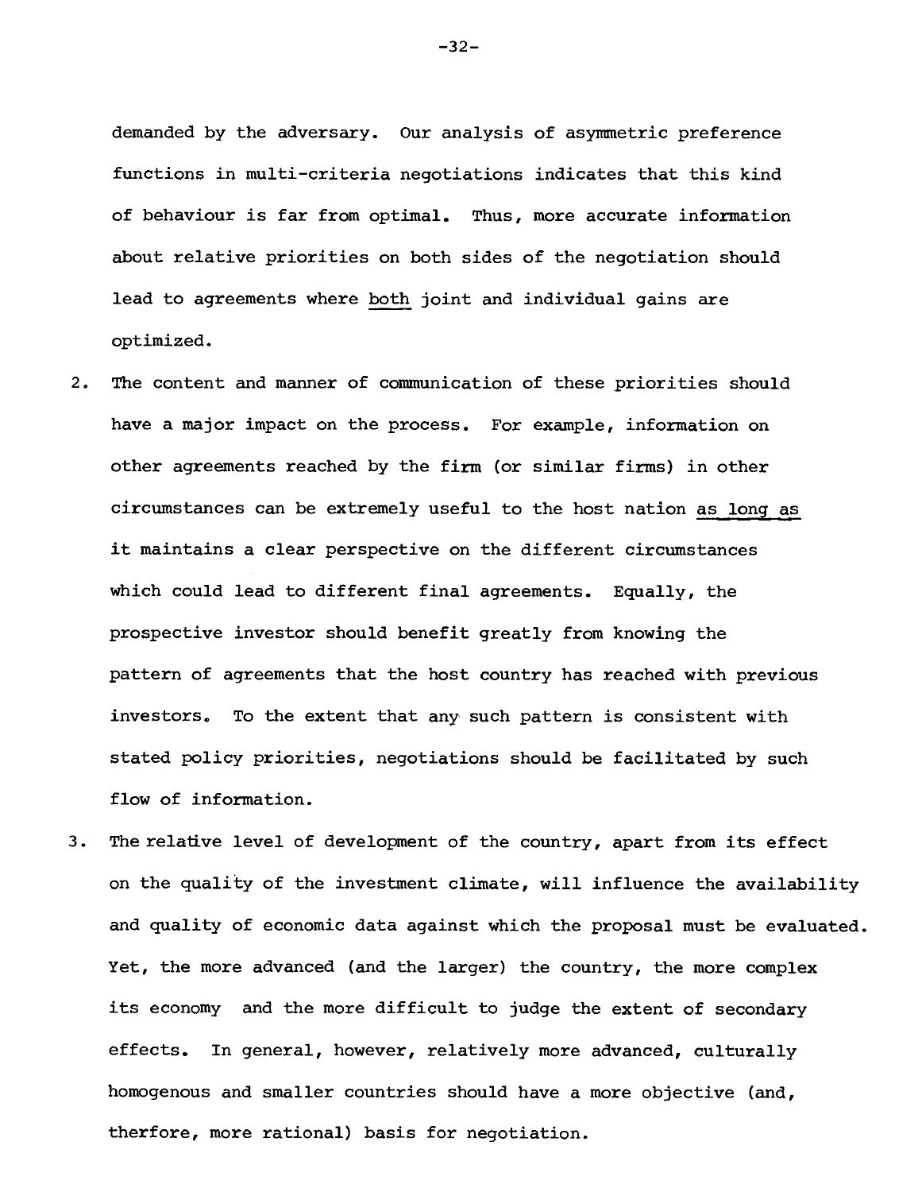demanded by the adversary. Our analysis of asymmetric preference functions in multi-criteria negotiations indicates that this kind of behaviour is far from optimal. Thus, more accurate information about relative priorities on both sides of the negotiation should lead to agreements where <u>both</u> joint and individual gains are optimized.

2. The content and manner of communication of these priorities should have a major impact on the process. For example, information on other agreements reached by the firm (or similar firms) in other circumstances can be extremely useful to the host nation <u>as long as</u> it maintains a clear perspective on the different circumstances which could lead to different final agreements. Equally, the prospective investor should benefit greatly from knowing the pattern of agreements that the host country has reached with previous investors. To the extent that any such pattern is consistent with stated policy priorities, negotiations should be facilitated by such flow of information.

3. The relative level of development of the country, apart from its effect on the quality of the investment climate, will influence the availability and quality of economic data against which the proposal must be evaluated. Yet, the more advanced (and the larger) the country, the more complex its economy and the more difficult to judge the extent of secondary effects. In general, however, relatively more advanced, culturally homogenous and smaller countries should have a more objective (and, therfore, more rational) basis for negotiation.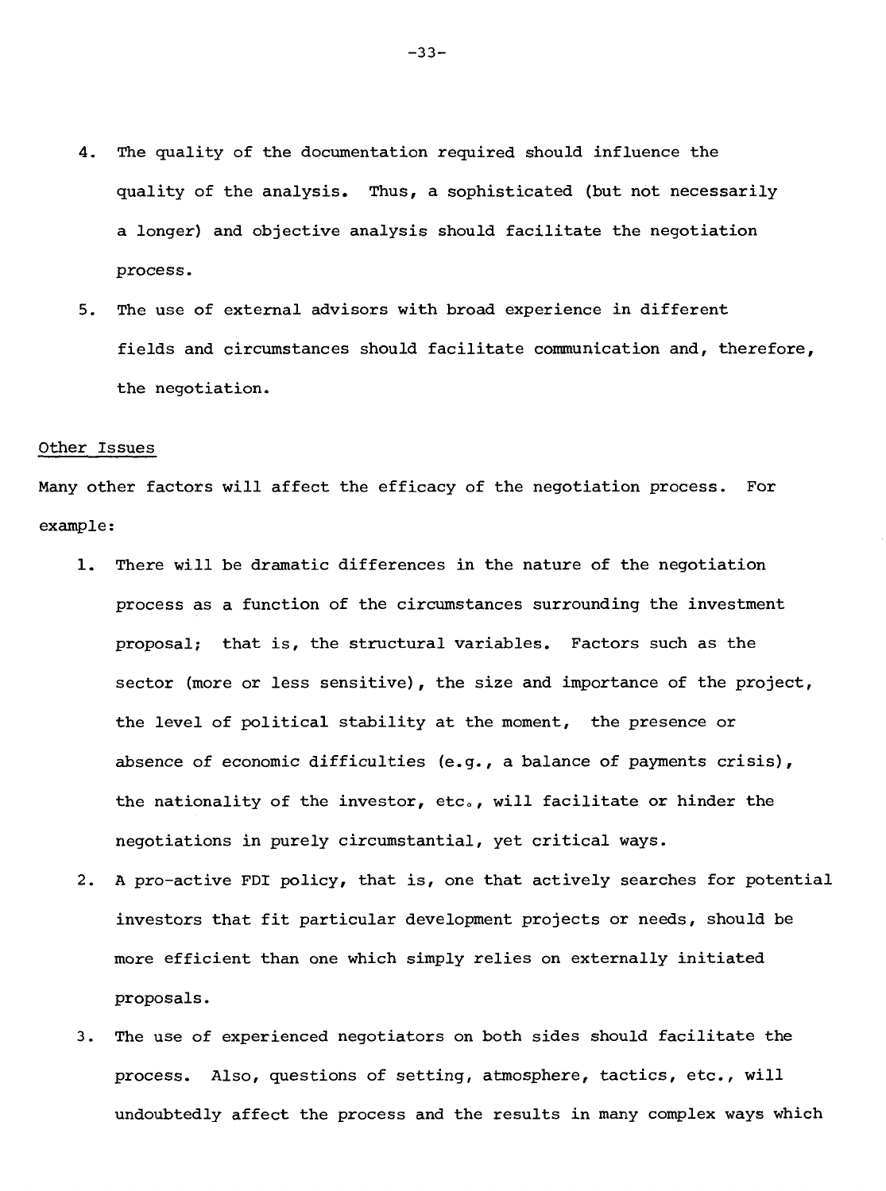4. The quality of the documentation required should influence the quality of the analysis. Thus, a sophisticated (but not necessarily a longer) and objective analysis should facilitate the negotiation process.

5. The use of external advisors with broad experience in different fields and circumstances should facilitate communication and, therefore, the negotiation.

Other Issues

Many other factors will affect the efficacy of the negotiation process. For example:

1. There will be dramatic differences in the nature of the negotiation process as a function of the circumstances surrounding the investment proposal; that is, the structural variables. Factors such as the sector (more or less sensitive), the size and importance of the project, the level of political stability at the moment, the presence or absence of economic difficulties (e.g., a balance of payments crisis), the nationality of the investor, etc., will facilitate or hinder the negotiations in purely circumstantial, yet critical ways.

2. A pro-active FDI policy, that is, one that actively searches for potential investors that fit particular development projects or needs, should be more efficient than one which simply relies on externally initiated proposals.

3. The use of experienced negotiators on both sides should facilitate the process. Also, questions of setting, atmosphere, tactics, etc., will undoubtedly affect the process and the results in many complex ways which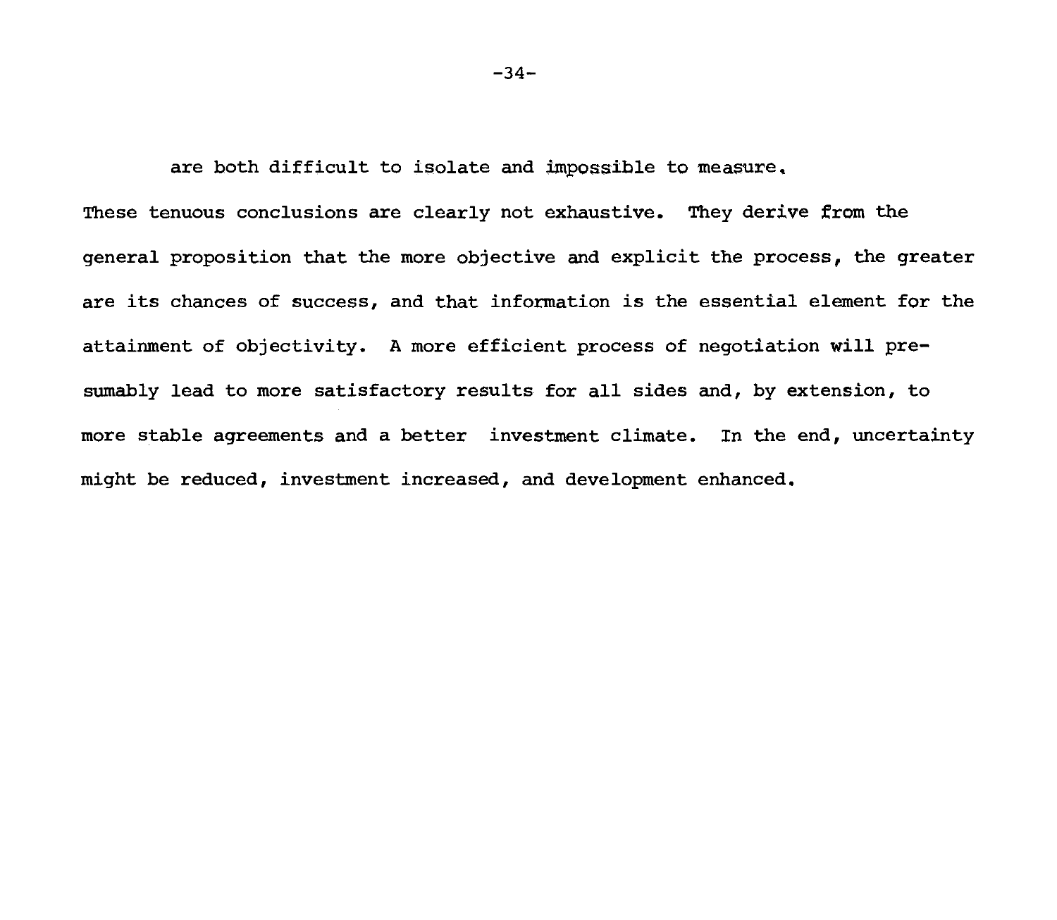are both difficult to isolate and impossible to measure.

These tenuous conclusions are clearly not exhaustive. They derive from the general proposition that the more objective and explicit the process, the greater are its chances of success, and that information is the essential element for the attainment of objectivity. A more efficient process of negotiation will presumably lead to more satisfactory results for all sides and, by extension, to more stable agreements and a better investment climate. In the end, uncertainty might be reduced, investment increased, and development enhanced.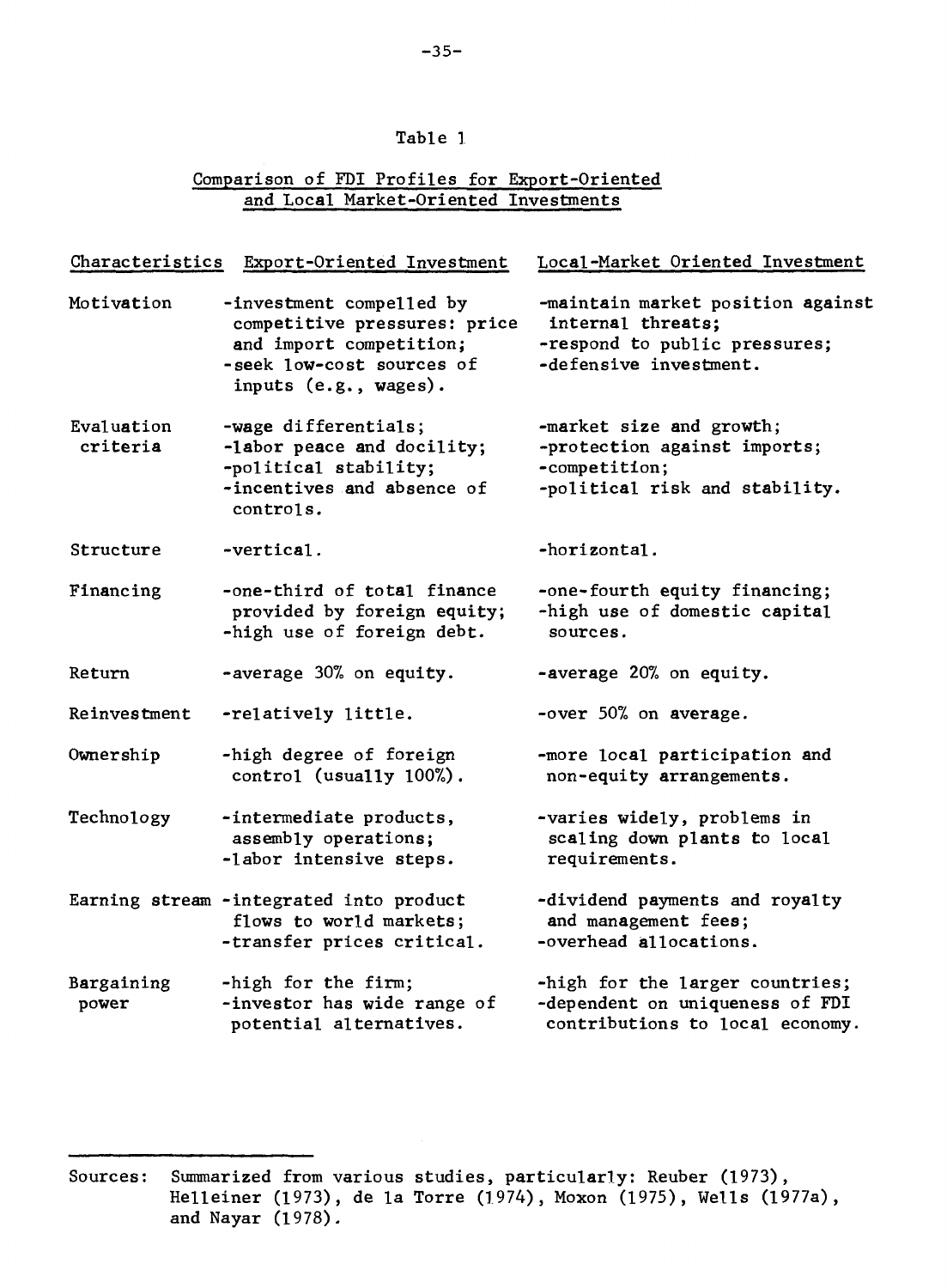Table 1

Comparison of FDI Profiles for Export-Oriented and Local Market-Oriented Investments

| Characteristics | Export-Oriented Investment | Local-Market Oriented Investment |
|---|---|---|
| Motivation | -investment compelled by competitive pressures: price and import competition;<br>-seek low-cost sources of inputs (e.g., wages). | -maintain market position against internal threats;<br>-respond to public pressures;<br>-defensive investment. |
| Evaluation criteria | -wage differentials;<br>-labor peace and docility;<br>-political stability;<br>-incentives and absence of controls. | -market size and growth;<br>-protection against imports;<br>-competition;<br>-political risk and stability. |
| Structure | -vertical. | -horizontal. |
| Financing | -one-third of total finance provided by foreign equity;<br>-high use of foreign debt. | -one-fourth equity financing;<br>-high use of domestic capital sources. |
| Return | -average 30% on equity. | -average 20% on equity. |
| Reinvestment | -relatively little. | -over 50% on average. |
| Ownership | -high degree of foreign control (usually 100%). | -more local participation and non-equity arrangements. |
| Technology | -intermediate products, assembly operations;<br>-labor intensive steps. | -varies widely, problems in scaling down plants to local requirements. |
| Earning stream | -integrated into product flows to world markets;<br>-transfer prices critical. | -dividend payments and royalty and management fees;<br>-overhead allocations. |
| Bargaining power | -high for the firm;<br>-investor has wide range of potential alternatives. | -high for the larger countries;<br>-dependent on uniqueness of FDI contributions to local economy. |

Sources: Summarized from various studies, particularly: Reuber (1973), Helleiner (1973), de la Torre (1974), Moxon (1975), Wells (1977a), and Nayar (1978).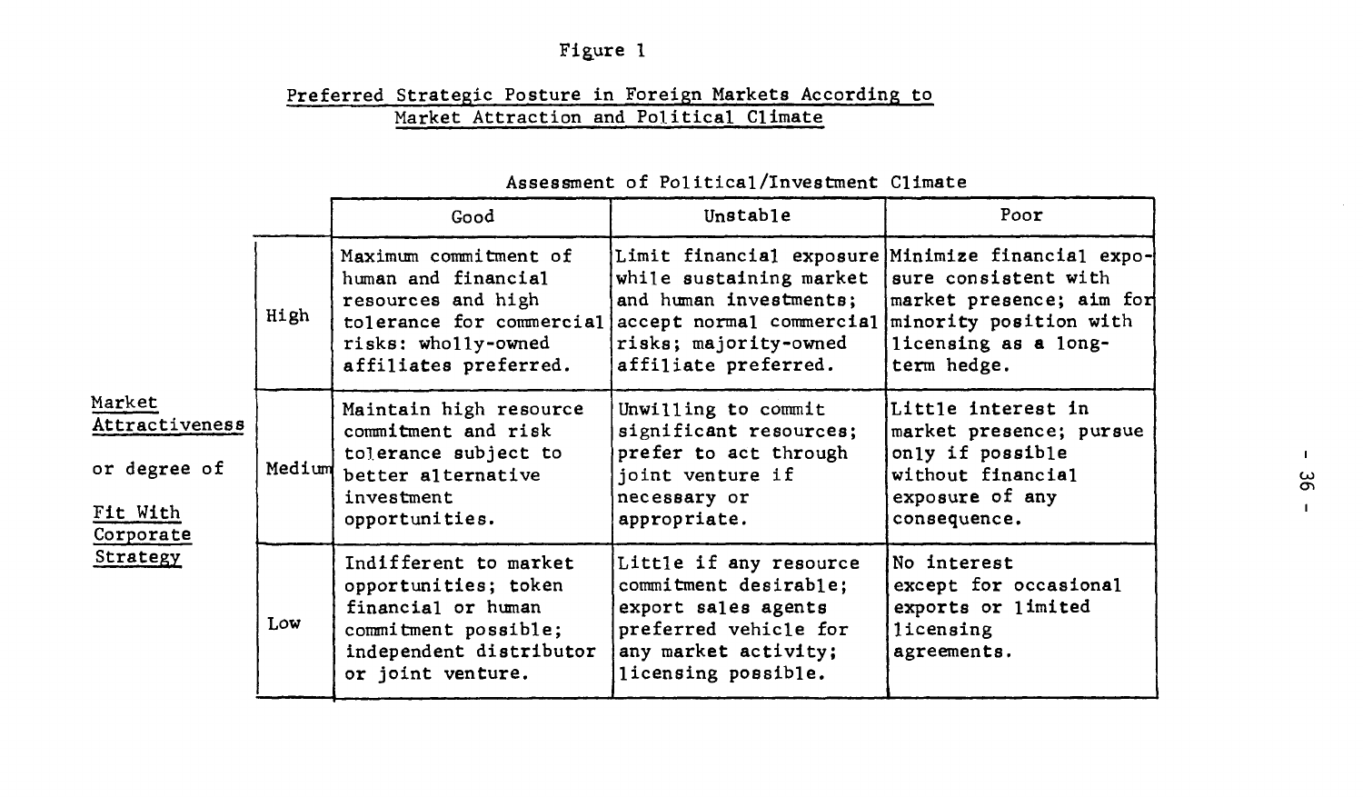Figure 1

Preferred Strategic Posture in Foreign Markets According to Market Attraction and Political Climate

| Market Attractiveness or degree of Fit With Corporate Strategy | Assessment of Political/Investment Climate: Good | Unstable | Poor |
|---|---|---|---|
| High | Maximum commitment of human and financial resources and high tolerance for commercial risks: wholly-owned affiliates preferred. | Limit financial exposure while sustaining market and human investments; accept normal commercial risks; majority-owned affiliate preferred. | Minimize financial exposure consistent with market presence; aim for minority position with licensing as a long-term hedge. |
| Medium | Maintain high resource commitment and risk tolerance subject to better alternative investment opportunities. | Unwilling to commit significant resources; prefer to act through joint venture if necessary or appropriate. | Little interest in market presence; pursue only if possible without financial exposure of any consequence. |
| Low | Indifferent to market opportunities; token financial or human commitment possible; independent distributor or joint venture. | Little if any resource commitment desirable; export sales agents preferred vehicle for any market activity; licensing possible. | No interest except for occasional exports or limited licensing agreements. |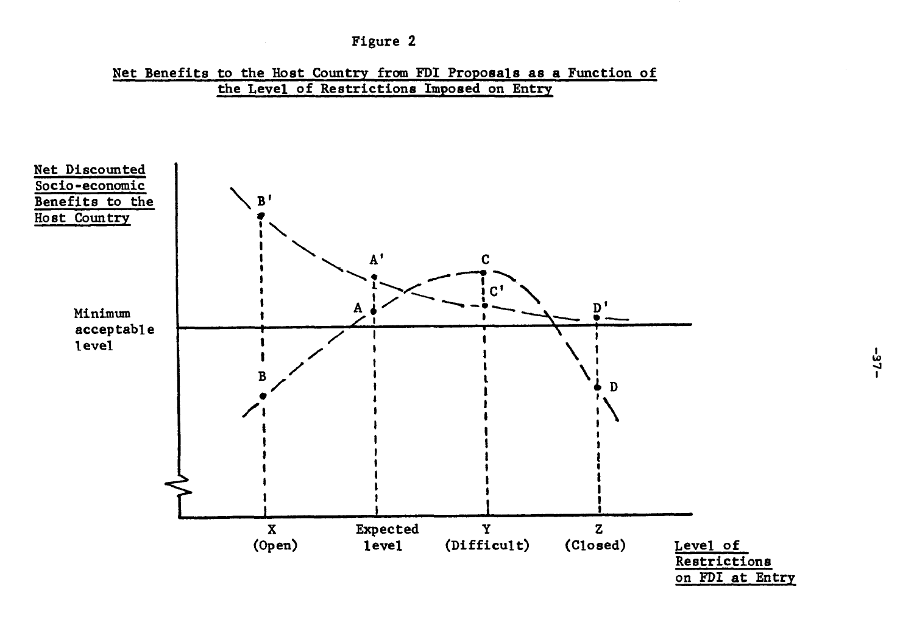Figure 2

Net Benefits to the Host Country from FDI Proposals as a Function of the Level of Restrictions Imposed on Entry

Net Discounted Socio-economic Benefits to the Host Country

Minimum acceptable level

B'

A'

C

C'

A

D'

B

D

X (Open)

Expected level

Y (Difficult)

Z (Closed)

Level of Restrictions on FDI at Entry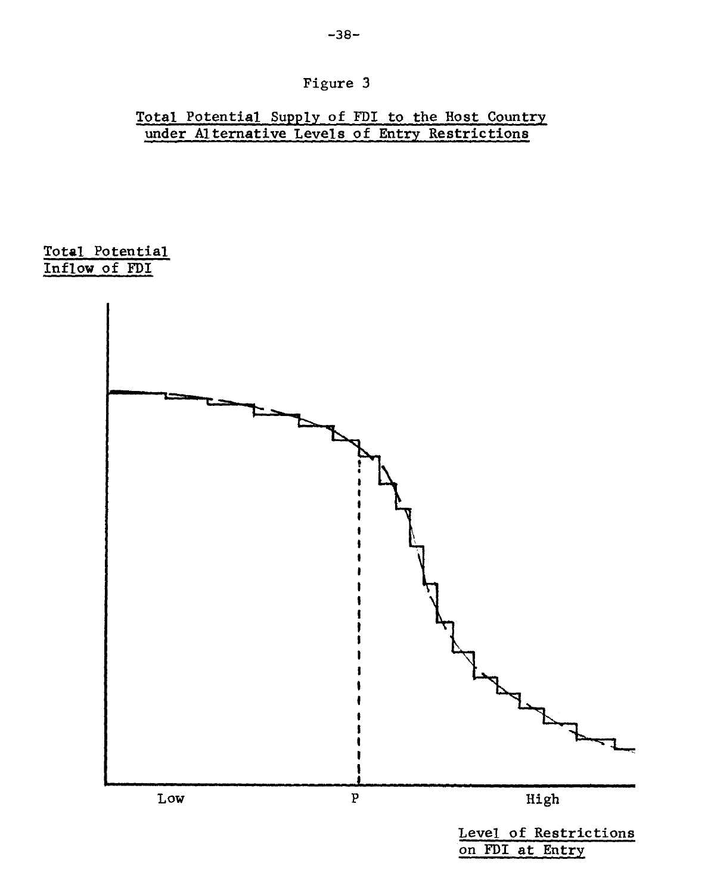Figure 3

Total Potential Supply of FDI to the Host Country under Alternative Levels of Entry Restrictions

Total Potential Inflow of FDI

Low

P

High

Level of Restrictions on FDI at Entry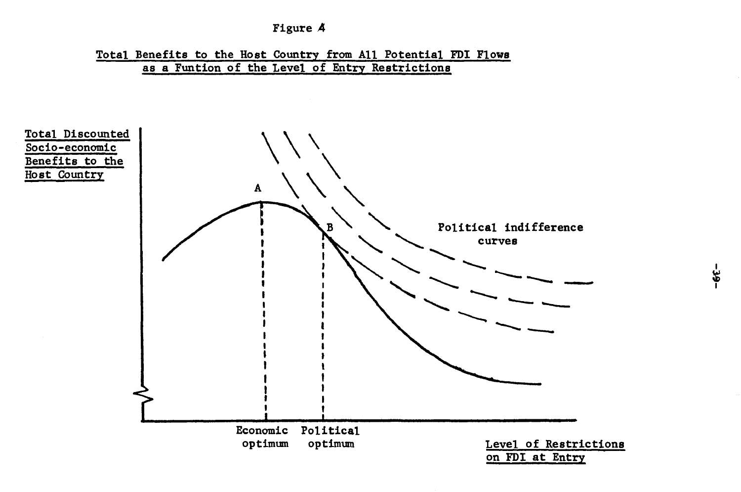Figure 4

Total Benefits to the Host Country from All Potential FDI Flows as a Funtion of the Level of Entry Restrictions

Total Discounted Socio-economic Benefits to the Host Country

A

B

Political indifference curves

Economic optimum

Political optimum

Level of Restrictions on FDI at Entry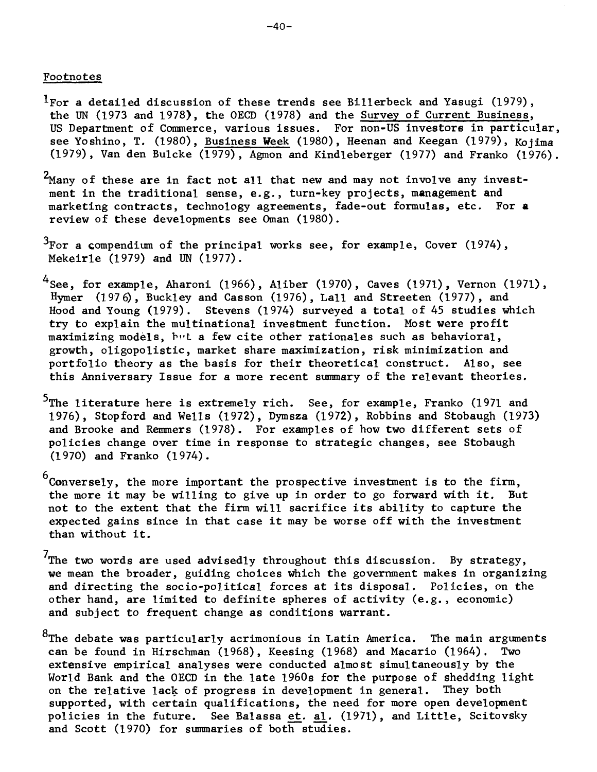Footnotes

[1]For a detailed discussion of these trends see Billerbeck and Yasugi (1979), the UN (1973 and 1978), the OECD (1978) and the Survey of Current Business, US Department of Commerce, various issues. For non-US investors in particular, see Yoshino, T. (1980), Business Week (1980), Heenan and Keegan (1979), Kojima (1979), Van den Bulcke (1979), Agmon and Kindleberger (1977) and Franko (1976).

[2]Many of these are in fact not all that new and may not involve any investment in the traditional sense, e.g., turn-key projects, management and marketing contracts, technology agreements, fade-out formulas, etc. For a review of these developments see Oman (1980).

[3]For a compendium of the principal works see, for example, Cover (1974), Mekeirle (1979) and UN (1977).

[4]See, for example, Aharoni (1966), Aliber (1970), Caves (1971), Vernon (1971), Hymer (1976), Buckley and Casson (1976), Lall and Streeten (1977), and Hood and Young (1979). Stevens (1974) surveyed a total of 45 studies which try to explain the multinational investment function. Most were profit maximizing models, but a few cite other rationales such as behavioral, growth, oligopolistic, market share maximization, risk minimization and portfolio theory as the basis for their theoretical construct. Also, see this Anniversary Issue for a more recent summary of the relevant theories.

[5]The literature here is extremely rich. See, for example, Franko (1971 and 1976), Stopford and Wells (1972), Dymsza (1972), Robbins and Stobaugh (1973) and Brooke and Remmers (1978). For examples of how two different sets of policies change over time in response to strategic changes, see Stobaugh (1970) and Franko (1974).

[6]Conversely, the more important the prospective investment is to the firm, the more it may be willing to give up in order to go forward with it. But not to the extent that the firm will sacrifice its ability to capture the expected gains since in that case it may be worse off with the investment than without it.

[7]The two words are used advisedly throughout this discussion. By strategy, we mean the broader, guiding choices which the government makes in organizing and directing the socio-political forces at its disposal. Policies, on the other hand, are limited to definite spheres of activity (e.g., economic) and subject to frequent change as conditions warrant.

[8]The debate was particularly acrimonious in Latin America. The main arguments can be found in Hirschman (1968), Keesing (1968) and Macario (1964). Two extensive empirical analyses were conducted almost simultaneously by the World Bank and the OECD in the late 1960s for the purpose of shedding light on the relative lack of progress in development in general. They both supported, with certain qualifications, the need for more open development policies in the future. See Balassa et. al. (1971), and Little, Scitovsky and Scott (1970) for summaries of both studies.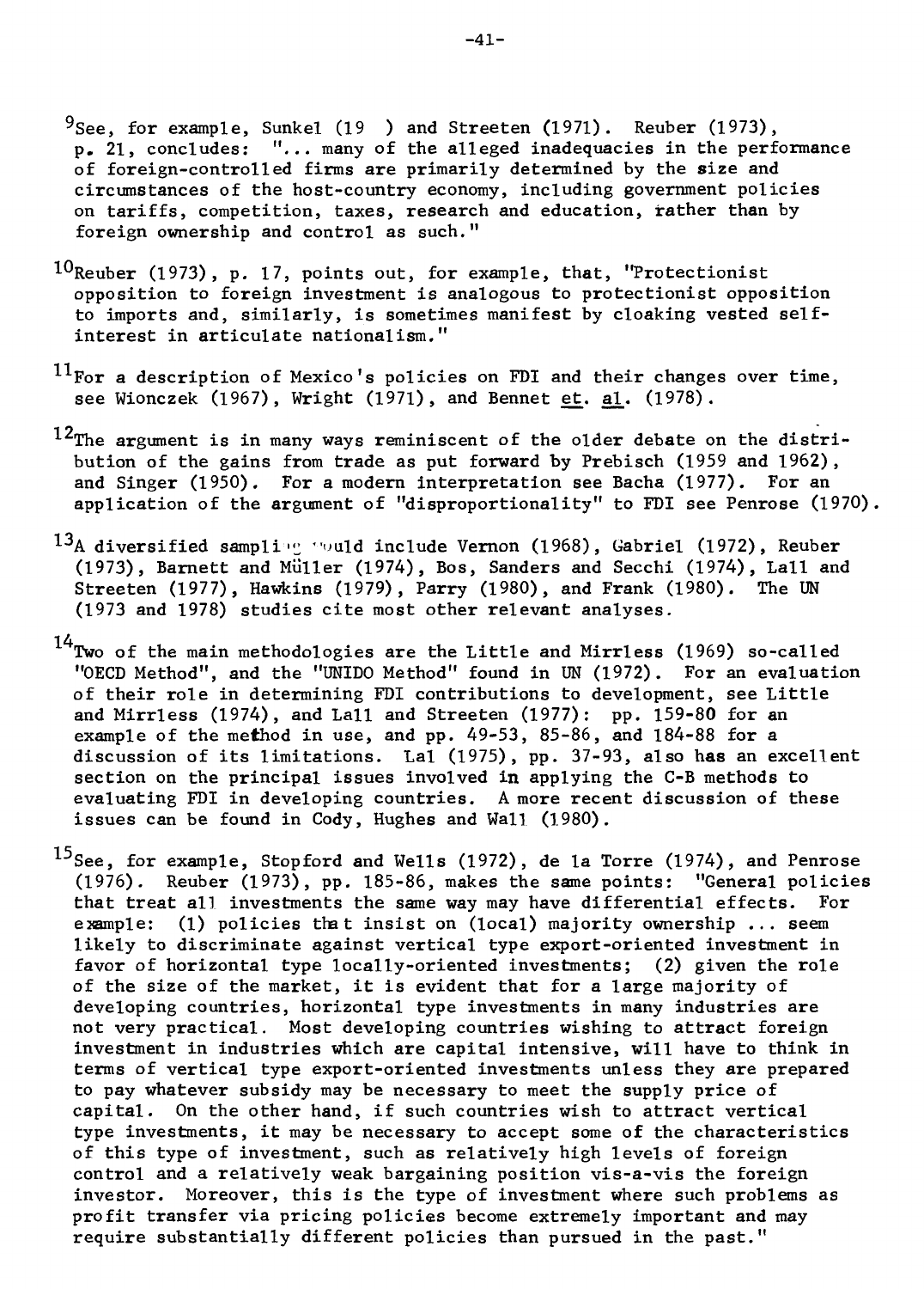[9]See, for example, Sunkel (19 ) and Streeten (1971). Reuber (1973), p. 21, concludes: "... many of the alleged inadequacies in the performance of foreign-controlled firms are primarily determined by the size and circumstances of the host-country economy, including government policies on tariffs, competition, taxes, research and education, rather than by foreign ownership and control as such."

[10]Reuber (1973), p. 17, points out, for example, that, "Protectionist opposition to foreign investment is analogous to protectionist opposition to imports and, similarly, is sometimes manifest by cloaking vested self-interest in articulate nationalism."

[11]For a description of Mexico's policies on FDI and their changes over time, see Wionczek (1967), Wright (1971), and Bennet et. al. (1978).

[12]The argument is in many ways reminiscent of the older debate on the distribution of the gains from trade as put forward by Prebisch (1959 and 1962), and Singer (1950). For a modern interpretation see Bacha (1977). For an application of the argument of "disproportionality" to FDI see Penrose (1970).

[13]A diversified sampling would include Vernon (1968), Gabriel (1972), Reuber (1973), Barnett and Müller (1974), Bos, Sanders and Secchi (1974), Lall and Streeten (1977), Hawkins (1979), Parry (1980), and Frank (1980). The UN (1973 and 1978) studies cite most other relevant analyses.

[14]Two of the main methodologies are the Little and Mirrless (1969) so-called "OECD Method", and the "UNIDO Method" found in UN (1972). For an evaluation of their role in determining FDI contributions to development, see Little and Mirrless (1974), and Lall and Streeten (1977): pp. 159-80 for an example of the method in use, and pp. 49-53, 85-86, and 184-88 for a discussion of its limitations. Lal (1975), pp. 37-93, also has an excellent section on the principal issues involved in applying the C-B methods to evaluating FDI in developing countries. A more recent discussion of these issues can be found in Cody, Hughes and Wall (1980).

[15]See, for example, Stopford and Wells (1972), de la Torre (1974), and Penrose (1976). Reuber (1973), pp. 185-86, makes the same points: "General policies that treat all investments the same way may have differential effects. For example: (1) policies that insist on (local) majority ownership ... seem likely to discriminate against vertical type export-oriented investment in favor of horizontal type locally-oriented investments; (2) given the role of the size of the market, it is evident that for a large majority of developing countries, horizontal type investments in many industries are not very practical. Most developing countries wishing to attract foreign investment in industries which are capital intensive, will have to think in terms of vertical type export-oriented investments unless they are prepared to pay whatever subsidy may be necessary to meet the supply price of capital. On the other hand, if such countries wish to attract vertical type investments, it may be necessary to accept some of the characteristics of this type of investment, such as relatively high levels of foreign control and a relatively weak bargaining position vis-a-vis the foreign investor. Moreover, this is the type of investment where such problems as profit transfer via pricing policies become extremely important and may require substantially different policies than pursued in the past."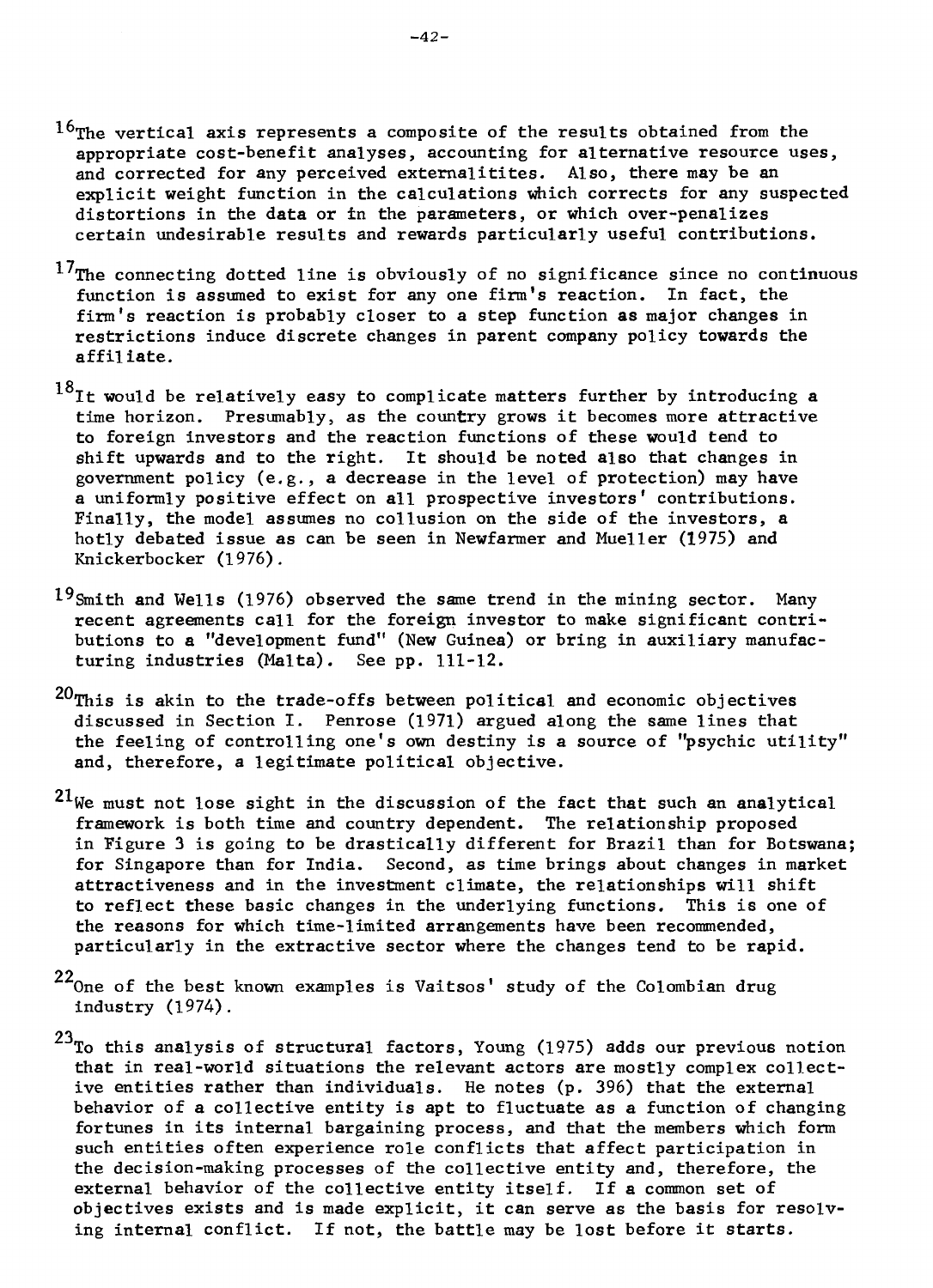[16]The vertical axis represents a composite of the results obtained from the appropriate cost-benefit analyses, accounting for alternative resource uses, and corrected for any perceived externalitites. Also, there may be an explicit weight function in the calculations which corrects for any suspected distortions in the data or in the parameters, or which over-penalizes certain undesirable results and rewards particularly useful contributions.

[17]The connecting dotted line is obviously of no significance since no continuous function is assumed to exist for any one firm's reaction. In fact, the firm's reaction is probably closer to a step function as major changes in restrictions induce discrete changes in parent company policy towards the affiliate.

[18]It would be relatively easy to complicate matters further by introducing a time horizon. Presumably, as the country grows it becomes more attractive to foreign investors and the reaction functions of these would tend to shift upwards and to the right. It should be noted also that changes in government policy (e.g., a decrease in the level of protection) may have a uniformly positive effect on all prospective investors' contributions. Finally, the model assumes no collusion on the side of the investors, a hotly debated issue as can be seen in Newfarmer and Mueller (1975) and Knickerbocker (1976).

[19]Smith and Wells (1976) observed the same trend in the mining sector. Many recent agreements call for the foreign investor to make significant contributions to a "development fund" (New Guinea) or bring in auxiliary manufacturing industries (Malta). See pp. 111-12.

[20]This is akin to the trade-offs between political and economic objectives discussed in Section I. Penrose (1971) argued along the same lines that the feeling of controlling one's own destiny is a source of "psychic utility" and, therefore, a legitimate political objective.

[21]We must not lose sight in the discussion of the fact that such an analytical framework is both time and country dependent. The relationship proposed in Figure 3 is going to be drastically different for Brazil than for Botswana; for Singapore than for India. Second, as time brings about changes in market attractiveness and in the investment climate, the relationships will shift to reflect these basic changes in the underlying functions. This is one of the reasons for which time-limited arrangements have been recommended, particularly in the extractive sector where the changes tend to be rapid.

[22]One of the best known examples is Vaitsos' study of the Colombian drug industry (1974).

[23]To this analysis of structural factors, Young (1975) adds our previous notion that in real-world situations the relevant actors are mostly complex collective entities rather than individuals. He notes (p. 396) that the external behavior of a collective entity is apt to fluctuate as a function of changing fortunes in its internal bargaining process, and that the members which form such entities often experience role conflicts that affect participation in the decision-making processes of the collective entity and, therefore, the external behavior of the collective entity itself. If a common set of objectives exists and is made explicit, it can serve as the basis for resolving internal conflict. If not, the battle may be lost before it starts.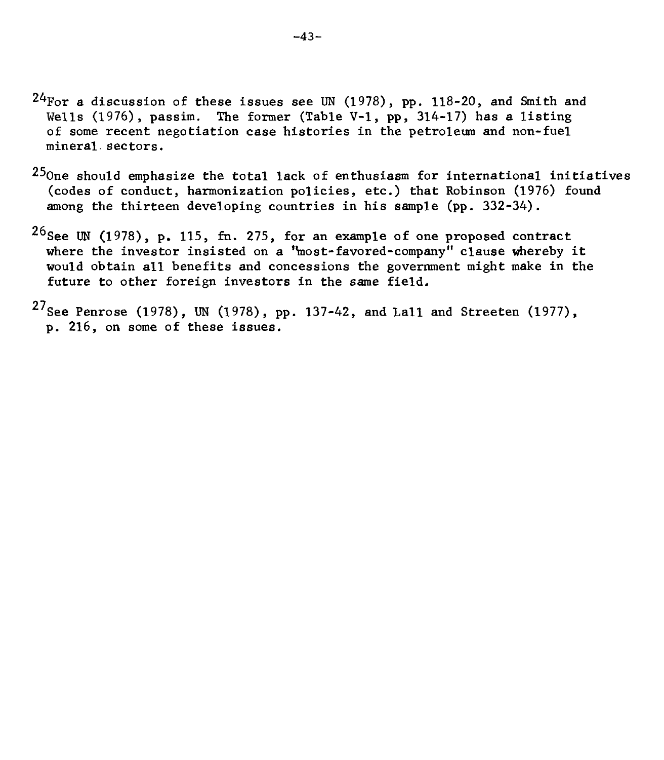[24]For a discussion of these issues see UN (1978), pp. 118-20, and Smith and Wells (1976), passim. The former (Table V-1, pp, 314-17) has a listing of some recent negotiation case histories in the petroleum and non-fuel mineral sectors.

[25]One should emphasize the total lack of enthusiasm for international initiatives (codes of conduct, harmonization policies, etc.) that Robinson (1976) found among the thirteen developing countries in his sample (pp. 332-34).

[26]See UN (1978), p. 115, fn. 275, for an example of one proposed contract where the investor insisted on a "most-favored-company" clause whereby it would obtain all benefits and concessions the government might make in the future to other foreign investors in the same field.

[27]See Penrose (1978), UN (1978), pp. 137-42, and Lall and Streeten (1977), p. 216, on some of these issues.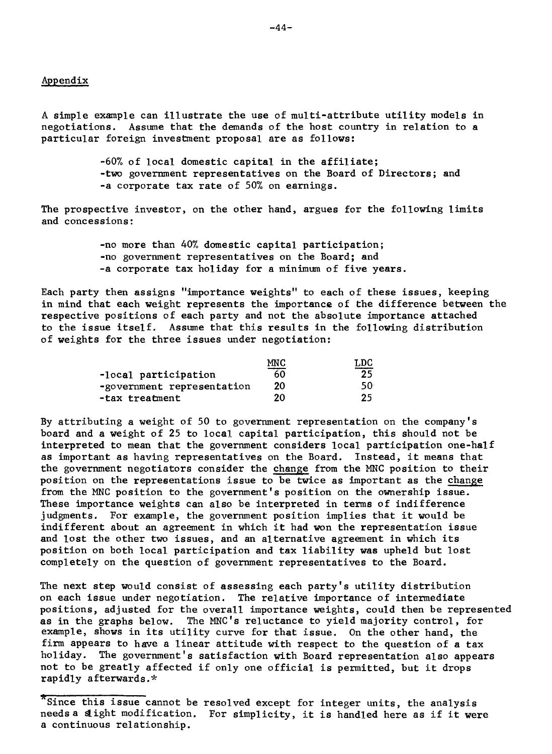Appendix

A simple example can illustrate the use of multi-attribute utility models in negotiations. Assume that the demands of the host country in relation to a particular foreign investment proposal are as follows:

- -60% of local domestic capital in the affiliate;
- -two government representatives on the Board of Directors; and
- -a corporate tax rate of 50% on earnings.

The prospective investor, on the other hand, argues for the following limits and concessions:

- -no more than 40% domestic capital participation;
- -no government representatives on the Board; and
- -a corporate tax holiday for a minimum of five years.

Each party then assigns "importance weights" to each of these issues, keeping in mind that each weight represents the importance of the difference between the respective positions of each party and not the absolute importance attached to the issue itself. Assume that this results in the following distribution of weights for the three issues under negotiation:

| | MNC | LDC |
|---|---|---|
| -local participation | 60 | 25 |
| -government representation | 20 | 50 |
| -tax treatment | 20 | 25 |

By attributing a weight of 50 to government representation on the company's board and a weight of 25 to local capital participation, this should not be interpreted to mean that the government considers local participation one-half as important as having representatives on the Board. Instead, it means that the government negotiators consider the <u>change</u> from the MNC position to their position on the representations issue to be twice as important as the <u>change</u> from the MNC position to the government's position on the ownership issue. These importance weights can also be interpreted in terms of indifference judgments. For example, the government position implies that it would be indifferent about an agreement in which it had won the representation issue and lost the other two issues, and an alternative agreement in which its position on both local participation and tax liability was upheld but lost completely on the question of government representatives to the Board.

The next step would consist of assessing each party's utility distribution on each issue under negotiation. The relative importance of intermediate positions, adjusted for the overall importance weights, could then be represented as in the graphs below. The MNC's reluctance to yield majority control, for example, shows in its utility curve for that issue. On the other hand, the firm appears to have a linear attitude with respect to the question of a tax holiday. The government's satisfaction with Board representation also appears not to be greatly affected if only one official is permitted, but it drops rapidly afterwards.*

*Since this issue cannot be resolved except for integer units, the analysis needs a slight modification. For simplicity, it is handled here as if it were a continuous relationship.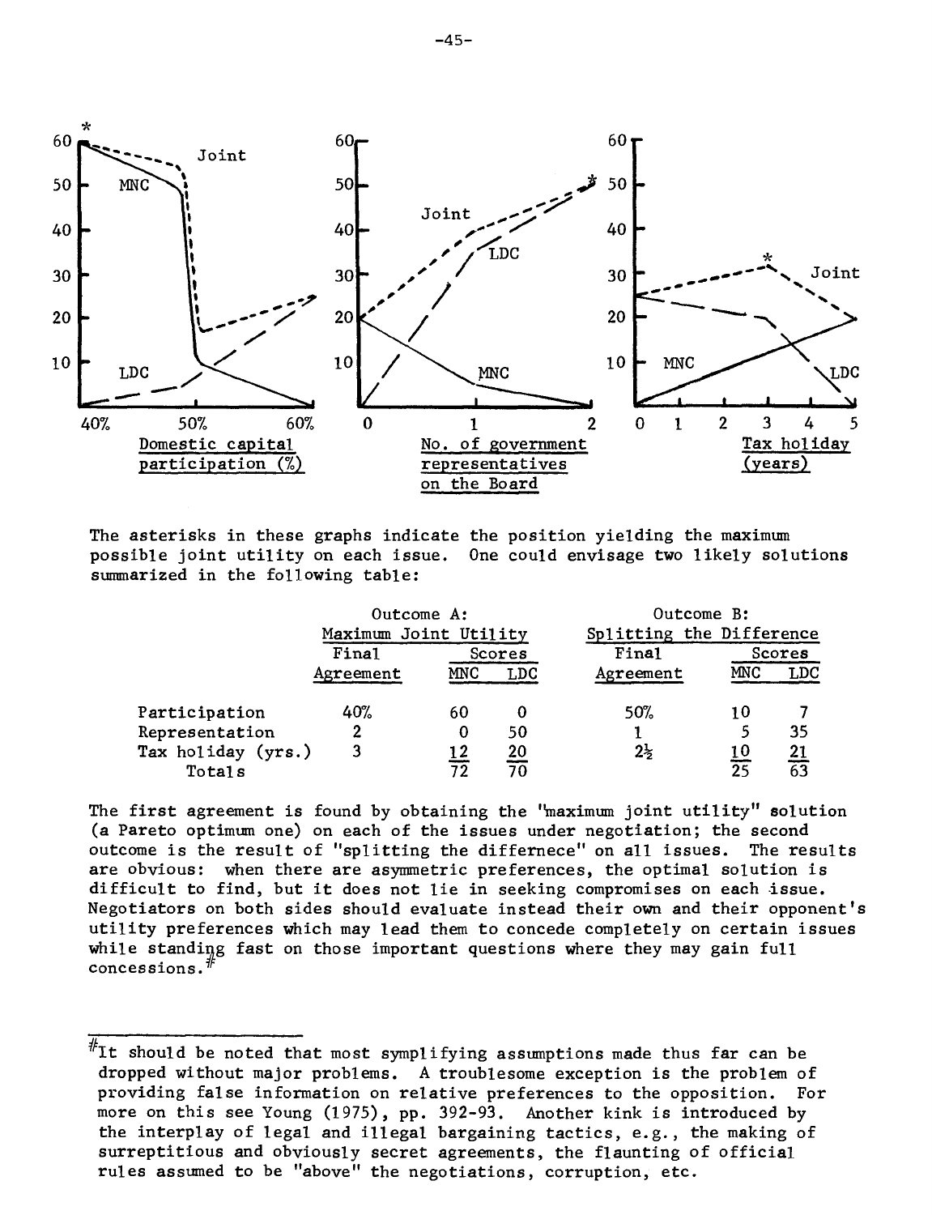The asterisks in these graphs indicate the position yielding the maximum possible joint utility on each issue. One could envisage two likely solutions summarized in the following table:

| | Outcome A: Maximum Joint Utility | | | Outcome B: Splitting the Difference | | |
|---|---|---|---|---|---|---|
| | Final Agreement | Scores MNC | Scores LDC | Final Agreement | Scores MNC | Scores LDC |
| Participation | 40% | 60 | 0 | 50% | 10 | 7 |
| Representation | 2 | 0 | 50 | 1 | 5 | 35 |
| Tax holiday (yrs.) | 3 | 12 | 20 | 2½ | 10 | 21 |
| Totals | | 72 | 70 | | 25 | 63 |

The first agreement is found by obtaining the "maximum joint utility" solution (a Pareto optimum one) on each of the issues under negotiation; the second outcome is the result of "splitting the differnece" on all issues. The results are obvious: when there are asymmetric preferences, the optimal solution is difficult to find, but it does not lie in seeking compromises on each issue. Negotiators on both sides should evaluate instead their own and their opponent's utility preferences which may lead them to concede completely on certain issues while standing fast on those important questions where they may gain full concessions.#

---

#It should be noted that most symplifying assumptions made thus far can be dropped without major problems. A troublesome exception is the problem of providing false information on relative preferences to the opposition. For more on this see Young (1975), pp. 392-93. Another kink is introduced by the interplay of legal and illegal bargaining tactics, e.g., the making of surreptitious and obviously secret agreements, the flaunting of official rules assumed to be "above" the negotiations, corruption, etc.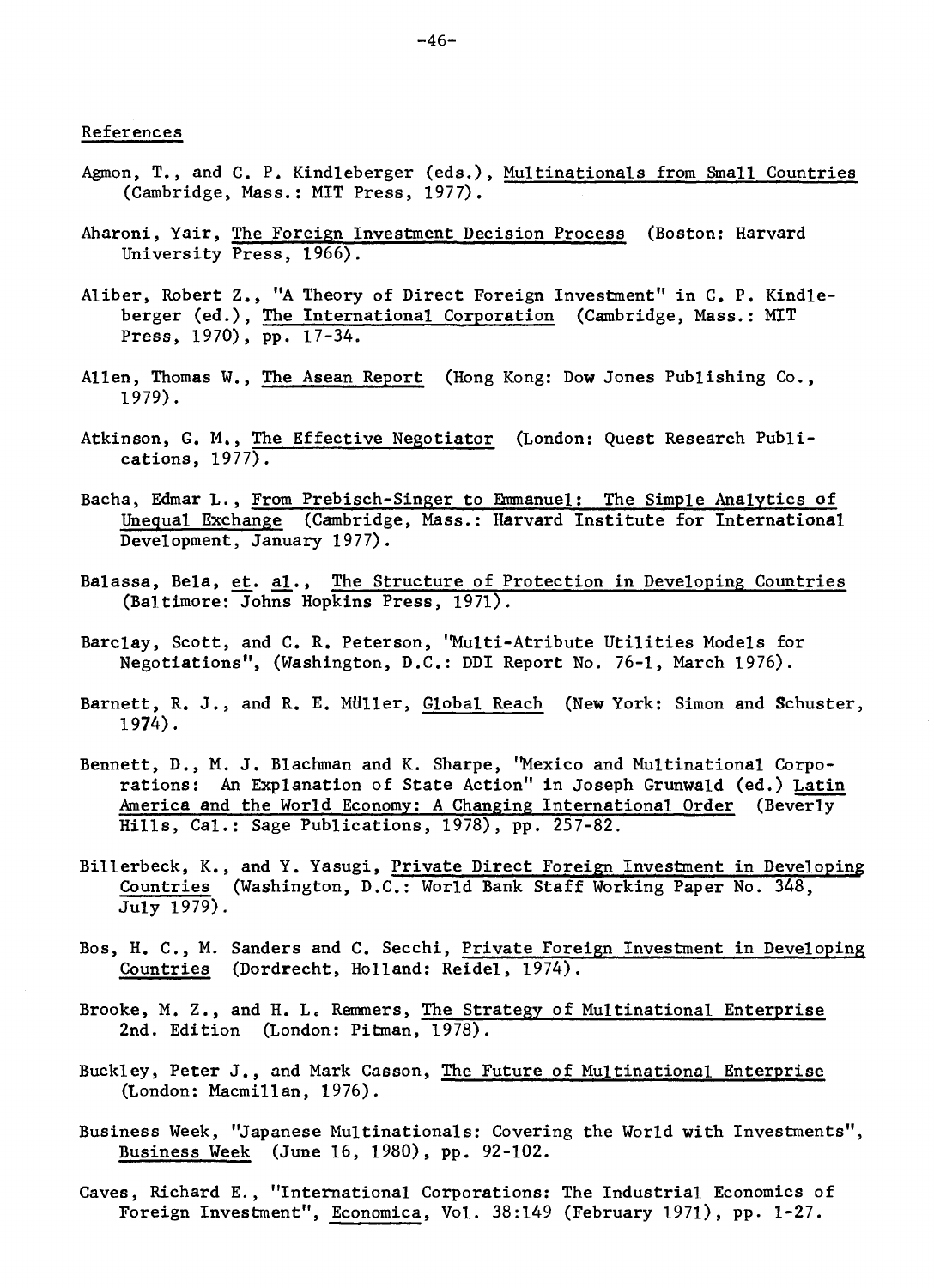References

Agmon, T., and C. P. Kindleberger (eds.), Multinationals from Small Countries (Cambridge, Mass.: MIT Press, 1977).

Aharoni, Yair, The Foreign Investment Decision Process (Boston: Harvard University Press, 1966).

Aliber, Robert Z., "A Theory of Direct Foreign Investment" in C. P. Kindleberger (ed.), The International Corporation (Cambridge, Mass.: MIT Press, 1970), pp. 17-34.

Allen, Thomas W., The Asean Report (Hong Kong: Dow Jones Publishing Co., 1979).

Atkinson, G. M., The Effective Negotiator (London: Quest Research Publications, 1977).

Bacha, Edmar L., From Prebisch-Singer to Emmanuel: The Simple Analytics of Unequal Exchange (Cambridge, Mass.: Harvard Institute for International Development, January 1977).

Balassa, Bela, et. al., The Structure of Protection in Developing Countries (Baltimore: Johns Hopkins Press, 1971).

Barclay, Scott, and C. R. Peterson, "Multi-Atribute Utilities Models for Negotiations", (Washington, D.C.: DDI Report No. 76-1, March 1976).

Barnett, R. J., and R. E. Müller, Global Reach (New York: Simon and Schuster, 1974).

Bennett, D., M. J. Blachman and K. Sharpe, "Mexico and Multinational Corporations: An Explanation of State Action" in Joseph Grunwald (ed.) Latin America and the World Economy: A Changing International Order (Beverly Hills, Cal.: Sage Publications, 1978), pp. 257-82.

Billerbeck, K., and Y. Yasugi, Private Direct Foreign Investment in Developing Countries (Washington, D.C.: World Bank Staff Working Paper No. 348, July 1979).

Bos, H. C., M. Sanders and C. Secchi, Private Foreign Investment in Developing Countries (Dordrecht, Holland: Reidel, 1974).

Brooke, M. Z., and H. L. Remmers, The Strategy of Multinational Enterprise 2nd. Edition (London: Pitman, 1978).

Buckley, Peter J., and Mark Casson, The Future of Multinational Enterprise (London: Macmillan, 1976).

Business Week, "Japanese Multinationals: Covering the World with Investments", Business Week (June 16, 1980), pp. 92-102.

Caves, Richard E., "International Corporations: The Industrial Economics of Foreign Investment", Economica, Vol. 38:149 (February 1971), pp. 1-27.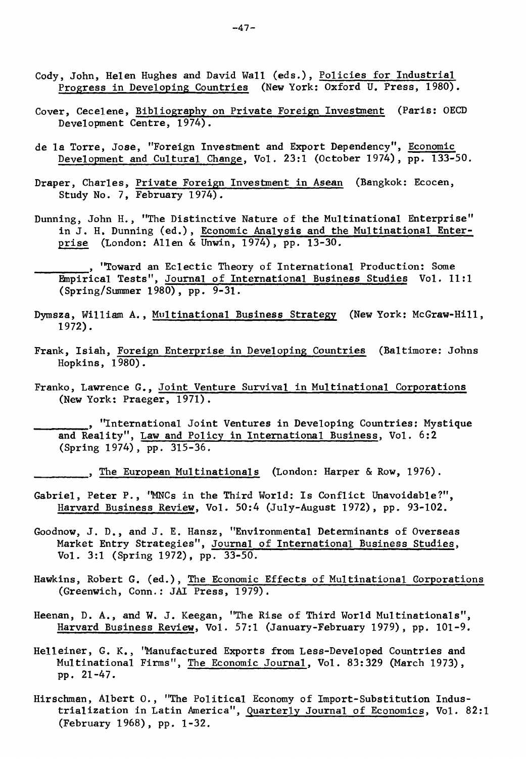Cody, John, Helen Hughes and David Wall (eds.), Policies for Industrial Progress in Developing Countries (New York: Oxford U. Press, 1980).

Cover, Cecelene, Bibliography on Private Foreign Investment (Paris: OECD Development Centre, 1974).

de la Torre, Jose, "Foreign Investment and Export Dependency", Economic Development and Cultural Change, Vol. 23:1 (October 1974), pp. 133-50.

Draper, Charles, Private Foreign Investment in Asean (Bangkok: Ecocen, Study No. 7, February 1974).

Dunning, John H., "The Distinctive Nature of the Multinational Enterprise" in J. H. Dunning (ed.), Economic Analysis and the Multinational Enterprise (London: Allen & Unwin, 1974), pp. 13-30.

________, "Toward an Eclectic Theory of International Production: Some Empirical Tests", Journal of International Business Studies Vol. 11:1 (Spring/Summer 1980), pp. 9-31.

Dymsza, William A., Multinational Business Strategy (New York: McGraw-Hill, 1972).

Frank, Isiah, Foreign Enterprise in Developing Countries (Baltimore: Johns Hopkins, 1980).

Franko, Lawrence G., Joint Venture Survival in Multinational Corporations (New York: Praeger, 1971).

________, "International Joint Ventures in Developing Countries: Mystique and Reality", Law and Policy in International Business, Vol. 6:2 (Spring 1974), pp. 315-36.

________, The European Multinationals (London: Harper & Row, 1976).

Gabriel, Peter P., "MNCs in the Third World: Is Conflict Unavoidable?", Harvard Business Review, Vol. 50:4 (July-August 1972), pp. 93-102.

Goodnow, J. D., and J. E. Hansz, "Environmental Determinants of Overseas Market Entry Strategies", Journal of International Business Studies, Vol. 3:1 (Spring 1972), pp. 33-50.

Hawkins, Robert G. (ed.), The Economic Effects of Multinational Corporations (Greenwich, Conn.: JAI Press, 1979).

Heenan, D. A., and W. J. Keegan, "The Rise of Third World Multinationals", Harvard Business Review, Vol. 57:1 (January-February 1979), pp. 101-9.

Helleiner, G. K., "Manufactured Exports from Less-Developed Countries and Multinational Firms", The Economic Journal, Vol. 83:329 (March 1973), pp. 21-47.

Hirschman, Albert O., "The Political Economy of Import-Substitution Industrialization in Latin America", Quarterly Journal of Economics, Vol. 82:1 (February 1968), pp. 1-32.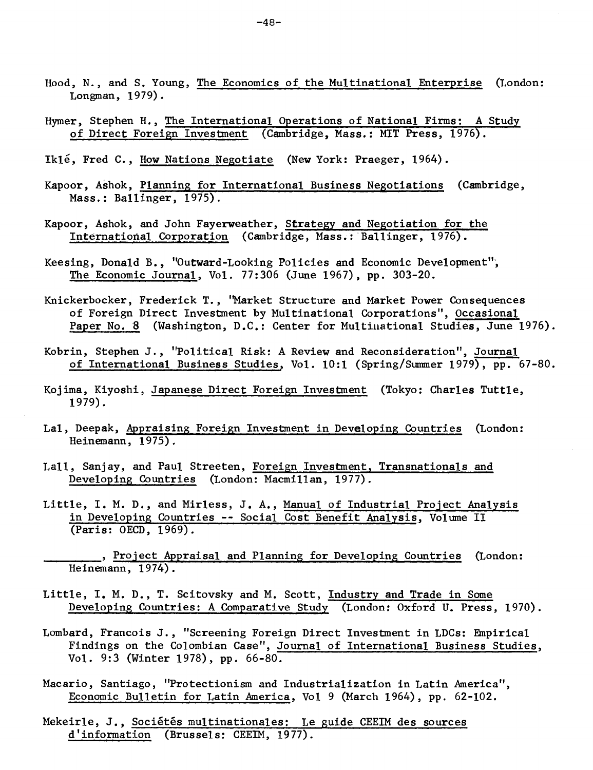Hood, N., and S. Young, The Economics of the Multinational Enterprise (London: Longman, 1979).

Hymer, Stephen H., The International Operations of National Firms: A Study of Direct Foreign Investment (Cambridge, Mass.: MIT Press, 1976).

Iklé, Fred C., How Nations Negotiate (New York: Praeger, 1964).

Kapoor, Ashok, Planning for International Business Negotiations (Cambridge, Mass.: Ballinger, 1975).

Kapoor, Ashok, and John Fayerweather, Strategy and Negotiation for the International Corporation (Cambridge, Mass.: Ballinger, 1976).

Keesing, Donald B., "Outward-Looking Policies and Economic Development", The Economic Journal, Vol. 77:306 (June 1967), pp. 303-20.

Knickerbocker, Frederick T., "Market Structure and Market Power Consequences of Foreign Direct Investment by Multinational Corporations", Occasional Paper No. 8 (Washington, D.C.: Center for Multinational Studies, June 1976).

Kobrin, Stephen J., "Political Risk: A Review and Reconsideration", Journal of International Business Studies, Vol. 10:1 (Spring/Summer 1979), pp. 67-80.

Kojima, Kiyoshi, Japanese Direct Foreign Investment (Tokyo: Charles Tuttle, 1979).

Lal, Deepak, Appraising Foreign Investment in Developing Countries (London: Heinemann, 1975).

Lall, Sanjay, and Paul Streeten, Foreign Investment, Transnationals and Developing Countries (London: Macmillan, 1977).

Little, I. M. D., and Mirless, J. A., Manual of Industrial Project Analysis in Developing Countries -- Social Cost Benefit Analysis, Volume II (Paris: OECD, 1969).

________, Project Appraisal and Planning for Developing Countries (London: Heinemann, 1974).

Little, I. M. D., T. Scitovsky and M. Scott, Industry and Trade in Some Developing Countries: A Comparative Study (London: Oxford U. Press, 1970).

Lombard, Francois J., "Screening Foreign Direct Investment in LDCs: Empirical Findings on the Colombian Case", Journal of International Business Studies, Vol. 9:3 (Winter 1978), pp. 66-80.

Macario, Santiago, "Protectionism and Industrialization in Latin America", Economic Bulletin for Latin America, Vol 9 (March 1964), pp. 62-102.

Mekeirle, J., Sociétés multinationales: Le guide CEEIM des sources d'information (Brussels: CEEIM, 1977).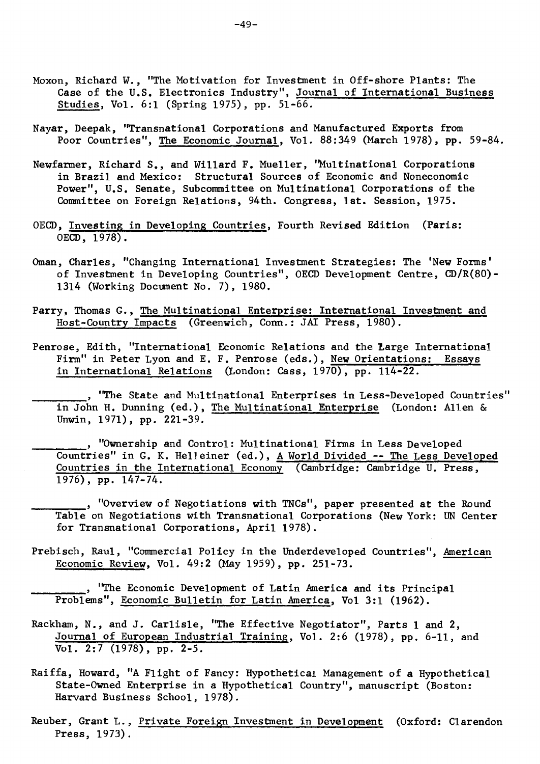Moxon, Richard W., "The Motivation for Investment in Off-shore Plants: The Case of the U.S. Electronics Industry", Journal of International Business Studies, Vol. 6:1 (Spring 1975), pp. 51-66.

Nayar, Deepak, "Transnational Corporations and Manufactured Exports from Poor Countries", The Economic Journal, Vol. 88:349 (March 1978), pp. 59-84.

Newfarmer, Richard S., and Willard F. Mueller, "Multinational Corporations in Brazil and Mexico: Structural Sources of Economic and Noneconomic Power", U.S. Senate, Subcommittee on Multinational Corporations of the Committee on Foreign Relations, 94th. Congress, 1st. Session, 1975.

OECD, Investing in Developing Countries, Fourth Revised Edition (Paris: OECD, 1978).

Oman, Charles, "Changing International Investment Strategies: The 'New Forms' of Investment in Developing Countries", OECD Development Centre, CD/R(80)-1314 (Working Document No. 7), 1980.

Parry, Thomas G., The Multinational Enterprise: International Investment and Host-Country Impacts (Greenwich, Conn.: JAI Press, 1980).

Penrose, Edith, "International Economic Relations and the Large International Firm" in Peter Lyon and E. F. Penrose (eds.), New Orientations: Essays in International Relations (London: Cass, 1970), pp. 114-22.

________, "The State and Multinational Enterprises in Less-Developed Countries" in John H. Dunning (ed.), The Multinational Enterprise (London: Allen & Unwin, 1971), pp. 221-39.

________, "Ownership and Control: Multinational Firms in Less Developed Countries" in G. K. Helleiner (ed.), A World Divided -- The Less Developed Countries in the International Economy (Cambridge: Cambridge U. Press, 1976), pp. 147-74.

________, "Overview of Negotiations with TNCs", paper presented at the Round Table on Negotiations with Transnational Corporations (New York: UN Center for Transnational Corporations, April 1978).

Prebisch, Raul, "Commercial Policy in the Underdeveloped Countries", American Economic Review, Vol. 49:2 (May 1959), pp. 251-73.

________, "The Economic Development of Latin America and its Principal Problems", Economic Bulletin for Latin America, Vol 3:1 (1962).

Rackham, N., and J. Carlisle, "The Effective Negotiator", Parts 1 and 2, Journal of European Industrial Training, Vol. 2:6 (1978), pp. 6-11, and Vol. 2:7 (1978), pp. 2-5.

Raiffa, Howard, "A Flight of Fancy: Hypothetical Management of a Hypothetical State-Owned Enterprise in a Hypothetical Country", manuscript (Boston: Harvard Business School, 1978).

Reuber, Grant L., Private Foreign Investment in Development (Oxford: Clarendon Press, 1973).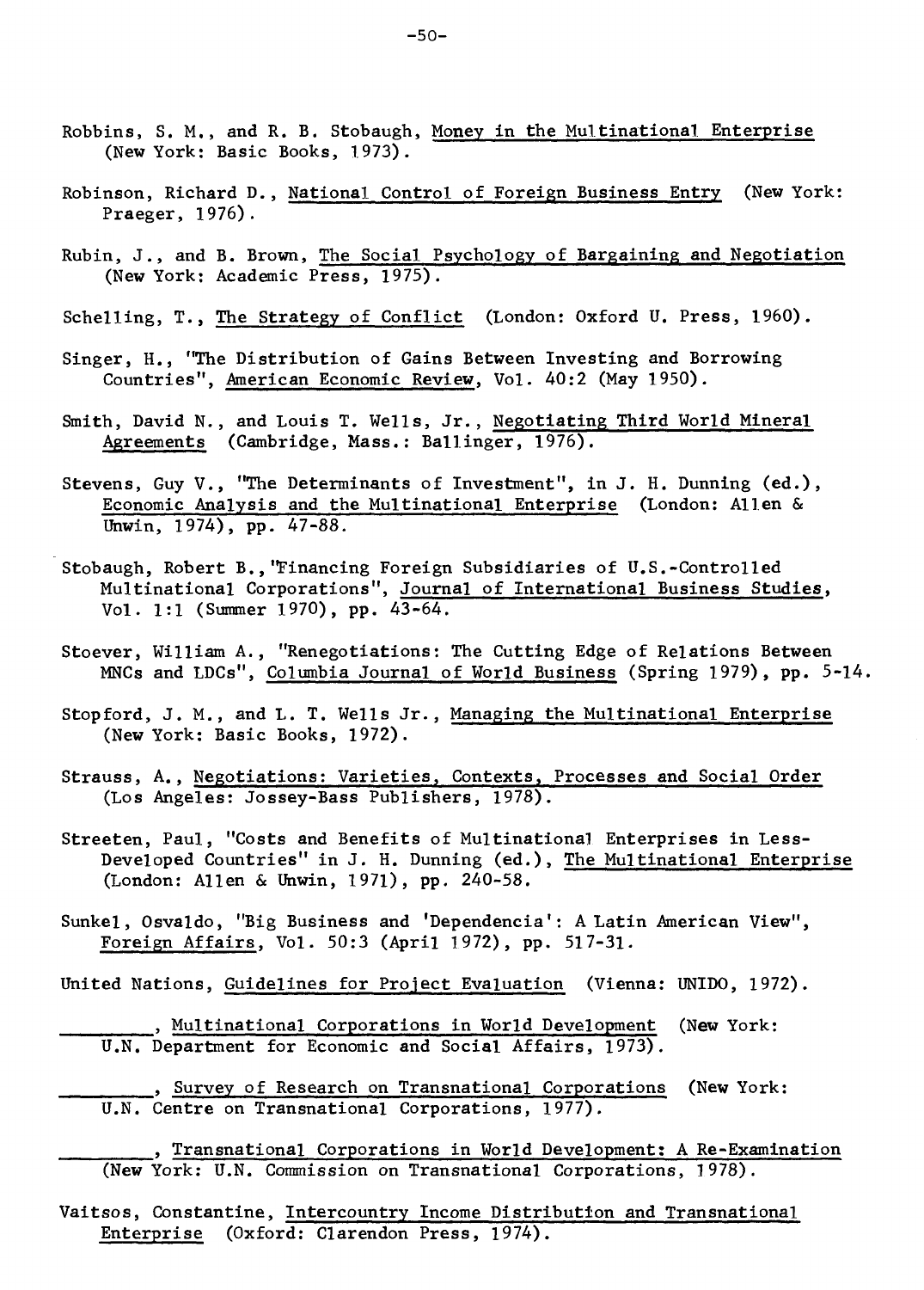Robbins, S. M., and R. B. Stobaugh, Money in the Multinational Enterprise (New York: Basic Books, 1973).

Robinson, Richard D., National Control of Foreign Business Entry (New York: Praeger, 1976).

Rubin, J., and B. Brown, The Social Psychology of Bargaining and Negotiation (New York: Academic Press, 1975).

Schelling, T., The Strategy of Conflict (London: Oxford U. Press, 1960).

Singer, H., "The Distribution of Gains Between Investing and Borrowing Countries", American Economic Review, Vol. 40:2 (May 1950).

Smith, David N., and Louis T. Wells, Jr., Negotiating Third World Mineral Agreements (Cambridge, Mass.: Ballinger, 1976).

Stevens, Guy V., "The Determinants of Investment", in J. H. Dunning (ed.), Economic Analysis and the Multinational Enterprise (London: Allen & Unwin, 1974), pp. 47-88.

Stobaugh, Robert B., "Financing Foreign Subsidiaries of U.S.-Controlled Multinational Corporations", Journal of International Business Studies, Vol. 1:1 (Summer 1970), pp. 43-64.

Stoever, William A., "Renegotiations: The Cutting Edge of Relations Between MNCs and LDCs", Columbia Journal of World Business (Spring 1979), pp. 5-14.

Stopford, J. M., and L. T. Wells Jr., Managing the Multinational Enterprise (New York: Basic Books, 1972).

Strauss, A., Negotiations: Varieties, Contexts, Processes and Social Order (Los Angeles: Jossey-Bass Publishers, 1978).

Streeten, Paul, "Costs and Benefits of Multinational Enterprises in Less-Developed Countries" in J. H. Dunning (ed.), The Multinational Enterprise (London: Allen & Unwin, 1971), pp. 240-58.

Sunkel, Osvaldo, "Big Business and 'Dependencia': A Latin American View", Foreign Affairs, Vol. 50:3 (April 1972), pp. 517-31.

United Nations, Guidelines for Project Evaluation (Vienna: UNIDO, 1972).

________, Multinational Corporations in World Development (New York: U.N. Department for Economic and Social Affairs, 1973).

________, Survey of Research on Transnational Corporations (New York: U.N. Centre on Transnational Corporations, 1977).

________, Transnational Corporations in World Development: A Re-Examination (New York: U.N. Commission on Transnational Corporations, 1978).

Vaitsos, Constantine, Intercountry Income Distribution and Transnational Enterprise (Oxford: Clarendon Press, 1974).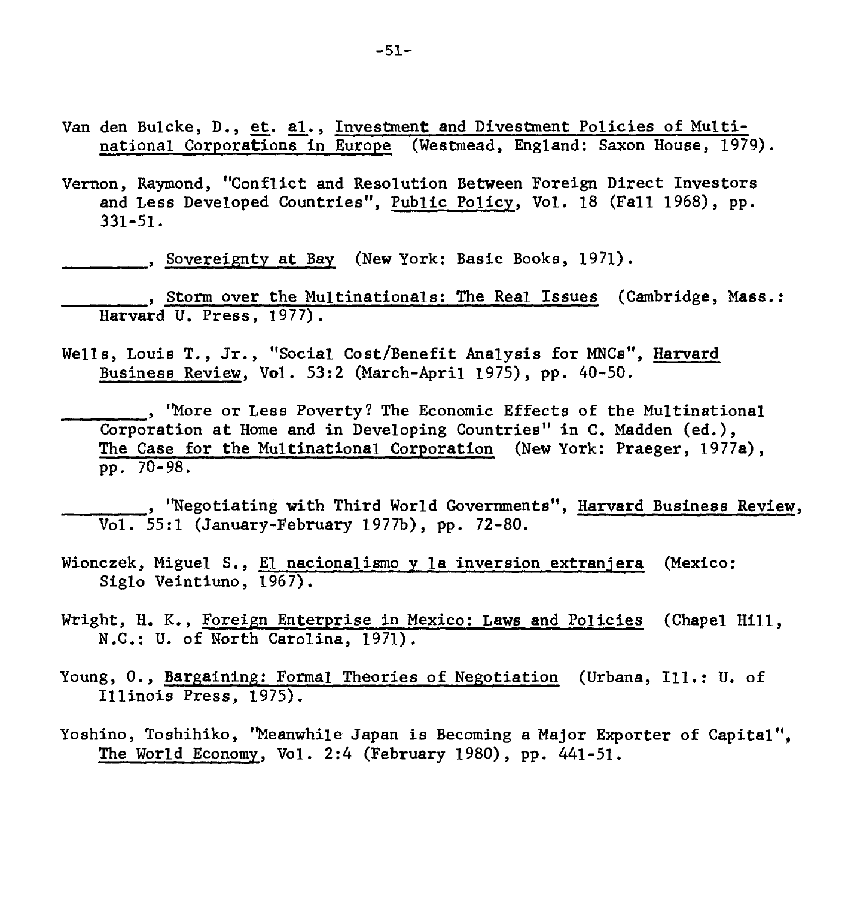Van den Bulcke, D., et. al., Investment and Divestment Policies of Multinational Corporations in Europe (Westmead, England: Saxon House, 1979).

Vernon, Raymond, "Conflict and Resolution Between Foreign Direct Investors and Less Developed Countries", Public Policy, Vol. 18 (Fall 1968), pp. 331-51.

________, Sovereignty at Bay (New York: Basic Books, 1971).

________, Storm over the Multinationals: The Real Issues (Cambridge, Mass.: Harvard U. Press, 1977).

Wells, Louis T., Jr., "Social Cost/Benefit Analysis for MNCs", Harvard Business Review, Vol. 53:2 (March-April 1975), pp. 40-50.

________, "More or Less Poverty? The Economic Effects of the Multinational Corporation at Home and in Developing Countries" in C. Madden (ed.), The Case for the Multinational Corporation (New York: Praeger, 1977a), pp. 70-98.

________, "Negotiating with Third World Governments", Harvard Business Review, Vol. 55:1 (January-February 1977b), pp. 72-80.

Wionczek, Miguel S., El nacionalismo y la inversion extranjera (Mexico: Siglo Veintiuno, 1967).

Wright, H. K., Foreign Enterprise in Mexico: Laws and Policies (Chapel Hill, N.C.: U. of North Carolina, 1971).

Young, O., Bargaining: Formal Theories of Negotiation (Urbana, Ill.: U. of Illinois Press, 1975).

Yoshino, Toshihiko, "Meanwhile Japan is Becoming a Major Exporter of Capital", The World Economy, Vol. 2:4 (February 1980), pp. 441-51.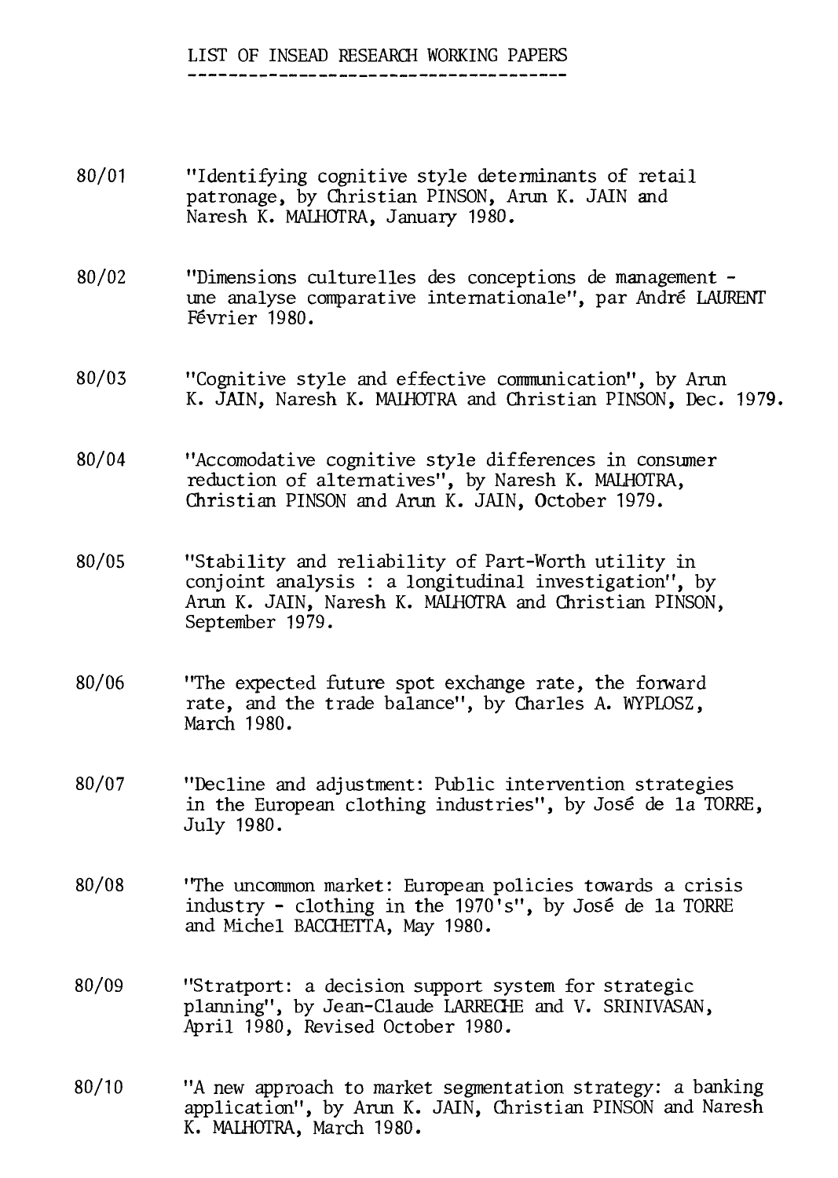# LIST OF INSEAD RESEARCH WORKING PAPERS

80/01 "Identifying cognitive style determinants of retail patronage, by Christian PINSON, Arun K. JAIN and Naresh K. MALHOTRA, January 1980.

80/02 "Dimensions culturelles des conceptions de management - une analyse comparative internationale", par André LAURENT Février 1980.

80/03 "Cognitive style and effective communication", by Arun K. JAIN, Naresh K. MALHOTRA and Christian PINSON, Dec. 1979.

80/04 "Accomodative cognitive style differences in consumer reduction of alternatives", by Naresh K. MALHOTRA, Christian PINSON and Arun K. JAIN, October 1979.

80/05 "Stability and reliability of Part-Worth utility in conjoint analysis : a longitudinal investigation", by Arun K. JAIN, Naresh K. MALHOTRA and Christian PINSON, September 1979.

80/06 "The expected future spot exchange rate, the forward rate, and the trade balance", by Charles A. WYPLOSZ, March 1980.

80/07 "Decline and adjustment: Public intervention strategies in the European clothing industries", by José de la TORRE, July 1980.

80/08 "The uncommon market: European policies towards a crisis industry - clothing in the 1970's", by José de la TORRE and Michel BACCHETTA, May 1980.

80/09 "Stratport: a decision support system for strategic planning", by Jean-Claude LARRECHE and V. SRINIVASAN, April 1980, Revised October 1980.

80/10 "A new approach to market segmentation strategy: a banking application", by Arun K. JAIN, Christian PINSON and Naresh K. MALHOTRA, March 1980.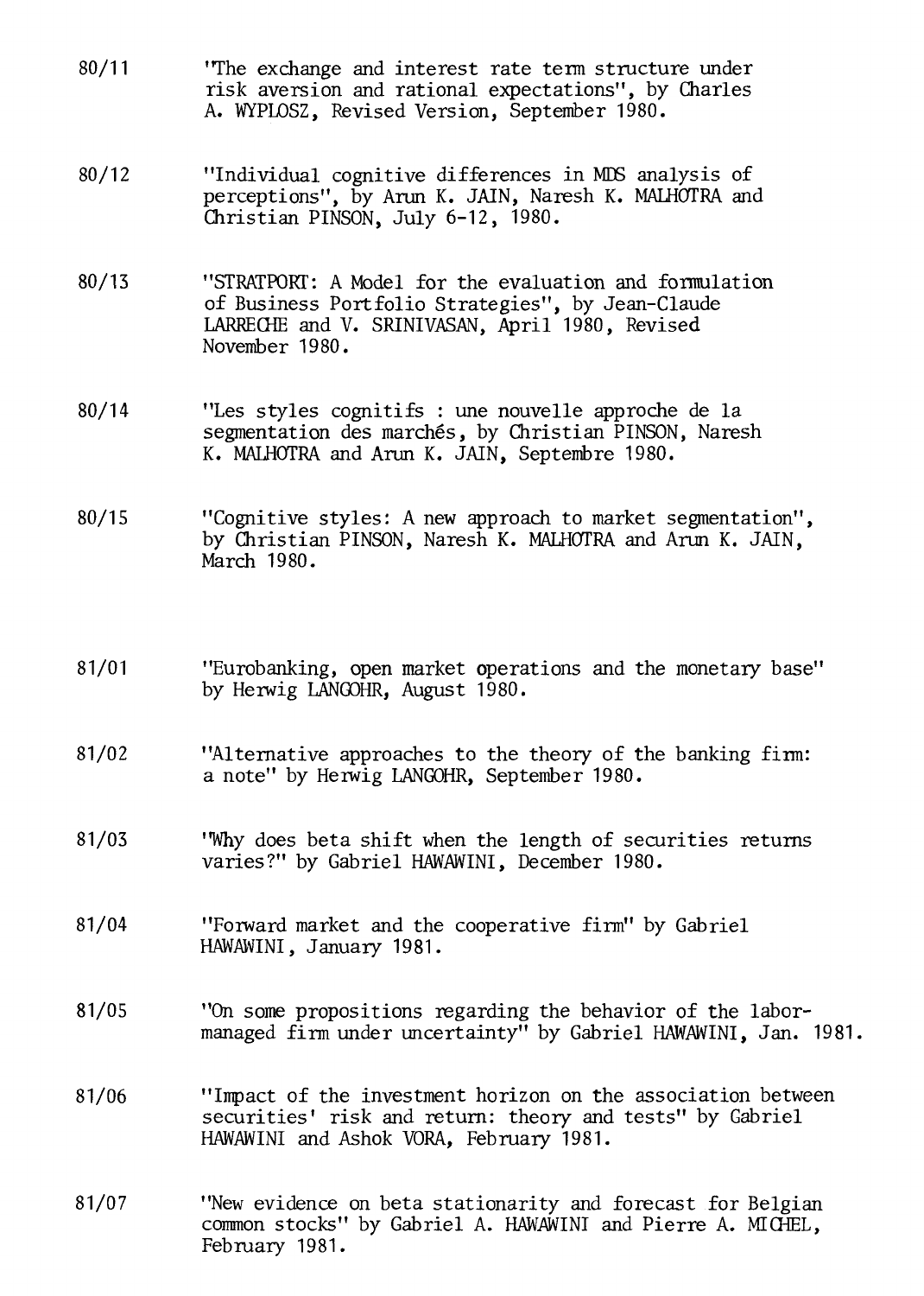80/11 "The exchange and interest rate term structure under risk aversion and rational expectations", by Charles A. WYPLOSZ, Revised Version, September 1980.

80/12 "Individual cognitive differences in MDS analysis of perceptions", by Arun K. JAIN, Naresh K. MALHOTRA and Christian PINSON, July 6-12, 1980.

80/13 "STRATPORT: A Model for the evaluation and formulation of Business Portfolio Strategies", by Jean-Claude LARRECHE and V. SRINIVASAN, April 1980, Revised November 1980.

80/14 "Les styles cognitifs : une nouvelle approche de la segmentation des marchés, by Christian PINSON, Naresh K. MALHOTRA and Arun K. JAIN, Septembre 1980.

80/15 "Cognitive styles: A new approach to market segmentation", by Christian PINSON, Naresh K. MALHOTRA and Arun K. JAIN, March 1980.

81/01 "Eurobanking, open market operations and the monetary base" by Herwig LANGOHR, August 1980.

81/02 "Alternative approaches to the theory of the banking firm: a note" by Herwig LANGOHR, September 1980.

81/03 "Why does beta shift when the length of securities returns varies?" by Gabriel HAWAWINI, December 1980.

81/04 "Forward market and the cooperative firm" by Gabriel HAWAWINI, January 1981.

81/05 "On some propositions regarding the behavior of the labor-managed firm under uncertainty" by Gabriel HAWAWINI, Jan. 1981.

81/06 "Impact of the investment horizon on the association between securities' risk and return: theory and tests" by Gabriel HAWAWINI and Ashok VORA, February 1981.

81/07 "New evidence on beta stationarity and forecast for Belgian common stocks" by Gabriel A. HAWAWINI and Pierre A. MICHEL, February 1981.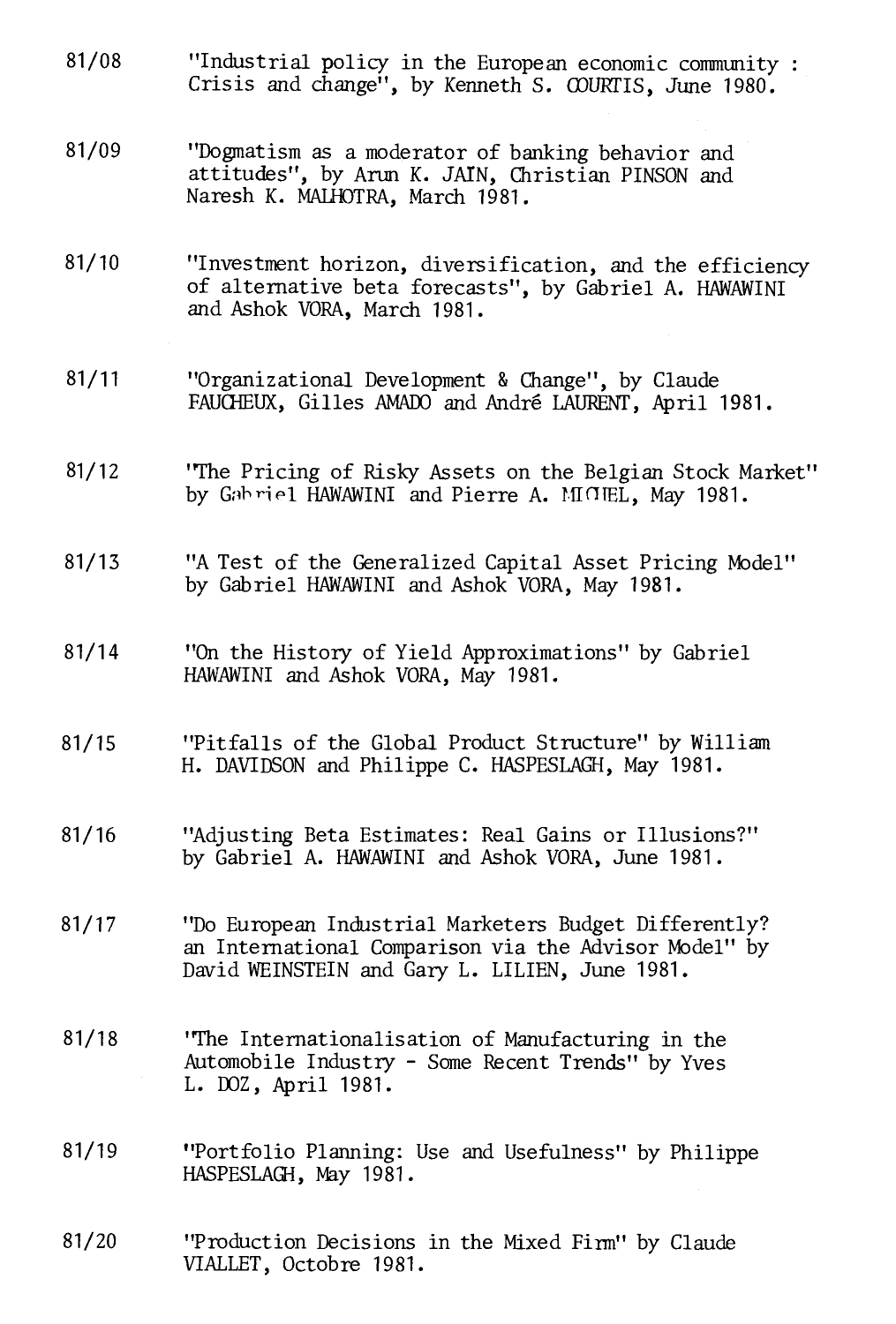81/08 "Industrial policy in the European economic community : Crisis and change", by Kenneth S. COURTIS, June 1980.

81/09 "Dogmatism as a moderator of banking behavior and attitudes", by Arun K. JAIN, Christian PINSON and Naresh K. MALHOTRA, March 1981.

81/10 "Investment horizon, diversification, and the efficiency of alternative beta forecasts", by Gabriel A. HAWAWINI and Ashok VORA, March 1981.

81/11 "Organizational Development & Change", by Claude FAUCHEUX, Gilles AMADO and André LAURENT, April 1981.

81/12 "The Pricing of Risky Assets on the Belgian Stock Market" by Gabriel HAWAWINI and Pierre A. MICHEL, May 1981.

81/13 "A Test of the Generalized Capital Asset Pricing Model" by Gabriel HAWAWINI and Ashok VORA, May 1981.

81/14 "On the History of Yield Approximations" by Gabriel HAWAWINI and Ashok VORA, May 1981.

81/15 "Pitfalls of the Global Product Structure" by William H. DAVIDSON and Philippe C. HASPESLAGH, May 1981.

81/16 "Adjusting Beta Estimates: Real Gains or Illusions?" by Gabriel A. HAWAWINI and Ashok VORA, June 1981.

81/17 "Do European Industrial Marketers Budget Differently? an International Comparison via the Advisor Model" by David WEINSTEIN and Gary L. LILIEN, June 1981.

81/18 "The Internationalisation of Manufacturing in the Automobile Industry - Some Recent Trends" by Yves L. DOZ, April 1981.

81/19 "Portfolio Planning: Use and Usefulness" by Philippe HASPESLAGH, May 1981.

81/20 "Production Decisions in the Mixed Firm" by Claude VIALLET, Octobre 1981.